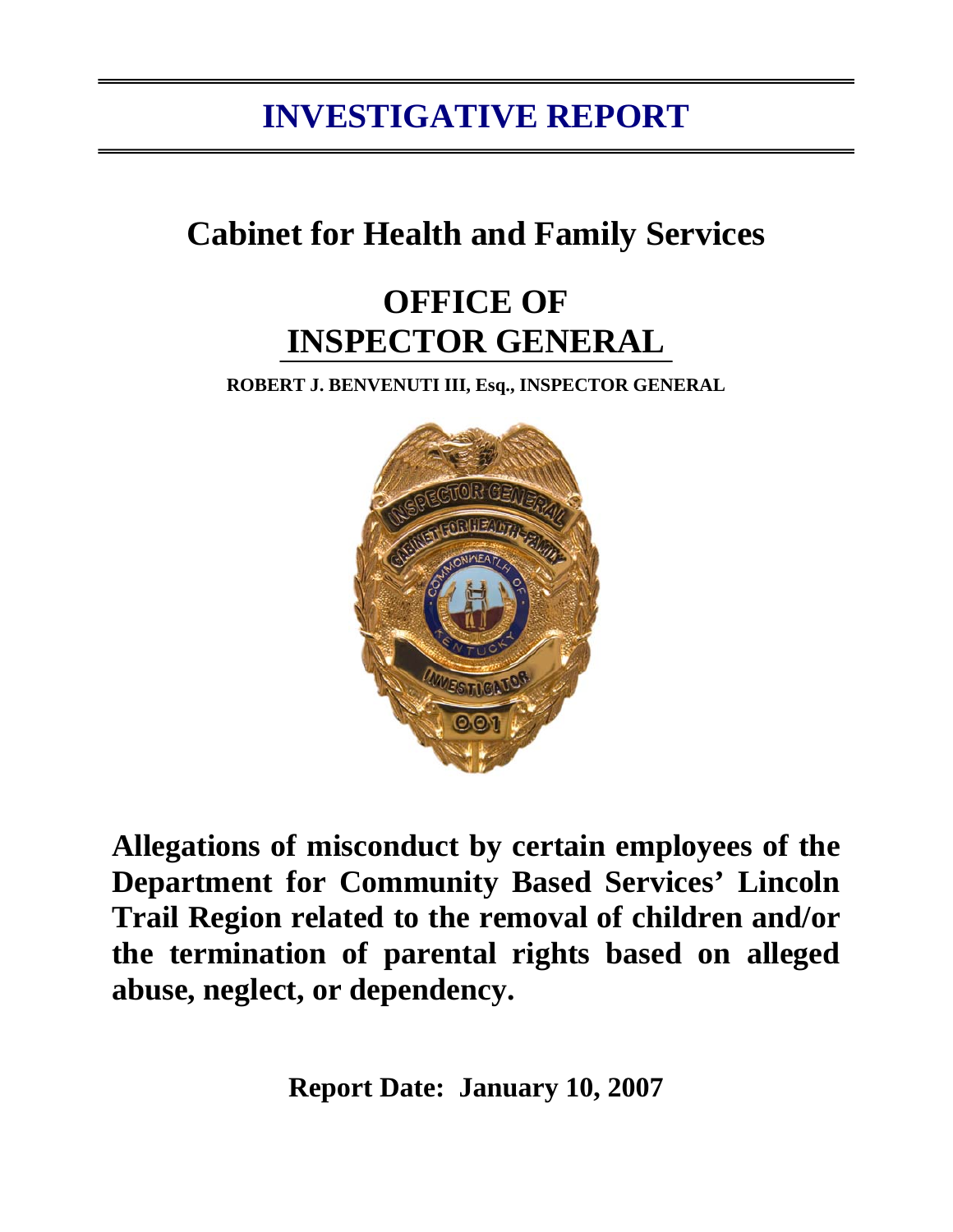# INVESTIGATIVE REPORT

## Cabinet for Health and Family Services

## OFFICE OF INSPECTOR GENERAL

**ROBERT J. BENVENUTI III, Esq., INSPECTOR GENERAL**

**Allegations of misconduct by certain employees of the Department for Community Based Services' Lincoln Trail Region related to the removal of children and/or the termination of parental rights based on alleged abuse, neglect, or dependency.**

**Report Date: January 10, 2007**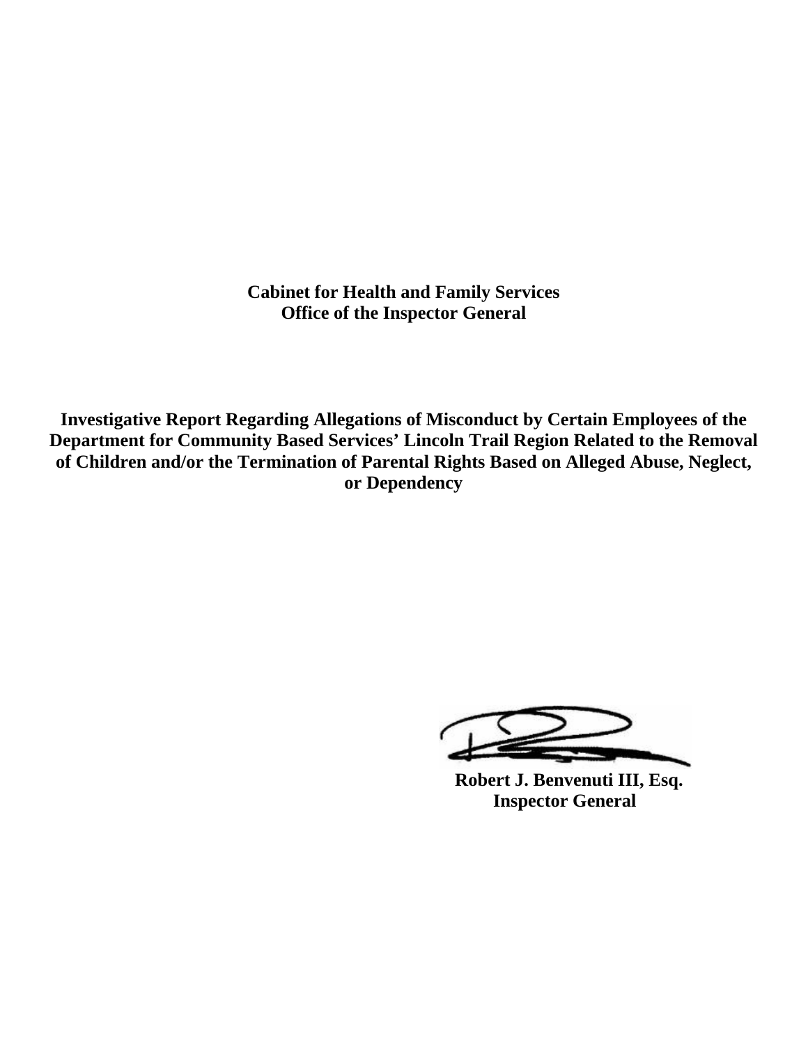**Cabinet for Health and Family Services**
**Office of the Inspector General**

# Investigative Report Regarding Allegations of Misconduct by Certain Employees of the Department for Community Based Services' Lincoln Trail Region Related to the Removal of Children and/or the Termination of Parental Rights Based on Alleged Abuse, Neglect, or Dependency

**Robert J. Benvenuti III, Esq.**
**Inspector General**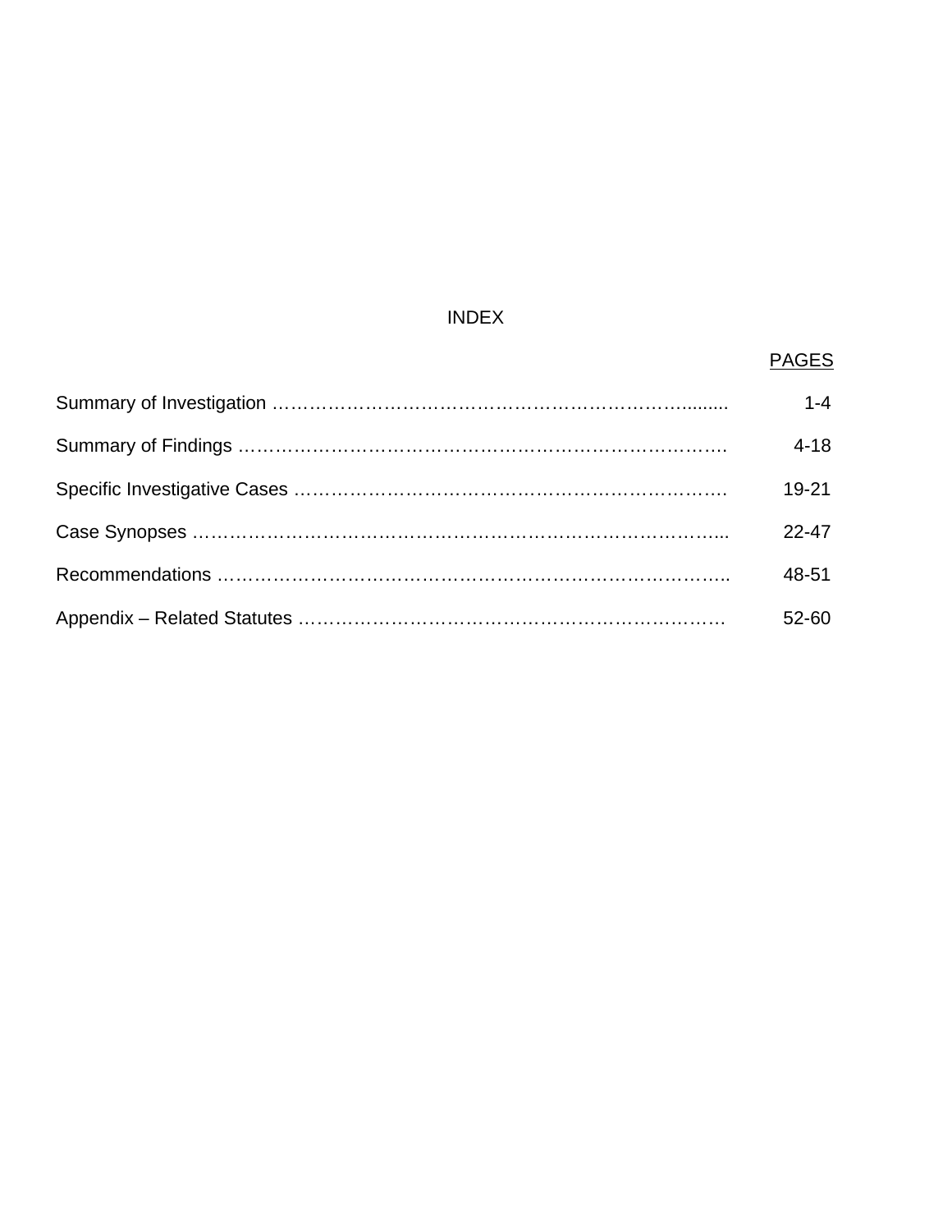# INDEX

| | PAGES |
|---|---|
| Summary of Investigation | 1-4 |
| Summary of Findings | 4-18 |
| Specific Investigative Cases | 19-21 |
| Case Synopses | 22-47 |
| Recommendations | 48-51 |
| Appendix – Related Statutes | 52-60 |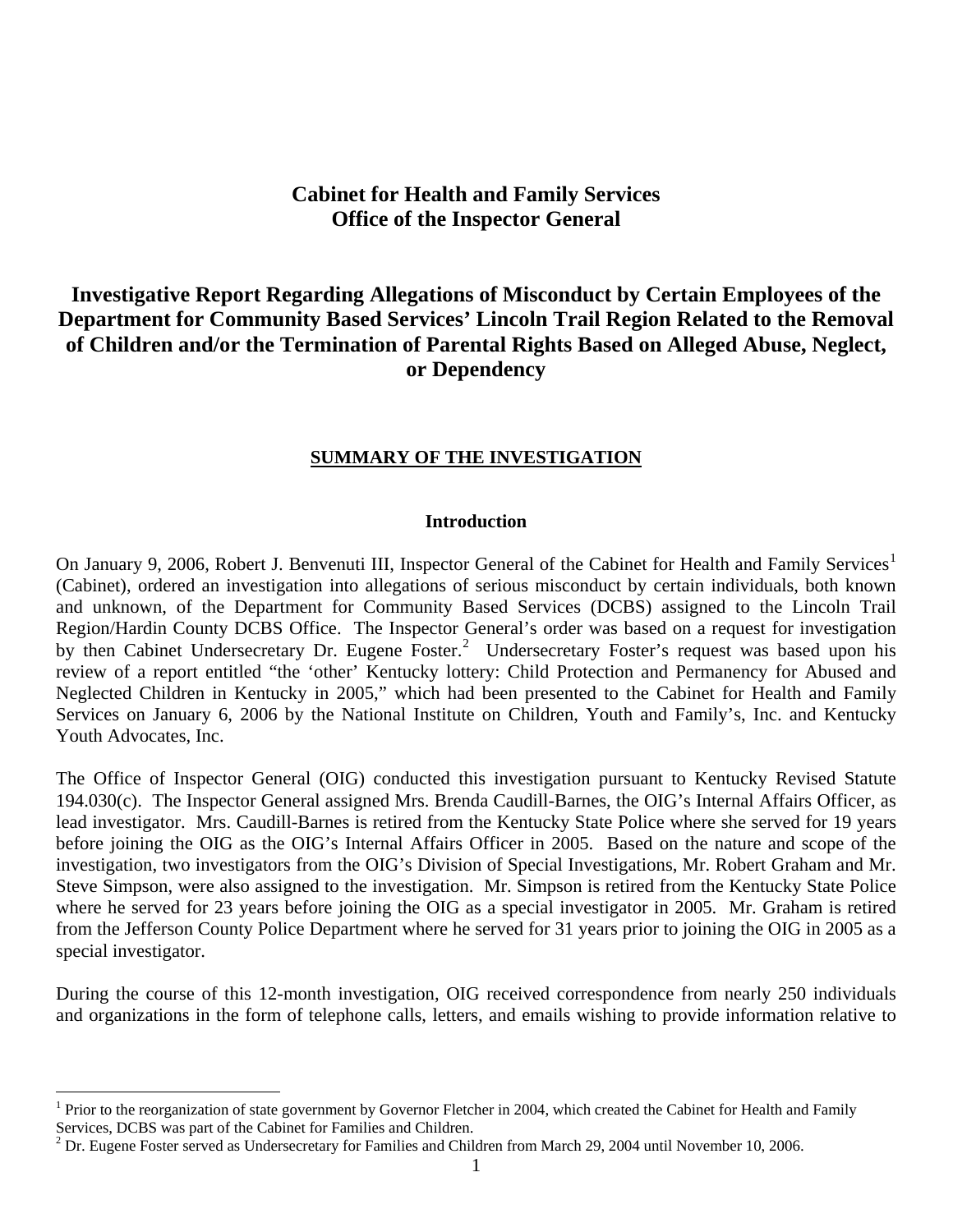# Cabinet for Health and Family Services
# Office of the Inspector General

## Investigative Report Regarding Allegations of Misconduct by Certain Employees of the Department for Community Based Services' Lincoln Trail Region Related to the Removal of Children and/or the Termination of Parental Rights Based on Alleged Abuse, Neglect, or Dependency

### SUMMARY OF THE INVESTIGATION

#### Introduction

On January 9, 2006, Robert J. Benvenuti III, Inspector General of the Cabinet for Health and Family Services[1] (Cabinet), ordered an investigation into allegations of serious misconduct by certain individuals, both known and unknown, of the Department for Community Based Services (DCBS) assigned to the Lincoln Trail Region/Hardin County DCBS Office. The Inspector General's order was based on a request for investigation by then Cabinet Undersecretary Dr. Eugene Foster.[2] Undersecretary Foster's request was based upon his review of a report entitled "the 'other' Kentucky lottery: Child Protection and Permanency for Abused and Neglected Children in Kentucky in 2005," which had been presented to the Cabinet for Health and Family Services on January 6, 2006 by the National Institute on Children, Youth and Family's, Inc. and Kentucky Youth Advocates, Inc.

The Office of Inspector General (OIG) conducted this investigation pursuant to Kentucky Revised Statute 194.030(c). The Inspector General assigned Mrs. Brenda Caudill-Barnes, the OIG's Internal Affairs Officer, as lead investigator. Mrs. Caudill-Barnes is retired from the Kentucky State Police where she served for 19 years before joining the OIG as the OIG's Internal Affairs Officer in 2005. Based on the nature and scope of the investigation, two investigators from the OIG's Division of Special Investigations, Mr. Robert Graham and Mr. Steve Simpson, were also assigned to the investigation. Mr. Simpson is retired from the Kentucky State Police where he served for 23 years before joining the OIG as a special investigator in 2005. Mr. Graham is retired from the Jefferson County Police Department where he served for 31 years prior to joining the OIG in 2005 as a special investigator.

During the course of this 12-month investigation, OIG received correspondence from nearly 250 individuals and organizations in the form of telephone calls, letters, and emails wishing to provide information relative to

---

[1] Prior to the reorganization of state government by Governor Fletcher in 2004, which created the Cabinet for Health and Family Services, DCBS was part of the Cabinet for Families and Children.

[2] Dr. Eugene Foster served as Undersecretary for Families and Children from March 29, 2004 until November 10, 2006.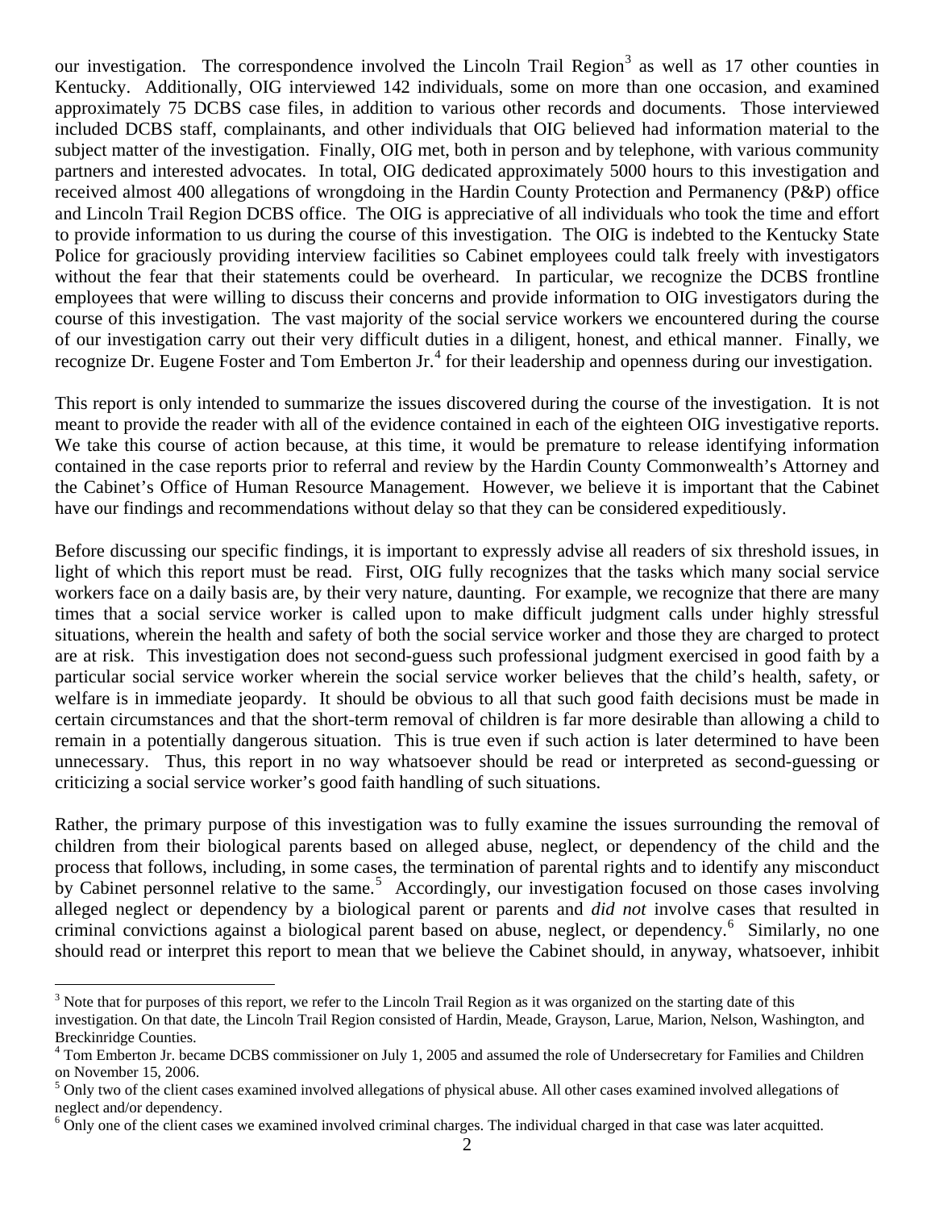our investigation. The correspondence involved the Lincoln Trail Region[3] as well as 17 other counties in Kentucky. Additionally, OIG interviewed 142 individuals, some on more than one occasion, and examined approximately 75 DCBS case files, in addition to various other records and documents. Those interviewed included DCBS staff, complainants, and other individuals that OIG believed had information material to the subject matter of the investigation. Finally, OIG met, both in person and by telephone, with various community partners and interested advocates. In total, OIG dedicated approximately 5000 hours to this investigation and received almost 400 allegations of wrongdoing in the Hardin County Protection and Permanency (P&P) office and Lincoln Trail Region DCBS office. The OIG is appreciative of all individuals who took the time and effort to provide information to us during the course of this investigation. The OIG is indebted to the Kentucky State Police for graciously providing interview facilities so Cabinet employees could talk freely with investigators without the fear that their statements could be overheard. In particular, we recognize the DCBS frontline employees that were willing to discuss their concerns and provide information to OIG investigators during the course of this investigation. The vast majority of the social service workers we encountered during the course of our investigation carry out their very difficult duties in a diligent, honest, and ethical manner. Finally, we recognize Dr. Eugene Foster and Tom Emberton Jr.[4] for their leadership and openness during our investigation.

This report is only intended to summarize the issues discovered during the course of the investigation. It is not meant to provide the reader with all of the evidence contained in each of the eighteen OIG investigative reports. We take this course of action because, at this time, it would be premature to release identifying information contained in the case reports prior to referral and review by the Hardin County Commonwealth's Attorney and the Cabinet's Office of Human Resource Management. However, we believe it is important that the Cabinet have our findings and recommendations without delay so that they can be considered expeditiously.

Before discussing our specific findings, it is important to expressly advise all readers of six threshold issues, in light of which this report must be read. First, OIG fully recognizes that the tasks which many social service workers face on a daily basis are, by their very nature, daunting. For example, we recognize that there are many times that a social service worker is called upon to make difficult judgment calls under highly stressful situations, wherein the health and safety of both the social service worker and those they are charged to protect are at risk. This investigation does not second-guess such professional judgment exercised in good faith by a particular social service worker wherein the social service worker believes that the child's health, safety, or welfare is in immediate jeopardy. It should be obvious to all that such good faith decisions must be made in certain circumstances and that the short-term removal of children is far more desirable than allowing a child to remain in a potentially dangerous situation. This is true even if such action is later determined to have been unnecessary. Thus, this report in no way whatsoever should be read or interpreted as second-guessing or criticizing a social service worker's good faith handling of such situations.

Rather, the primary purpose of this investigation was to fully examine the issues surrounding the removal of children from their biological parents based on alleged abuse, neglect, or dependency of the child and the process that follows, including, in some cases, the termination of parental rights and to identify any misconduct by Cabinet personnel relative to the same.[5] Accordingly, our investigation focused on those cases involving alleged neglect or dependency by a biological parent or parents and *did not* involve cases that resulted in criminal convictions against a biological parent based on abuse, neglect, or dependency.[6] Similarly, no one should read or interpret this report to mean that we believe the Cabinet should, in anyway, whatsoever, inhibit

---

[3] Note that for purposes of this report, we refer to the Lincoln Trail Region as it was organized on the starting date of this investigation. On that date, the Lincoln Trail Region consisted of Hardin, Meade, Grayson, Larue, Marion, Nelson, Washington, and Breckinridge Counties.

[4] Tom Emberton Jr. became DCBS commissioner on July 1, 2005 and assumed the role of Undersecretary for Families and Children on November 15, 2006.

[5] Only two of the client cases examined involved allegations of physical abuse. All other cases examined involved allegations of neglect and/or dependency.

[6] Only one of the client cases we examined involved criminal charges. The individual charged in that case was later acquitted.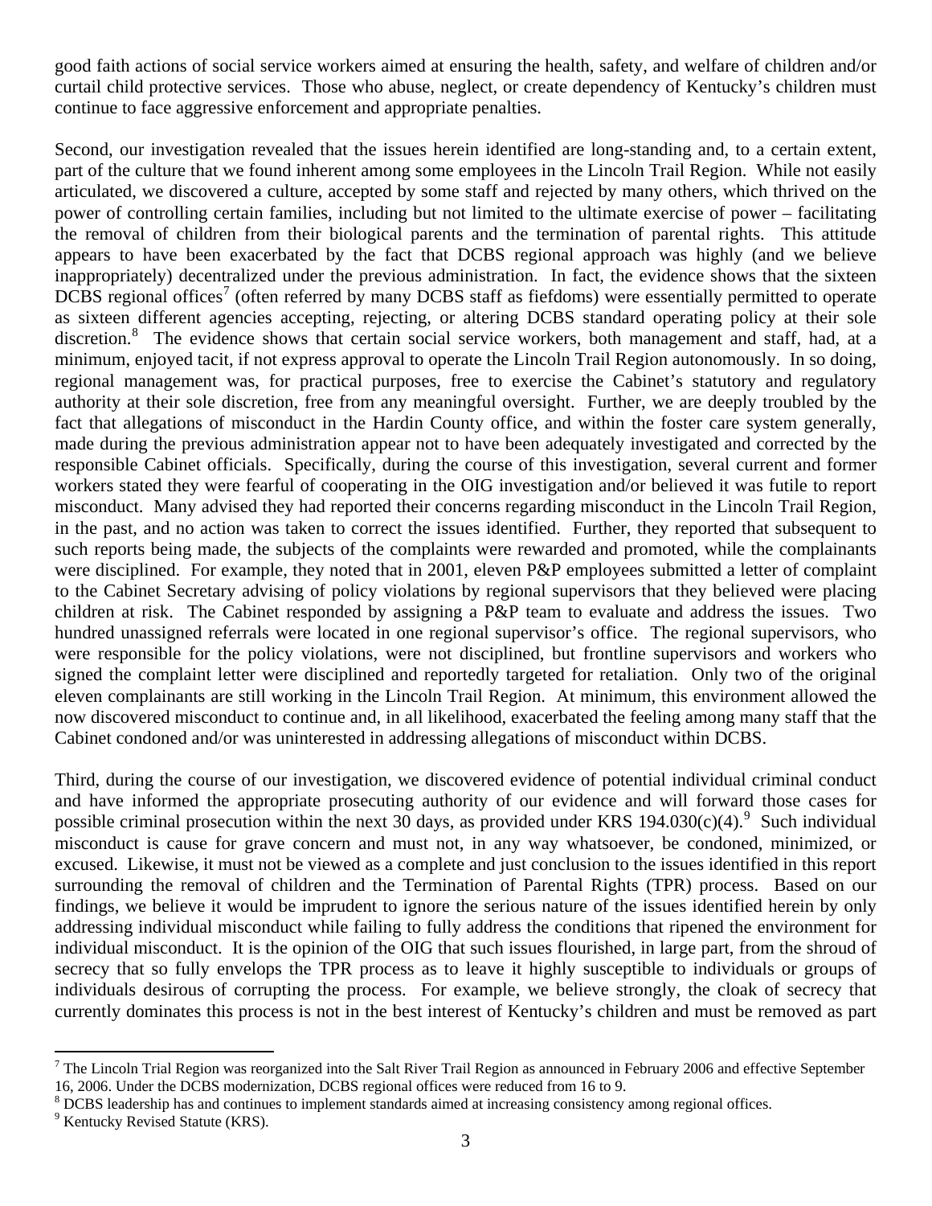good faith actions of social service workers aimed at ensuring the health, safety, and welfare of children and/or curtail child protective services. Those who abuse, neglect, or create dependency of Kentucky's children must continue to face aggressive enforcement and appropriate penalties.

Second, our investigation revealed that the issues herein identified are long-standing and, to a certain extent, part of the culture that we found inherent among some employees in the Lincoln Trail Region. While not easily articulated, we discovered a culture, accepted by some staff and rejected by many others, which thrived on the power of controlling certain families, including but not limited to the ultimate exercise of power – facilitating the removal of children from their biological parents and the termination of parental rights. This attitude appears to have been exacerbated by the fact that DCBS regional approach was highly (and we believe inappropriately) decentralized under the previous administration. In fact, the evidence shows that the sixteen DCBS regional offices[7] (often referred by many DCBS staff as fiefdoms) were essentially permitted to operate as sixteen different agencies accepting, rejecting, or altering DCBS standard operating policy at their sole discretion.[8] The evidence shows that certain social service workers, both management and staff, had, at a minimum, enjoyed tacit, if not express approval to operate the Lincoln Trail Region autonomously. In so doing, regional management was, for practical purposes, free to exercise the Cabinet's statutory and regulatory authority at their sole discretion, free from any meaningful oversight. Further, we are deeply troubled by the fact that allegations of misconduct in the Hardin County office, and within the foster care system generally, made during the previous administration appear not to have been adequately investigated and corrected by the responsible Cabinet officials. Specifically, during the course of this investigation, several current and former workers stated they were fearful of cooperating in the OIG investigation and/or believed it was futile to report misconduct. Many advised they had reported their concerns regarding misconduct in the Lincoln Trail Region, in the past, and no action was taken to correct the issues identified. Further, they reported that subsequent to such reports being made, the subjects of the complaints were rewarded and promoted, while the complainants were disciplined. For example, they noted that in 2001, eleven P&P employees submitted a letter of complaint to the Cabinet Secretary advising of policy violations by regional supervisors that they believed were placing children at risk. The Cabinet responded by assigning a P&P team to evaluate and address the issues. Two hundred unassigned referrals were located in one regional supervisor's office. The regional supervisors, who were responsible for the policy violations, were not disciplined, but frontline supervisors and workers who signed the complaint letter were disciplined and reportedly targeted for retaliation. Only two of the original eleven complainants are still working in the Lincoln Trail Region. At minimum, this environment allowed the now discovered misconduct to continue and, in all likelihood, exacerbated the feeling among many staff that the Cabinet condoned and/or was uninterested in addressing allegations of misconduct within DCBS.

Third, during the course of our investigation, we discovered evidence of potential individual criminal conduct and have informed the appropriate prosecuting authority of our evidence and will forward those cases for possible criminal prosecution within the next 30 days, as provided under KRS 194.030(c)(4).[9] Such individual misconduct is cause for grave concern and must not, in any way whatsoever, be condoned, minimized, or excused. Likewise, it must not be viewed as a complete and just conclusion to the issues identified in this report surrounding the removal of children and the Termination of Parental Rights (TPR) process. Based on our findings, we believe it would be imprudent to ignore the serious nature of the issues identified herein by only addressing individual misconduct while failing to fully address the conditions that ripened the environment for individual misconduct. It is the opinion of the OIG that such issues flourished, in large part, from the shroud of secrecy that so fully envelops the TPR process as to leave it highly susceptible to individuals or groups of individuals desirous of corrupting the process. For example, we believe strongly, the cloak of secrecy that currently dominates this process is not in the best interest of Kentucky's children and must be removed as part

---

[7] The Lincoln Trial Region was reorganized into the Salt River Trail Region as announced in February 2006 and effective September 16, 2006. Under the DCBS modernization, DCBS regional offices were reduced from 16 to 9.

[8] DCBS leadership has and continues to implement standards aimed at increasing consistency among regional offices.

[9] Kentucky Revised Statute (KRS).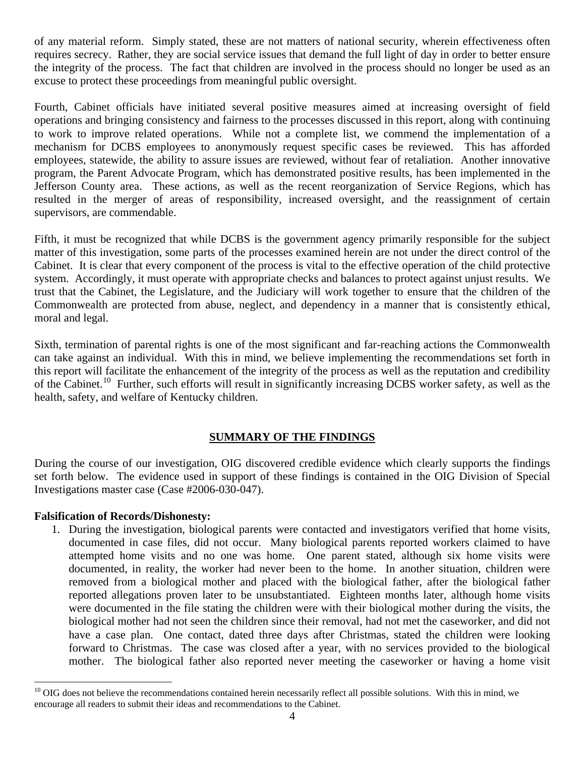of any material reform. Simply stated, these are not matters of national security, wherein effectiveness often requires secrecy. Rather, they are social service issues that demand the full light of day in order to better ensure the integrity of the process. The fact that children are involved in the process should no longer be used as an excuse to protect these proceedings from meaningful public oversight.

Fourth, Cabinet officials have initiated several positive measures aimed at increasing oversight of field operations and bringing consistency and fairness to the processes discussed in this report, along with continuing to work to improve related operations. While not a complete list, we commend the implementation of a mechanism for DCBS employees to anonymously request specific cases be reviewed. This has afforded employees, statewide, the ability to assure issues are reviewed, without fear of retaliation. Another innovative program, the Parent Advocate Program, which has demonstrated positive results, has been implemented in the Jefferson County area. These actions, as well as the recent reorganization of Service Regions, which has resulted in the merger of areas of responsibility, increased oversight, and the reassignment of certain supervisors, are commendable.

Fifth, it must be recognized that while DCBS is the government agency primarily responsible for the subject matter of this investigation, some parts of the processes examined herein are not under the direct control of the Cabinet. It is clear that every component of the process is vital to the effective operation of the child protective system. Accordingly, it must operate with appropriate checks and balances to protect against unjust results. We trust that the Cabinet, the Legislature, and the Judiciary will work together to ensure that the children of the Commonwealth are protected from abuse, neglect, and dependency in a manner that is consistently ethical, moral and legal.

Sixth, termination of parental rights is one of the most significant and far-reaching actions the Commonwealth can take against an individual. With this in mind, we believe implementing the recommendations set forth in this report will facilitate the enhancement of the integrity of the process as well as the reputation and credibility of the Cabinet.[10] Further, such efforts will result in significantly increasing DCBS worker safety, as well as the health, safety, and welfare of Kentucky children.

## SUMMARY OF THE FINDINGS

During the course of our investigation, OIG discovered credible evidence which clearly supports the findings set forth below. The evidence used in support of these findings is contained in the OIG Division of Special Investigations master case (Case #2006-030-047).

**Falsification of Records/Dishonesty:**

1. During the investigation, biological parents were contacted and investigators verified that home visits, documented in case files, did not occur. Many biological parents reported workers claimed to have attempted home visits and no one was home. One parent stated, although six home visits were documented, in reality, the worker had never been to the home. In another situation, children were removed from a biological mother and placed with the biological father, after the biological father reported allegations proven later to be unsubstantiated. Eighteen months later, although home visits were documented in the file stating the children were with their biological mother during the visits, the biological mother had not seen the children since their removal, had not met the caseworker, and did not have a case plan. One contact, dated three days after Christmas, stated the children were looking forward to Christmas. The case was closed after a year, with no services provided to the biological mother. The biological father also reported never meeting the caseworker or having a home visit

[10] OIG does not believe the recommendations contained herein necessarily reflect all possible solutions. With this in mind, we encourage all readers to submit their ideas and recommendations to the Cabinet.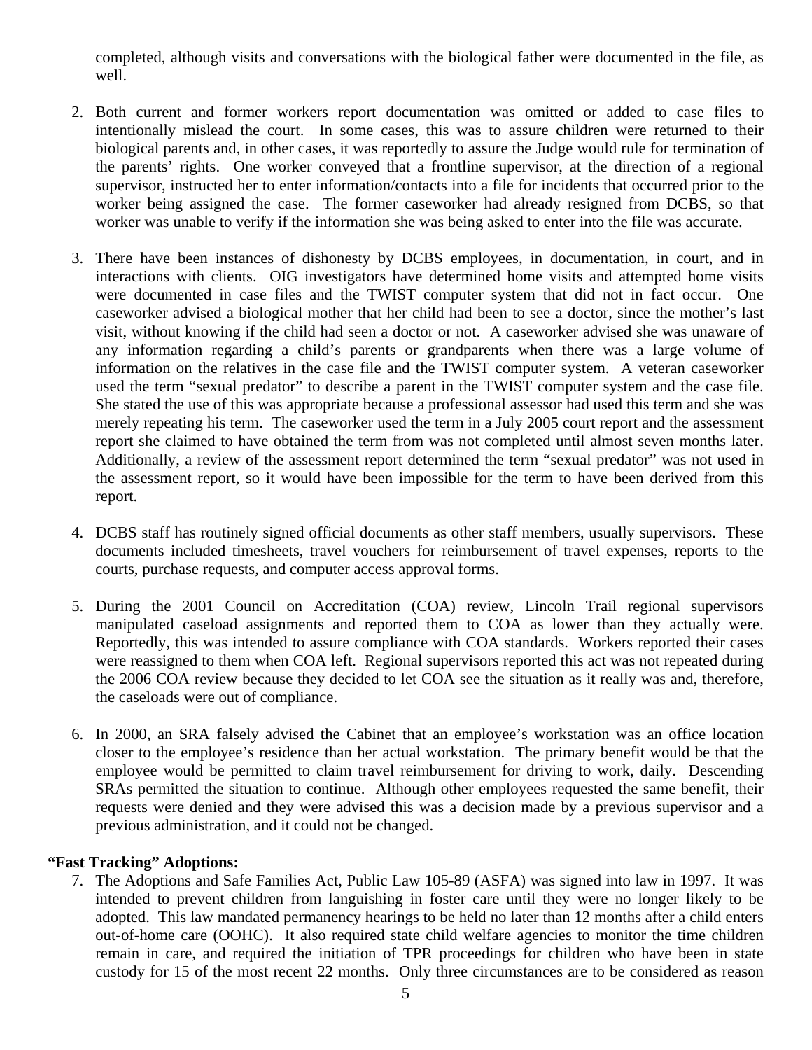completed, although visits and conversations with the biological father were documented in the file, as well.

2. Both current and former workers report documentation was omitted or added to case files to intentionally mislead the court. In some cases, this was to assure children were returned to their biological parents and, in other cases, it was reportedly to assure the Judge would rule for termination of the parents' rights. One worker conveyed that a frontline supervisor, at the direction of a regional supervisor, instructed her to enter information/contacts into a file for incidents that occurred prior to the worker being assigned the case. The former caseworker had already resigned from DCBS, so that worker was unable to verify if the information she was being asked to enter into the file was accurate.

3. There have been instances of dishonesty by DCBS employees, in documentation, in court, and in interactions with clients. OIG investigators have determined home visits and attempted home visits were documented in case files and the TWIST computer system that did not in fact occur. One caseworker advised a biological mother that her child had been to see a doctor, since the mother's last visit, without knowing if the child had seen a doctor or not. A caseworker advised she was unaware of any information regarding a child's parents or grandparents when there was a large volume of information on the relatives in the case file and the TWIST computer system. A veteran caseworker used the term "sexual predator" to describe a parent in the TWIST computer system and the case file. She stated the use of this was appropriate because a professional assessor had used this term and she was merely repeating his term. The caseworker used the term in a July 2005 court report and the assessment report she claimed to have obtained the term from was not completed until almost seven months later. Additionally, a review of the assessment report determined the term "sexual predator" was not used in the assessment report, so it would have been impossible for the term to have been derived from this report.

4. DCBS staff has routinely signed official documents as other staff members, usually supervisors. These documents included timesheets, travel vouchers for reimbursement of travel expenses, reports to the courts, purchase requests, and computer access approval forms.

5. During the 2001 Council on Accreditation (COA) review, Lincoln Trail regional supervisors manipulated caseload assignments and reported them to COA as lower than they actually were. Reportedly, this was intended to assure compliance with COA standards. Workers reported their cases were reassigned to them when COA left. Regional supervisors reported this act was not repeated during the 2006 COA review because they decided to let COA see the situation as it really was and, therefore, the caseloads were out of compliance.

6. In 2000, an SRA falsely advised the Cabinet that an employee's workstation was an office location closer to the employee's residence than her actual workstation. The primary benefit would be that the employee would be permitted to claim travel reimbursement for driving to work, daily. Descending SRAs permitted the situation to continue. Although other employees requested the same benefit, their requests were denied and they were advised this was a decision made by a previous supervisor and a previous administration, and it could not be changed.

**"Fast Tracking" Adoptions:**

7. The Adoptions and Safe Families Act, Public Law 105-89 (ASFA) was signed into law in 1997. It was intended to prevent children from languishing in foster care until they were no longer likely to be adopted. This law mandated permanency hearings to be held no later than 12 months after a child enters out-of-home care (OOHC). It also required state child welfare agencies to monitor the time children remain in care, and required the initiation of TPR proceedings for children who have been in state custody for 15 of the most recent 22 months. Only three circumstances are to be considered as reason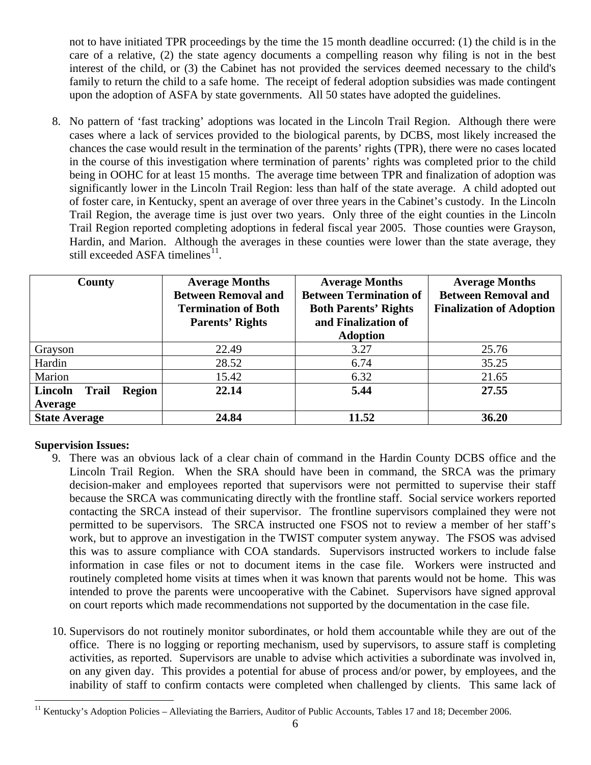not to have initiated TPR proceedings by the time the 15 month deadline occurred: (1) the child is in the care of a relative, (2) the state agency documents a compelling reason why filing is not in the best interest of the child, or (3) the Cabinet has not provided the services deemed necessary to the child's family to return the child to a safe home. The receipt of federal adoption subsidies was made contingent upon the adoption of ASFA by state governments. All 50 states have adopted the guidelines.

8. No pattern of 'fast tracking' adoptions was located in the Lincoln Trail Region. Although there were cases where a lack of services provided to the biological parents, by DCBS, most likely increased the chances the case would result in the termination of the parents' rights (TPR), there were no cases located in the course of this investigation where termination of parents' rights was completed prior to the child being in OOHC for at least 15 months. The average time between TPR and finalization of adoption was significantly lower in the Lincoln Trail Region: less than half of the state average. A child adopted out of foster care, in Kentucky, spent an average of over three years in the Cabinet's custody. In the Lincoln Trail Region, the average time is just over two years. Only three of the eight counties in the Lincoln Trail Region reported completing adoptions in federal fiscal year 2005. Those counties were Grayson, Hardin, and Marion. Although the averages in these counties were lower than the state average, they still exceeded ASFA timelines[11].

| County | Average Months Between Removal and Termination of Both Parents' Rights | Average Months Between Termination of Both Parents' Rights and Finalization of Adoption | Average Months Between Removal and Finalization of Adoption |
|---|---|---|---|
| Grayson | 22.49 | 3.27 | 25.76 |
| Hardin | 28.52 | 6.74 | 35.25 |
| Marion | 15.42 | 6.32 | 21.65 |
| **Lincoln Trail Region Average** | **22.14** | **5.44** | **27.55** |
| **State Average** | **24.84** | **11.52** | **36.20** |

**Supervision Issues:**

9. There was an obvious lack of a clear chain of command in the Hardin County DCBS office and the Lincoln Trail Region. When the SRA should have been in command, the SRCA was the primary decision-maker and employees reported that supervisors were not permitted to supervise their staff because the SRCA was communicating directly with the frontline staff. Social service workers reported contacting the SRCA instead of their supervisor. The frontline supervisors complained they were not permitted to be supervisors. The SRCA instructed one FSOS not to review a member of her staff's work, but to approve an investigation in the TWIST computer system anyway. The FSOS was advised this was to assure compliance with COA standards. Supervisors instructed workers to include false information in case files or not to document items in the case file. Workers were instructed and routinely completed home visits at times when it was known that parents would not be home. This was intended to prove the parents were uncooperative with the Cabinet. Supervisors have signed approval on court reports which made recommendations not supported by the documentation in the case file.

10. Supervisors do not routinely monitor subordinates, or hold them accountable while they are out of the office. There is no logging or reporting mechanism, used by supervisors, to assure staff is completing activities, as reported. Supervisors are unable to advise which activities a subordinate was involved in, on any given day. This provides a potential for abuse of process and/or power, by employees, and the inability of staff to confirm contacts were completed when challenged by clients. This same lack of

[11] Kentucky's Adoption Policies – Alleviating the Barriers, Auditor of Public Accounts, Tables 17 and 18; December 2006.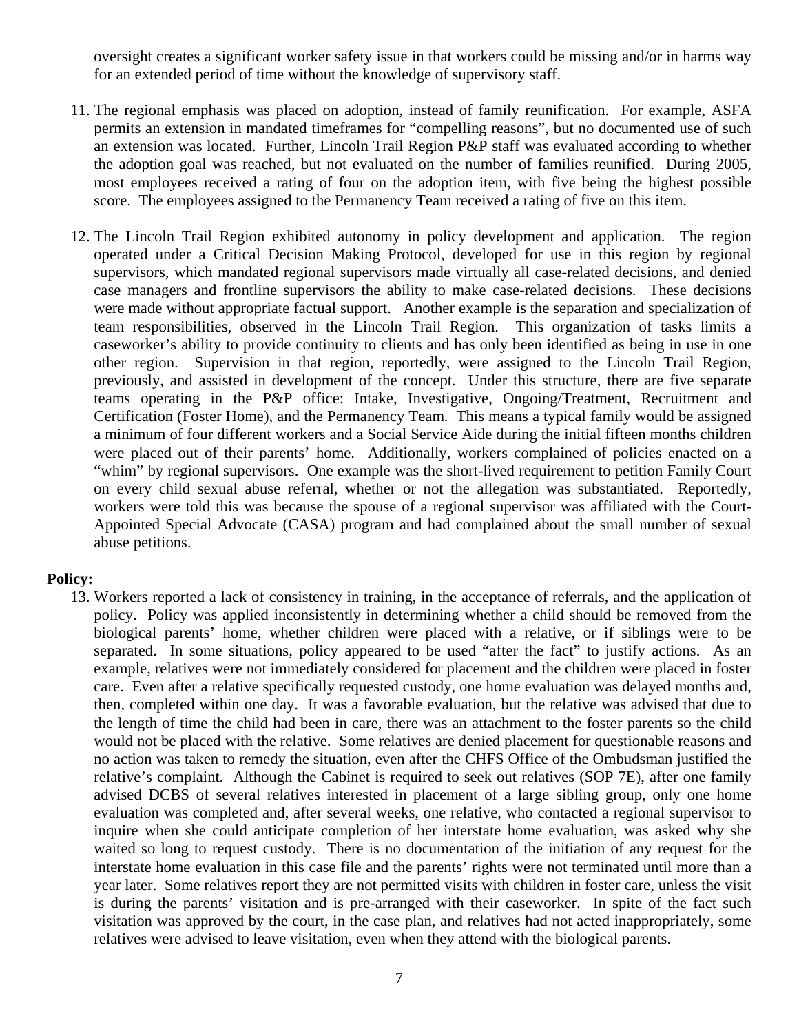oversight creates a significant worker safety issue in that workers could be missing and/or in harms way for an extended period of time without the knowledge of supervisory staff.

11. The regional emphasis was placed on adoption, instead of family reunification. For example, ASFA permits an extension in mandated timeframes for "compelling reasons", but no documented use of such an extension was located. Further, Lincoln Trail Region P&P staff was evaluated according to whether the adoption goal was reached, but not evaluated on the number of families reunified. During 2005, most employees received a rating of four on the adoption item, with five being the highest possible score. The employees assigned to the Permanency Team received a rating of five on this item.

12. The Lincoln Trail Region exhibited autonomy in policy development and application. The region operated under a Critical Decision Making Protocol, developed for use in this region by regional supervisors, which mandated regional supervisors made virtually all case-related decisions, and denied case managers and frontline supervisors the ability to make case-related decisions. These decisions were made without appropriate factual support. Another example is the separation and specialization of team responsibilities, observed in the Lincoln Trail Region. This organization of tasks limits a caseworker's ability to provide continuity to clients and has only been identified as being in use in one other region. Supervision in that region, reportedly, were assigned to the Lincoln Trail Region, previously, and assisted in development of the concept. Under this structure, there are five separate teams operating in the P&P office: Intake, Investigative, Ongoing/Treatment, Recruitment and Certification (Foster Home), and the Permanency Team. This means a typical family would be assigned a minimum of four different workers and a Social Service Aide during the initial fifteen months children were placed out of their parents' home. Additionally, workers complained of policies enacted on a "whim" by regional supervisors. One example was the short-lived requirement to petition Family Court on every child sexual abuse referral, whether or not the allegation was substantiated. Reportedly, workers were told this was because the spouse of a regional supervisor was affiliated with the Court-Appointed Special Advocate (CASA) program and had complained about the small number of sexual abuse petitions.

**Policy:**

13. Workers reported a lack of consistency in training, in the acceptance of referrals, and the application of policy. Policy was applied inconsistently in determining whether a child should be removed from the biological parents' home, whether children were placed with a relative, or if siblings were to be separated. In some situations, policy appeared to be used "after the fact" to justify actions. As an example, relatives were not immediately considered for placement and the children were placed in foster care. Even after a relative specifically requested custody, one home evaluation was delayed months and, then, completed within one day. It was a favorable evaluation, but the relative was advised that due to the length of time the child had been in care, there was an attachment to the foster parents so the child would not be placed with the relative. Some relatives are denied placement for questionable reasons and no action was taken to remedy the situation, even after the CHFS Office of the Ombudsman justified the relative's complaint. Although the Cabinet is required to seek out relatives (SOP 7E), after one family advised DCBS of several relatives interested in placement of a large sibling group, only one home evaluation was completed and, after several weeks, one relative, who contacted a regional supervisor to inquire when she could anticipate completion of her interstate home evaluation, was asked why she waited so long to request custody. There is no documentation of the initiation of any request for the interstate home evaluation in this case file and the parents' rights were not terminated until more than a year later. Some relatives report they are not permitted visits with children in foster care, unless the visit is during the parents' visitation and is pre-arranged with their caseworker. In spite of the fact such visitation was approved by the court, in the case plan, and relatives had not acted inappropriately, some relatives were advised to leave visitation, even when they attend with the biological parents.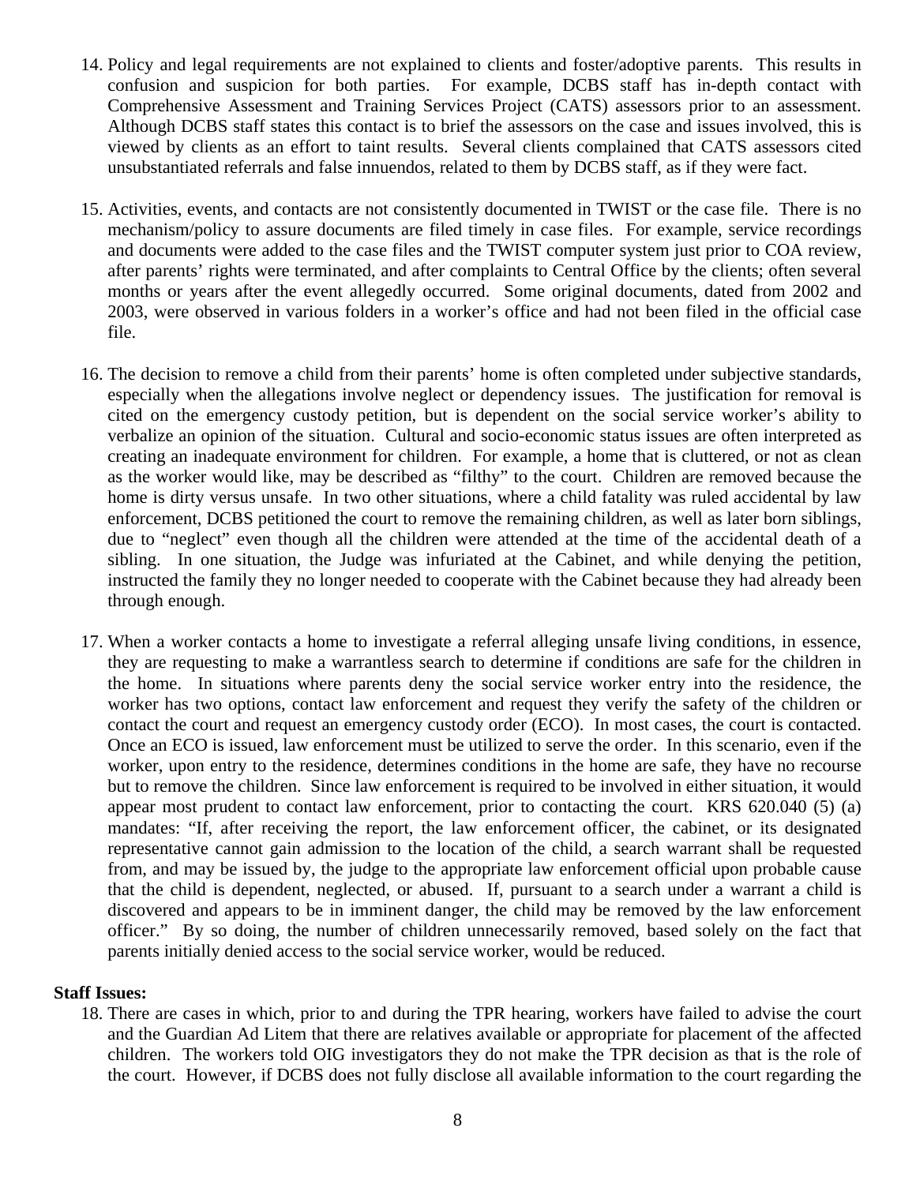14. Policy and legal requirements are not explained to clients and foster/adoptive parents. This results in confusion and suspicion for both parties. For example, DCBS staff has in-depth contact with Comprehensive Assessment and Training Services Project (CATS) assessors prior to an assessment. Although DCBS staff states this contact is to brief the assessors on the case and issues involved, this is viewed by clients as an effort to taint results. Several clients complained that CATS assessors cited unsubstantiated referrals and false innuendos, related to them by DCBS staff, as if they were fact.

15. Activities, events, and contacts are not consistently documented in TWIST or the case file. There is no mechanism/policy to assure documents are filed timely in case files. For example, service recordings and documents were added to the case files and the TWIST computer system just prior to COA review, after parents' rights were terminated, and after complaints to Central Office by the clients; often several months or years after the event allegedly occurred. Some original documents, dated from 2002 and 2003, were observed in various folders in a worker's office and had not been filed in the official case file.

16. The decision to remove a child from their parents' home is often completed under subjective standards, especially when the allegations involve neglect or dependency issues. The justification for removal is cited on the emergency custody petition, but is dependent on the social service worker's ability to verbalize an opinion of the situation. Cultural and socio-economic status issues are often interpreted as creating an inadequate environment for children. For example, a home that is cluttered, or not as clean as the worker would like, may be described as "filthy" to the court. Children are removed because the home is dirty versus unsafe. In two other situations, where a child fatality was ruled accidental by law enforcement, DCBS petitioned the court to remove the remaining children, as well as later born siblings, due to "neglect" even though all the children were attended at the time of the accidental death of a sibling. In one situation, the Judge was infuriated at the Cabinet, and while denying the petition, instructed the family they no longer needed to cooperate with the Cabinet because they had already been through enough.

17. When a worker contacts a home to investigate a referral alleging unsafe living conditions, in essence, they are requesting to make a warrantless search to determine if conditions are safe for the children in the home. In situations where parents deny the social service worker entry into the residence, the worker has two options, contact law enforcement and request they verify the safety of the children or contact the court and request an emergency custody order (ECO). In most cases, the court is contacted. Once an ECO is issued, law enforcement must be utilized to serve the order. In this scenario, even if the worker, upon entry to the residence, determines conditions in the home are safe, they have no recourse but to remove the children. Since law enforcement is required to be involved in either situation, it would appear most prudent to contact law enforcement, prior to contacting the court. KRS 620.040 (5) (a) mandates: "If, after receiving the report, the law enforcement officer, the cabinet, or its designated representative cannot gain admission to the location of the child, a search warrant shall be requested from, and may be issued by, the judge to the appropriate law enforcement official upon probable cause that the child is dependent, neglected, or abused. If, pursuant to a search under a warrant a child is discovered and appears to be in imminent danger, the child may be removed by the law enforcement officer." By so doing, the number of children unnecessarily removed, based solely on the fact that parents initially denied access to the social service worker, would be reduced.

**Staff Issues:**

18. There are cases in which, prior to and during the TPR hearing, workers have failed to advise the court and the Guardian Ad Litem that there are relatives available or appropriate for placement of the affected children. The workers told OIG investigators they do not make the TPR decision as that is the role of the court. However, if DCBS does not fully disclose all available information to the court regarding the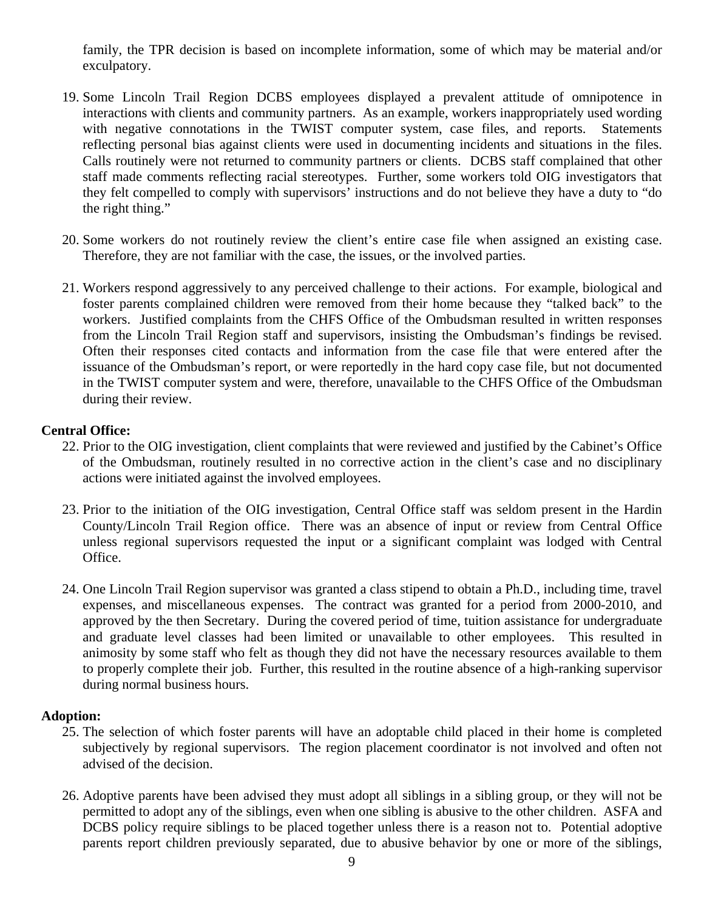family, the TPR decision is based on incomplete information, some of which may be material and/or exculpatory.

19. Some Lincoln Trail Region DCBS employees displayed a prevalent attitude of omnipotence in interactions with clients and community partners. As an example, workers inappropriately used wording with negative connotations in the TWIST computer system, case files, and reports. Statements reflecting personal bias against clients were used in documenting incidents and situations in the files. Calls routinely were not returned to community partners or clients. DCBS staff complained that other staff made comments reflecting racial stereotypes. Further, some workers told OIG investigators that they felt compelled to comply with supervisors' instructions and do not believe they have a duty to "do the right thing."

20. Some workers do not routinely review the client's entire case file when assigned an existing case. Therefore, they are not familiar with the case, the issues, or the involved parties.

21. Workers respond aggressively to any perceived challenge to their actions. For example, biological and foster parents complained children were removed from their home because they "talked back" to the workers. Justified complaints from the CHFS Office of the Ombudsman resulted in written responses from the Lincoln Trail Region staff and supervisors, insisting the Ombudsman's findings be revised. Often their responses cited contacts and information from the case file that were entered after the issuance of the Ombudsman's report, or were reportedly in the hard copy case file, but not documented in the TWIST computer system and were, therefore, unavailable to the CHFS Office of the Ombudsman during their review.

**Central Office:**

22. Prior to the OIG investigation, client complaints that were reviewed and justified by the Cabinet's Office of the Ombudsman, routinely resulted in no corrective action in the client's case and no disciplinary actions were initiated against the involved employees.

23. Prior to the initiation of the OIG investigation, Central Office staff was seldom present in the Hardin County/Lincoln Trail Region office. There was an absence of input or review from Central Office unless regional supervisors requested the input or a significant complaint was lodged with Central Office.

24. One Lincoln Trail Region supervisor was granted a class stipend to obtain a Ph.D., including time, travel expenses, and miscellaneous expenses. The contract was granted for a period from 2000-2010, and approved by the then Secretary. During the covered period of time, tuition assistance for undergraduate and graduate level classes had been limited or unavailable to other employees. This resulted in animosity by some staff who felt as though they did not have the necessary resources available to them to properly complete their job. Further, this resulted in the routine absence of a high-ranking supervisor during normal business hours.

**Adoption:**

25. The selection of which foster parents will have an adoptable child placed in their home is completed subjectively by regional supervisors. The region placement coordinator is not involved and often not advised of the decision.

26. Adoptive parents have been advised they must adopt all siblings in a sibling group, or they will not be permitted to adopt any of the siblings, even when one sibling is abusive to the other children. ASFA and DCBS policy require siblings to be placed together unless there is a reason not to. Potential adoptive parents report children previously separated, due to abusive behavior by one or more of the siblings,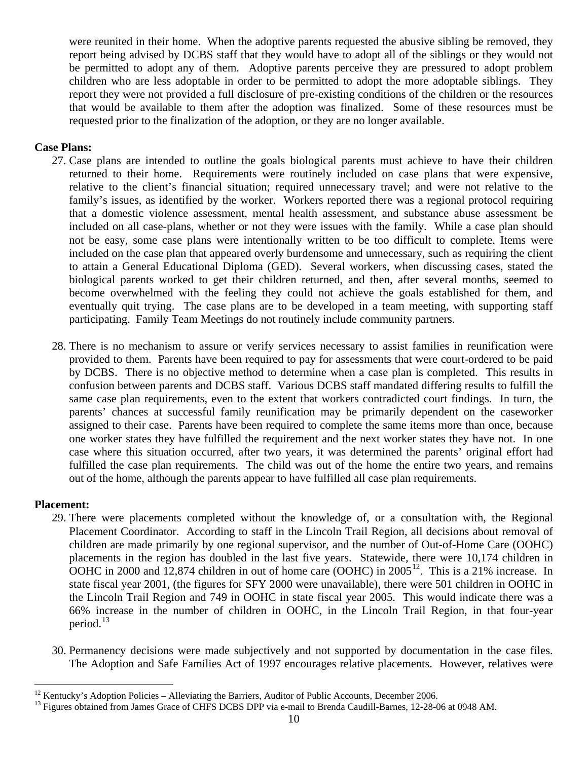were reunited in their home. When the adoptive parents requested the abusive sibling be removed, they report being advised by DCBS staff that they would have to adopt all of the siblings or they would not be permitted to adopt any of them. Adoptive parents perceive they are pressured to adopt problem children who are less adoptable in order to be permitted to adopt the more adoptable siblings. They report they were not provided a full disclosure of pre-existing conditions of the children or the resources that would be available to them after the adoption was finalized. Some of these resources must be requested prior to the finalization of the adoption, or they are no longer available.

**Case Plans:**

27. Case plans are intended to outline the goals biological parents must achieve to have their children returned to their home. Requirements were routinely included on case plans that were expensive, relative to the client's financial situation; required unnecessary travel; and were not relative to the family's issues, as identified by the worker. Workers reported there was a regional protocol requiring that a domestic violence assessment, mental health assessment, and substance abuse assessment be included on all case-plans, whether or not they were issues with the family. While a case plan should not be easy, some case plans were intentionally written to be too difficult to complete. Items were included on the case plan that appeared overly burdensome and unnecessary, such as requiring the client to attain a General Educational Diploma (GED). Several workers, when discussing cases, stated the biological parents worked to get their children returned, and then, after several months, seemed to become overwhelmed with the feeling they could not achieve the goals established for them, and eventually quit trying. The case plans are to be developed in a team meeting, with supporting staff participating. Family Team Meetings do not routinely include community partners.

28. There is no mechanism to assure or verify services necessary to assist families in reunification were provided to them. Parents have been required to pay for assessments that were court-ordered to be paid by DCBS. There is no objective method to determine when a case plan is completed. This results in confusion between parents and DCBS staff. Various DCBS staff mandated differing results to fulfill the same case plan requirements, even to the extent that workers contradicted court findings. In turn, the parents' chances at successful family reunification may be primarily dependent on the caseworker assigned to their case. Parents have been required to complete the same items more than once, because one worker states they have fulfilled the requirement and the next worker states they have not. In one case where this situation occurred, after two years, it was determined the parents' original effort had fulfilled the case plan requirements. The child was out of the home the entire two years, and remains out of the home, although the parents appear to have fulfilled all case plan requirements.

**Placement:**

29. There were placements completed without the knowledge of, or a consultation with, the Regional Placement Coordinator. According to staff in the Lincoln Trail Region, all decisions about removal of children are made primarily by one regional supervisor, and the number of Out-of-Home Care (OOHC) placements in the region has doubled in the last five years. Statewide, there were 10,174 children in OOHC in 2000 and 12,874 children in out of home care (OOHC) in 2005[12]. This is a 21% increase. In state fiscal year 2001, (the figures for SFY 2000 were unavailable), there were 501 children in OOHC in the Lincoln Trail Region and 749 in OOHC in state fiscal year 2005. This would indicate there was a 66% increase in the number of children in OOHC, in the Lincoln Trail Region, in that four-year period.[13]

30. Permanency decisions were made subjectively and not supported by documentation in the case files. The Adoption and Safe Families Act of 1997 encourages relative placements. However, relatives were

[12] Kentucky's Adoption Policies – Alleviating the Barriers, Auditor of Public Accounts, December 2006.

[13] Figures obtained from James Grace of CHFS DCBS DPP via e-mail to Brenda Caudill-Barnes, 12-28-06 at 0948 AM.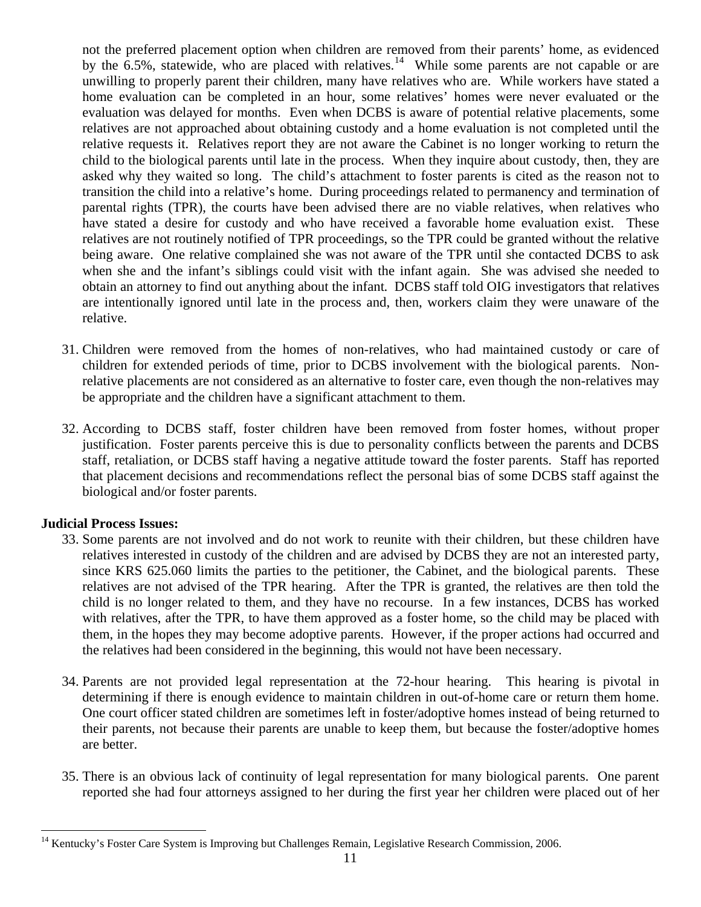not the preferred placement option when children are removed from their parents' home, as evidenced by the 6.5%, statewide, who are placed with relatives.[14] While some parents are not capable or are unwilling to properly parent their children, many have relatives who are. While workers have stated a home evaluation can be completed in an hour, some relatives' homes were never evaluated or the evaluation was delayed for months. Even when DCBS is aware of potential relative placements, some relatives are not approached about obtaining custody and a home evaluation is not completed until the relative requests it. Relatives report they are not aware the Cabinet is no longer working to return the child to the biological parents until late in the process. When they inquire about custody, then, they are asked why they waited so long. The child's attachment to foster parents is cited as the reason not to transition the child into a relative's home. During proceedings related to permanency and termination of parental rights (TPR), the courts have been advised there are no viable relatives, when relatives who have stated a desire for custody and who have received a favorable home evaluation exist. These relatives are not routinely notified of TPR proceedings, so the TPR could be granted without the relative being aware. One relative complained she was not aware of the TPR until she contacted DCBS to ask when she and the infant's siblings could visit with the infant again. She was advised she needed to obtain an attorney to find out anything about the infant. DCBS staff told OIG investigators that relatives are intentionally ignored until late in the process and, then, workers claim they were unaware of the relative.

31. Children were removed from the homes of non-relatives, who had maintained custody or care of children for extended periods of time, prior to DCBS involvement with the biological parents. Non-relative placements are not considered as an alternative to foster care, even though the non-relatives may be appropriate and the children have a significant attachment to them.

32. According to DCBS staff, foster children have been removed from foster homes, without proper justification. Foster parents perceive this is due to personality conflicts between the parents and DCBS staff, retaliation, or DCBS staff having a negative attitude toward the foster parents. Staff has reported that placement decisions and recommendations reflect the personal bias of some DCBS staff against the biological and/or foster parents.

**Judicial Process Issues:**

33. Some parents are not involved and do not work to reunite with their children, but these children have relatives interested in custody of the children and are advised by DCBS they are not an interested party, since KRS 625.060 limits the parties to the petitioner, the Cabinet, and the biological parents. These relatives are not advised of the TPR hearing. After the TPR is granted, the relatives are then told the child is no longer related to them, and they have no recourse. In a few instances, DCBS has worked with relatives, after the TPR, to have them approved as a foster home, so the child may be placed with them, in the hopes they may become adoptive parents. However, if the proper actions had occurred and the relatives had been considered in the beginning, this would not have been necessary.

34. Parents are not provided legal representation at the 72-hour hearing. This hearing is pivotal in determining if there is enough evidence to maintain children in out-of-home care or return them home. One court officer stated children are sometimes left in foster/adoptive homes instead of being returned to their parents, not because their parents are unable to keep them, but because the foster/adoptive homes are better.

35. There is an obvious lack of continuity of legal representation for many biological parents. One parent reported she had four attorneys assigned to her during the first year her children were placed out of her

[14] Kentucky's Foster Care System is Improving but Challenges Remain, Legislative Research Commission, 2006.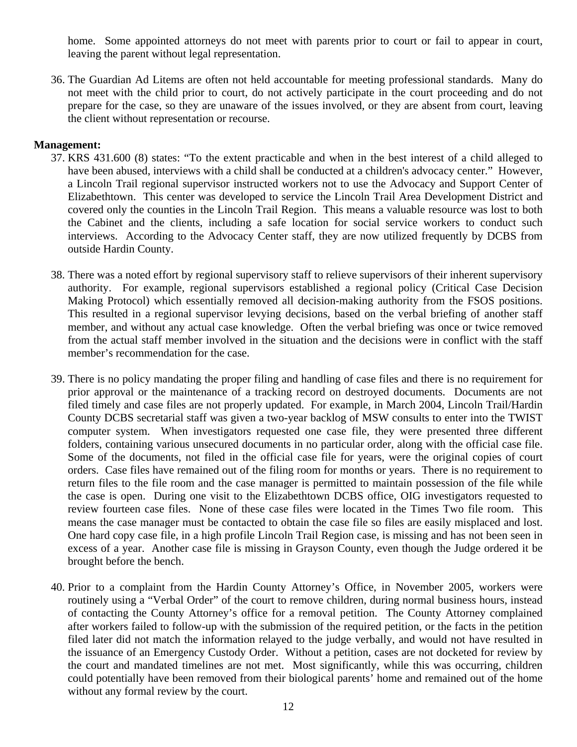home. Some appointed attorneys do not meet with parents prior to court or fail to appear in court, leaving the parent without legal representation.

36. The Guardian Ad Litems are often not held accountable for meeting professional standards. Many do not meet with the child prior to court, do not actively participate in the court proceeding and do not prepare for the case, so they are unaware of the issues involved, or they are absent from court, leaving the client without representation or recourse.

**Management:**

37. KRS 431.600 (8) states: "To the extent practicable and when in the best interest of a child alleged to have been abused, interviews with a child shall be conducted at a children's advocacy center." However, a Lincoln Trail regional supervisor instructed workers not to use the Advocacy and Support Center of Elizabethtown. This center was developed to service the Lincoln Trail Area Development District and covered only the counties in the Lincoln Trail Region. This means a valuable resource was lost to both the Cabinet and the clients, including a safe location for social service workers to conduct such interviews. According to the Advocacy Center staff, they are now utilized frequently by DCBS from outside Hardin County.

38. There was a noted effort by regional supervisory staff to relieve supervisors of their inherent supervisory authority. For example, regional supervisors established a regional policy (Critical Case Decision Making Protocol) which essentially removed all decision-making authority from the FSOS positions. This resulted in a regional supervisor levying decisions, based on the verbal briefing of another staff member, and without any actual case knowledge. Often the verbal briefing was once or twice removed from the actual staff member involved in the situation and the decisions were in conflict with the staff member's recommendation for the case.

39. There is no policy mandating the proper filing and handling of case files and there is no requirement for prior approval or the maintenance of a tracking record on destroyed documents. Documents are not filed timely and case files are not properly updated. For example, in March 2004, Lincoln Trail/Hardin County DCBS secretarial staff was given a two-year backlog of MSW consults to enter into the TWIST computer system. When investigators requested one case file, they were presented three different folders, containing various unsecured documents in no particular order, along with the official case file. Some of the documents, not filed in the official case file for years, were the original copies of court orders. Case files have remained out of the filing room for months or years. There is no requirement to return files to the file room and the case manager is permitted to maintain possession of the file while the case is open. During one visit to the Elizabethtown DCBS office, OIG investigators requested to review fourteen case files. None of these case files were located in the Times Two file room. This means the case manager must be contacted to obtain the case file so files are easily misplaced and lost. One hard copy case file, in a high profile Lincoln Trail Region case, is missing and has not been seen in excess of a year. Another case file is missing in Grayson County, even though the Judge ordered it be brought before the bench.

40. Prior to a complaint from the Hardin County Attorney's Office, in November 2005, workers were routinely using a "Verbal Order" of the court to remove children, during normal business hours, instead of contacting the County Attorney's office for a removal petition. The County Attorney complained after workers failed to follow-up with the submission of the required petition, or the facts in the petition filed later did not match the information relayed to the judge verbally, and would not have resulted in the issuance of an Emergency Custody Order. Without a petition, cases are not docketed for review by the court and mandated timelines are not met. Most significantly, while this was occurring, children could potentially have been removed from their biological parents' home and remained out of the home without any formal review by the court.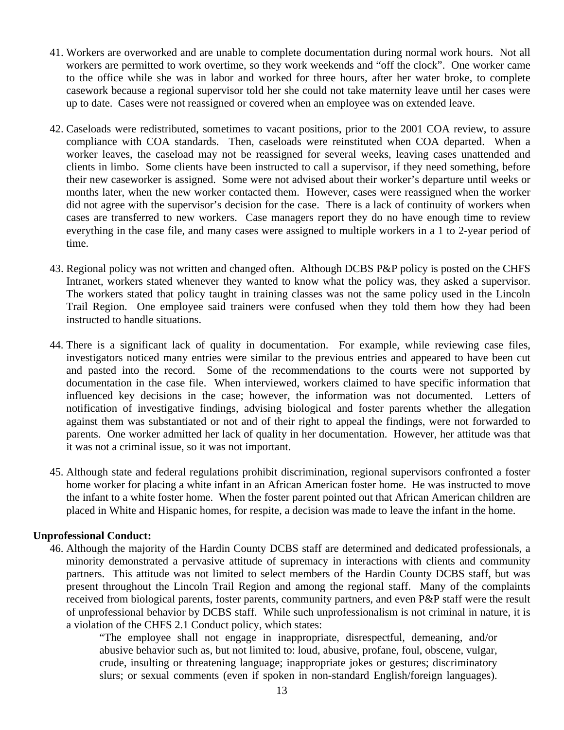41. Workers are overworked and are unable to complete documentation during normal work hours. Not all workers are permitted to work overtime, so they work weekends and "off the clock". One worker came to the office while she was in labor and worked for three hours, after her water broke, to complete casework because a regional supervisor told her she could not take maternity leave until her cases were up to date. Cases were not reassigned or covered when an employee was on extended leave.

42. Caseloads were redistributed, sometimes to vacant positions, prior to the 2001 COA review, to assure compliance with COA standards. Then, caseloads were reinstituted when COA departed. When a worker leaves, the caseload may not be reassigned for several weeks, leaving cases unattended and clients in limbo. Some clients have been instructed to call a supervisor, if they need something, before their new caseworker is assigned. Some were not advised about their worker's departure until weeks or months later, when the new worker contacted them. However, cases were reassigned when the worker did not agree with the supervisor's decision for the case. There is a lack of continuity of workers when cases are transferred to new workers. Case managers report they do no have enough time to review everything in the case file, and many cases were assigned to multiple workers in a 1 to 2-year period of time.

43. Regional policy was not written and changed often. Although DCBS P&P policy is posted on the CHFS Intranet, workers stated whenever they wanted to know what the policy was, they asked a supervisor. The workers stated that policy taught in training classes was not the same policy used in the Lincoln Trail Region. One employee said trainers were confused when they told them how they had been instructed to handle situations.

44. There is a significant lack of quality in documentation. For example, while reviewing case files, investigators noticed many entries were similar to the previous entries and appeared to have been cut and pasted into the record. Some of the recommendations to the courts were not supported by documentation in the case file. When interviewed, workers claimed to have specific information that influenced key decisions in the case; however, the information was not documented. Letters of notification of investigative findings, advising biological and foster parents whether the allegation against them was substantiated or not and of their right to appeal the findings, were not forwarded to parents. One worker admitted her lack of quality in her documentation. However, her attitude was that it was not a criminal issue, so it was not important.

45. Although state and federal regulations prohibit discrimination, regional supervisors confronted a foster home worker for placing a white infant in an African American foster home. He was instructed to move the infant to a white foster home. When the foster parent pointed out that African American children are placed in White and Hispanic homes, for respite, a decision was made to leave the infant in the home.

**Unprofessional Conduct:**

46. Although the majority of the Hardin County DCBS staff are determined and dedicated professionals, a minority demonstrated a pervasive attitude of supremacy in interactions with clients and community partners. This attitude was not limited to select members of the Hardin County DCBS staff, but was present throughout the Lincoln Trail Region and among the regional staff. Many of the complaints received from biological parents, foster parents, community partners, and even P&P staff were the result of unprofessional behavior by DCBS staff. While such unprofessionalism is not criminal in nature, it is a violation of the CHFS 2.1 Conduct policy, which states:

    "The employee shall not engage in inappropriate, disrespectful, demeaning, and/or abusive behavior such as, but not limited to: loud, abusive, profane, foul, obscene, vulgar, crude, insulting or threatening language; inappropriate jokes or gestures; discriminatory slurs; or sexual comments (even if spoken in non-standard English/foreign languages).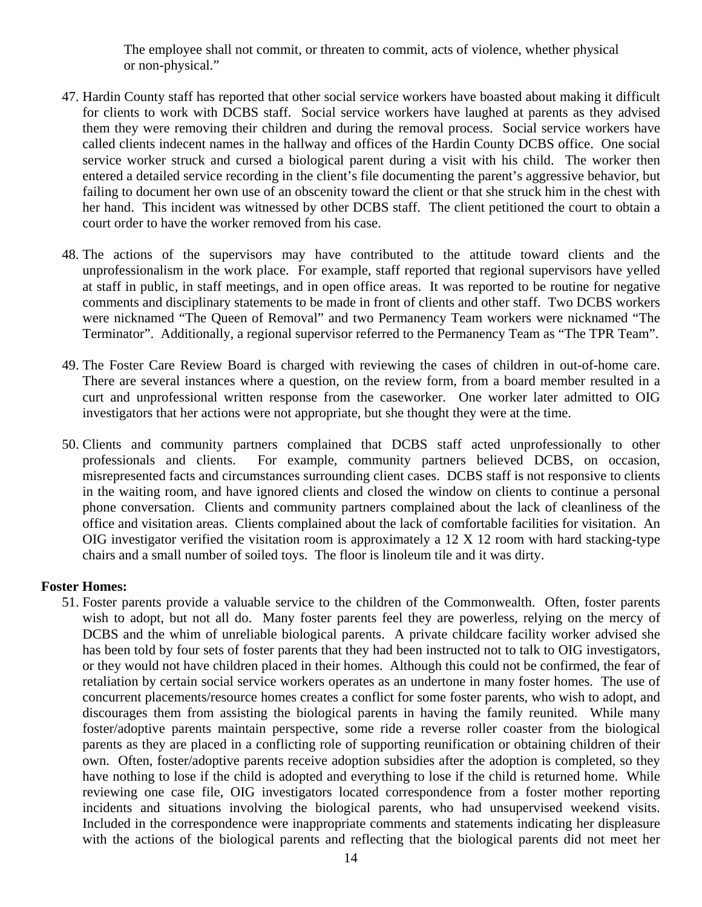The employee shall not commit, or threaten to commit, acts of violence, whether physical or non-physical."

47. Hardin County staff has reported that other social service workers have boasted about making it difficult for clients to work with DCBS staff. Social service workers have laughed at parents as they advised them they were removing their children and during the removal process. Social service workers have called clients indecent names in the hallway and offices of the Hardin County DCBS office. One social service worker struck and cursed a biological parent during a visit with his child. The worker then entered a detailed service recording in the client's file documenting the parent's aggressive behavior, but failing to document her own use of an obscenity toward the client or that she struck him in the chest with her hand. This incident was witnessed by other DCBS staff. The client petitioned the court to obtain a court order to have the worker removed from his case.

48. The actions of the supervisors may have contributed to the attitude toward clients and the unprofessionalism in the work place. For example, staff reported that regional supervisors have yelled at staff in public, in staff meetings, and in open office areas. It was reported to be routine for negative comments and disciplinary statements to be made in front of clients and other staff. Two DCBS workers were nicknamed "The Queen of Removal" and two Permanency Team workers were nicknamed "The Terminator". Additionally, a regional supervisor referred to the Permanency Team as "The TPR Team".

49. The Foster Care Review Board is charged with reviewing the cases of children in out-of-home care. There are several instances where a question, on the review form, from a board member resulted in a curt and unprofessional written response from the caseworker. One worker later admitted to OIG investigators that her actions were not appropriate, but she thought they were at the time.

50. Clients and community partners complained that DCBS staff acted unprofessionally to other professionals and clients. For example, community partners believed DCBS, on occasion, misrepresented facts and circumstances surrounding client cases. DCBS staff is not responsive to clients in the waiting room, and have ignored clients and closed the window on clients to continue a personal phone conversation. Clients and community partners complained about the lack of cleanliness of the office and visitation areas. Clients complained about the lack of comfortable facilities for visitation. An OIG investigator verified the visitation room is approximately a 12 X 12 room with hard stacking-type chairs and a small number of soiled toys. The floor is linoleum tile and it was dirty.

**Foster Homes:**

51. Foster parents provide a valuable service to the children of the Commonwealth. Often, foster parents wish to adopt, but not all do. Many foster parents feel they are powerless, relying on the mercy of DCBS and the whim of unreliable biological parents. A private childcare facility worker advised she has been told by four sets of foster parents that they had been instructed not to talk to OIG investigators, or they would not have children placed in their homes. Although this could not be confirmed, the fear of retaliation by certain social service workers operates as an undertone in many foster homes. The use of concurrent placements/resource homes creates a conflict for some foster parents, who wish to adopt, and discourages them from assisting the biological parents in having the family reunited. While many foster/adoptive parents maintain perspective, some ride a reverse roller coaster from the biological parents as they are placed in a conflicting role of supporting reunification or obtaining children of their own. Often, foster/adoptive parents receive adoption subsidies after the adoption is completed, so they have nothing to lose if the child is adopted and everything to lose if the child is returned home. While reviewing one case file, OIG investigators located correspondence from a foster mother reporting incidents and situations involving the biological parents, who had unsupervised weekend visits. Included in the correspondence were inappropriate comments and statements indicating her displeasure with the actions of the biological parents and reflecting that the biological parents did not meet her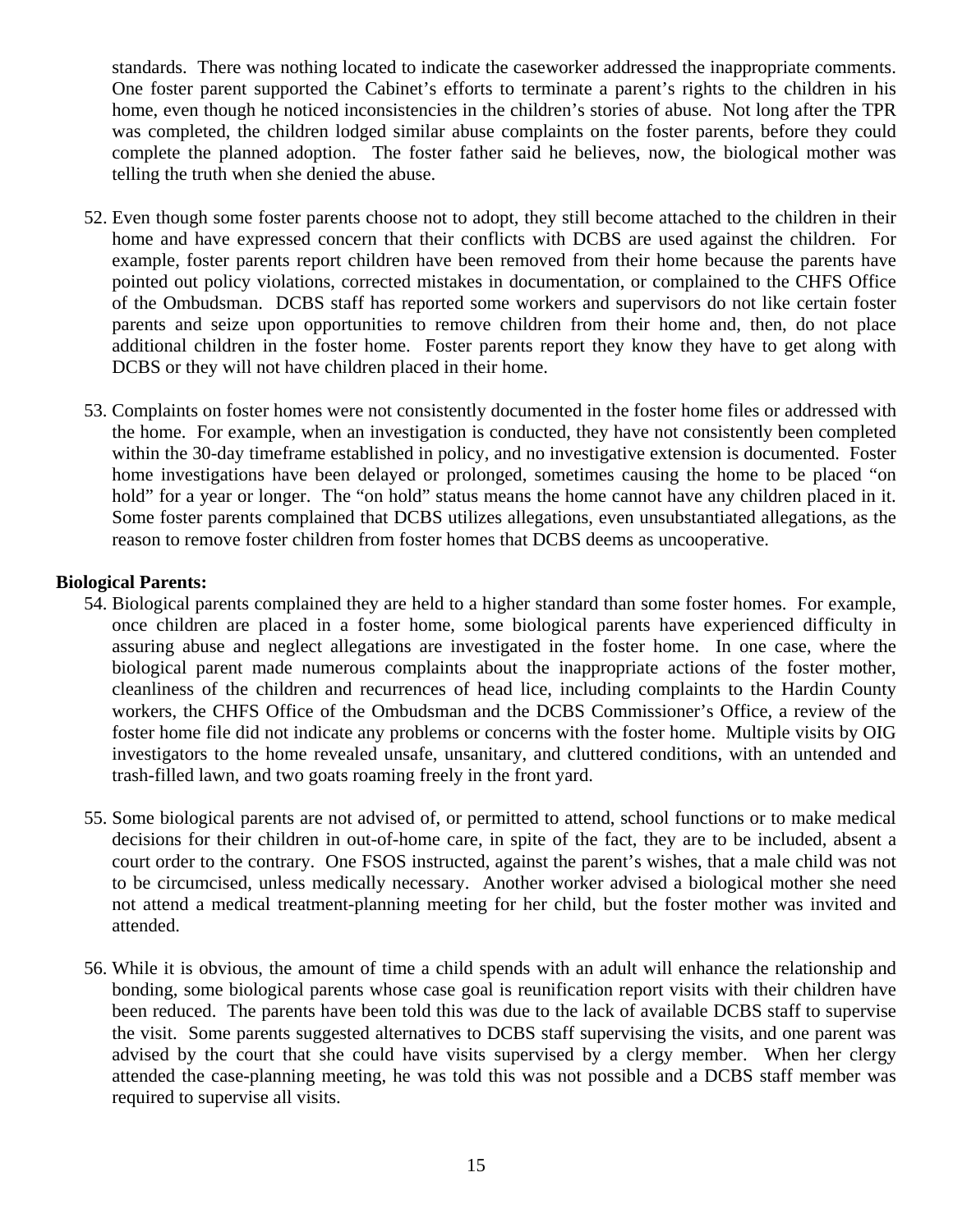standards. There was nothing located to indicate the caseworker addressed the inappropriate comments. One foster parent supported the Cabinet's efforts to terminate a parent's rights to the children in his home, even though he noticed inconsistencies in the children's stories of abuse. Not long after the TPR was completed, the children lodged similar abuse complaints on the foster parents, before they could complete the planned adoption. The foster father said he believes, now, the biological mother was telling the truth when she denied the abuse.

52. Even though some foster parents choose not to adopt, they still become attached to the children in their home and have expressed concern that their conflicts with DCBS are used against the children. For example, foster parents report children have been removed from their home because the parents have pointed out policy violations, corrected mistakes in documentation, or complained to the CHFS Office of the Ombudsman. DCBS staff has reported some workers and supervisors do not like certain foster parents and seize upon opportunities to remove children from their home and, then, do not place additional children in the foster home. Foster parents report they know they have to get along with DCBS or they will not have children placed in their home.

53. Complaints on foster homes were not consistently documented in the foster home files or addressed with the home. For example, when an investigation is conducted, they have not consistently been completed within the 30-day timeframe established in policy, and no investigative extension is documented. Foster home investigations have been delayed or prolonged, sometimes causing the home to be placed "on hold" for a year or longer. The "on hold" status means the home cannot have any children placed in it. Some foster parents complained that DCBS utilizes allegations, even unsubstantiated allegations, as the reason to remove foster children from foster homes that DCBS deems as uncooperative.

**Biological Parents:**

54. Biological parents complained they are held to a higher standard than some foster homes. For example, once children are placed in a foster home, some biological parents have experienced difficulty in assuring abuse and neglect allegations are investigated in the foster home. In one case, where the biological parent made numerous complaints about the inappropriate actions of the foster mother, cleanliness of the children and recurrences of head lice, including complaints to the Hardin County workers, the CHFS Office of the Ombudsman and the DCBS Commissioner's Office, a review of the foster home file did not indicate any problems or concerns with the foster home. Multiple visits by OIG investigators to the home revealed unsafe, unsanitary, and cluttered conditions, with an untended and trash-filled lawn, and two goats roaming freely in the front yard.

55. Some biological parents are not advised of, or permitted to attend, school functions or to make medical decisions for their children in out-of-home care, in spite of the fact, they are to be included, absent a court order to the contrary. One FSOS instructed, against the parent's wishes, that a male child was not to be circumcised, unless medically necessary. Another worker advised a biological mother she need not attend a medical treatment-planning meeting for her child, but the foster mother was invited and attended.

56. While it is obvious, the amount of time a child spends with an adult will enhance the relationship and bonding, some biological parents whose case goal is reunification report visits with their children have been reduced. The parents have been told this was due to the lack of available DCBS staff to supervise the visit. Some parents suggested alternatives to DCBS staff supervising the visits, and one parent was advised by the court that she could have visits supervised by a clergy member. When her clergy attended the case-planning meeting, he was told this was not possible and a DCBS staff member was required to supervise all visits.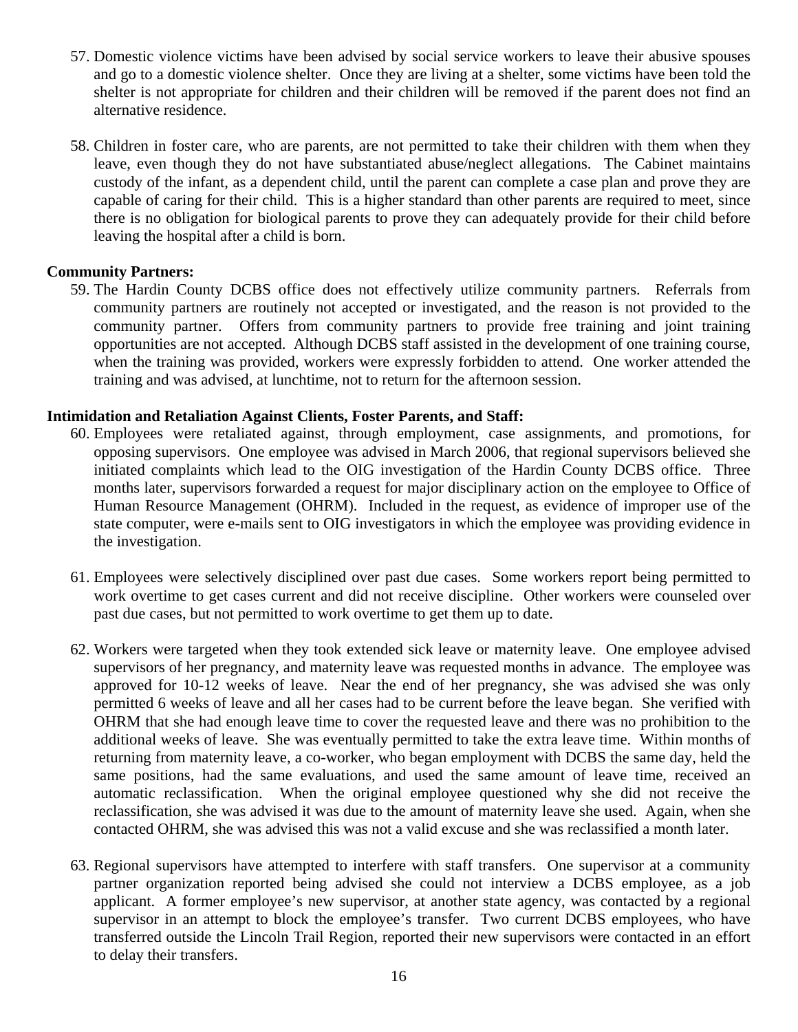57. Domestic violence victims have been advised by social service workers to leave their abusive spouses and go to a domestic violence shelter. Once they are living at a shelter, some victims have been told the shelter is not appropriate for children and their children will be removed if the parent does not find an alternative residence.

58. Children in foster care, who are parents, are not permitted to take their children with them when they leave, even though they do not have substantiated abuse/neglect allegations. The Cabinet maintains custody of the infant, as a dependent child, until the parent can complete a case plan and prove they are capable of caring for their child. This is a higher standard than other parents are required to meet, since there is no obligation for biological parents to prove they can adequately provide for their child before leaving the hospital after a child is born.

**Community Partners:**

59. The Hardin County DCBS office does not effectively utilize community partners. Referrals from community partners are routinely not accepted or investigated, and the reason is not provided to the community partner. Offers from community partners to provide free training and joint training opportunities are not accepted. Although DCBS staff assisted in the development of one training course, when the training was provided, workers were expressly forbidden to attend. One worker attended the training and was advised, at lunchtime, not to return for the afternoon session.

**Intimidation and Retaliation Against Clients, Foster Parents, and Staff:**

60. Employees were retaliated against, through employment, case assignments, and promotions, for opposing supervisors. One employee was advised in March 2006, that regional supervisors believed she initiated complaints which lead to the OIG investigation of the Hardin County DCBS office. Three months later, supervisors forwarded a request for major disciplinary action on the employee to Office of Human Resource Management (OHRM). Included in the request, as evidence of improper use of the state computer, were e-mails sent to OIG investigators in which the employee was providing evidence in the investigation.

61. Employees were selectively disciplined over past due cases. Some workers report being permitted to work overtime to get cases current and did not receive discipline. Other workers were counseled over past due cases, but not permitted to work overtime to get them up to date.

62. Workers were targeted when they took extended sick leave or maternity leave. One employee advised supervisors of her pregnancy, and maternity leave was requested months in advance. The employee was approved for 10-12 weeks of leave. Near the end of her pregnancy, she was advised she was only permitted 6 weeks of leave and all her cases had to be current before the leave began. She verified with OHRM that she had enough leave time to cover the requested leave and there was no prohibition to the additional weeks of leave. She was eventually permitted to take the extra leave time. Within months of returning from maternity leave, a co-worker, who began employment with DCBS the same day, held the same positions, had the same evaluations, and used the same amount of leave time, received an automatic reclassification. When the original employee questioned why she did not receive the reclassification, she was advised it was due to the amount of maternity leave she used. Again, when she contacted OHRM, she was advised this was not a valid excuse and she was reclassified a month later.

63. Regional supervisors have attempted to interfere with staff transfers. One supervisor at a community partner organization reported being advised she could not interview a DCBS employee, as a job applicant. A former employee's new supervisor, at another state agency, was contacted by a regional supervisor in an attempt to block the employee's transfer. Two current DCBS employees, who have transferred outside the Lincoln Trail Region, reported their new supervisors were contacted in an effort to delay their transfers.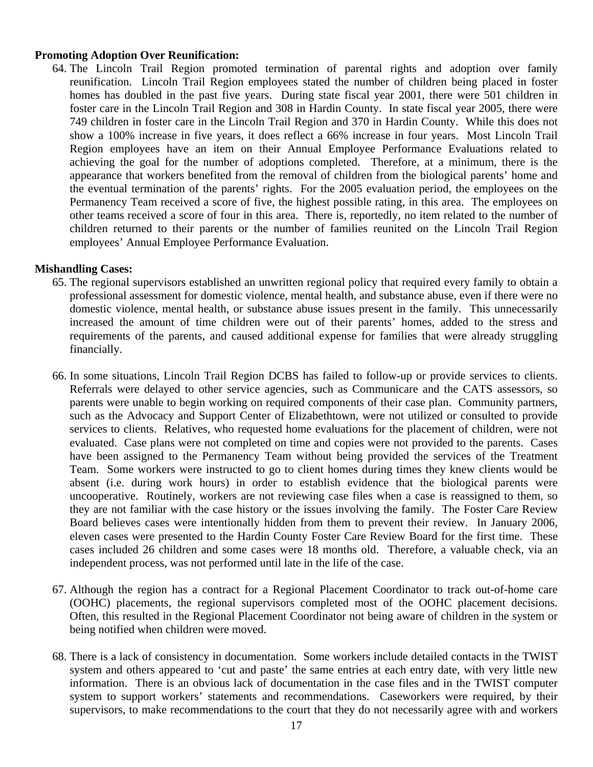**Promoting Adoption Over Reunification:**

64. The Lincoln Trail Region promoted termination of parental rights and adoption over family reunification. Lincoln Trail Region employees stated the number of children being placed in foster homes has doubled in the past five years. During state fiscal year 2001, there were 501 children in foster care in the Lincoln Trail Region and 308 in Hardin County. In state fiscal year 2005, there were 749 children in foster care in the Lincoln Trail Region and 370 in Hardin County. While this does not show a 100% increase in five years, it does reflect a 66% increase in four years. Most Lincoln Trail Region employees have an item on their Annual Employee Performance Evaluations related to achieving the goal for the number of adoptions completed. Therefore, at a minimum, there is the appearance that workers benefited from the removal of children from the biological parents' home and the eventual termination of the parents' rights. For the 2005 evaluation period, the employees on the Permanency Team received a score of five, the highest possible rating, in this area. The employees on other teams received a score of four in this area. There is, reportedly, no item related to the number of children returned to their parents or the number of families reunited on the Lincoln Trail Region employees' Annual Employee Performance Evaluation.

**Mishandling Cases:**

65. The regional supervisors established an unwritten regional policy that required every family to obtain a professional assessment for domestic violence, mental health, and substance abuse, even if there were no domestic violence, mental health, or substance abuse issues present in the family. This unnecessarily increased the amount of time children were out of their parents' homes, added to the stress and requirements of the parents, and caused additional expense for families that were already struggling financially.

66. In some situations, Lincoln Trail Region DCBS has failed to follow-up or provide services to clients. Referrals were delayed to other service agencies, such as Communicare and the CATS assessors, so parents were unable to begin working on required components of their case plan. Community partners, such as the Advocacy and Support Center of Elizabethtown, were not utilized or consulted to provide services to clients. Relatives, who requested home evaluations for the placement of children, were not evaluated. Case plans were not completed on time and copies were not provided to the parents. Cases have been assigned to the Permanency Team without being provided the services of the Treatment Team. Some workers were instructed to go to client homes during times they knew clients would be absent (i.e. during work hours) in order to establish evidence that the biological parents were uncooperative. Routinely, workers are not reviewing case files when a case is reassigned to them, so they are not familiar with the case history or the issues involving the family. The Foster Care Review Board believes cases were intentionally hidden from them to prevent their review. In January 2006, eleven cases were presented to the Hardin County Foster Care Review Board for the first time. These cases included 26 children and some cases were 18 months old. Therefore, a valuable check, via an independent process, was not performed until late in the life of the case.

67. Although the region has a contract for a Regional Placement Coordinator to track out-of-home care (OOHC) placements, the regional supervisors completed most of the OOHC placement decisions. Often, this resulted in the Regional Placement Coordinator not being aware of children in the system or being notified when children were moved.

68. There is a lack of consistency in documentation. Some workers include detailed contacts in the TWIST system and others appeared to 'cut and paste' the same entries at each entry date, with very little new information. There is an obvious lack of documentation in the case files and in the TWIST computer system to support workers' statements and recommendations. Caseworkers were required, by their supervisors, to make recommendations to the court that they do not necessarily agree with and workers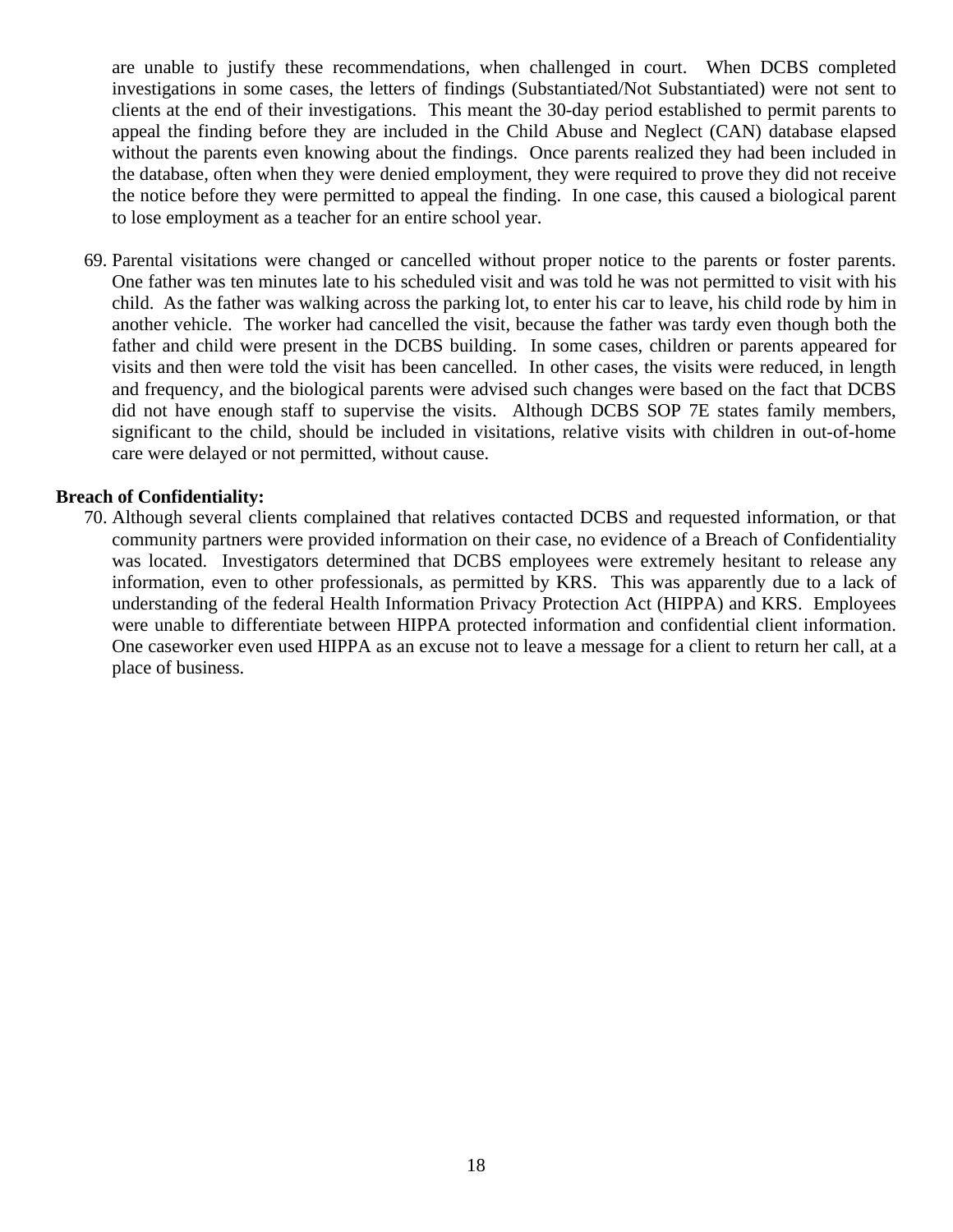are unable to justify these recommendations, when challenged in court. When DCBS completed investigations in some cases, the letters of findings (Substantiated/Not Substantiated) were not sent to clients at the end of their investigations. This meant the 30-day period established to permit parents to appeal the finding before they are included in the Child Abuse and Neglect (CAN) database elapsed without the parents even knowing about the findings. Once parents realized they had been included in the database, often when they were denied employment, they were required to prove they did not receive the notice before they were permitted to appeal the finding. In one case, this caused a biological parent to lose employment as a teacher for an entire school year.

69. Parental visitations were changed or cancelled without proper notice to the parents or foster parents. One father was ten minutes late to his scheduled visit and was told he was not permitted to visit with his child. As the father was walking across the parking lot, to enter his car to leave, his child rode by him in another vehicle. The worker had cancelled the visit, because the father was tardy even though both the father and child were present in the DCBS building. In some cases, children or parents appeared for visits and then were told the visit has been cancelled. In other cases, the visits were reduced, in length and frequency, and the biological parents were advised such changes were based on the fact that DCBS did not have enough staff to supervise the visits. Although DCBS SOP 7E states family members, significant to the child, should be included in visitations, relative visits with children in out-of-home care were delayed or not permitted, without cause.

**Breach of Confidentiality:**

70. Although several clients complained that relatives contacted DCBS and requested information, or that community partners were provided information on their case, no evidence of a Breach of Confidentiality was located. Investigators determined that DCBS employees were extremely hesitant to release any information, even to other professionals, as permitted by KRS. This was apparently due to a lack of understanding of the federal Health Information Privacy Protection Act (HIPPA) and KRS. Employees were unable to differentiate between HIPPA protected information and confidential client information. One caseworker even used HIPPA as an excuse not to leave a message for a client to return her call, at a place of business.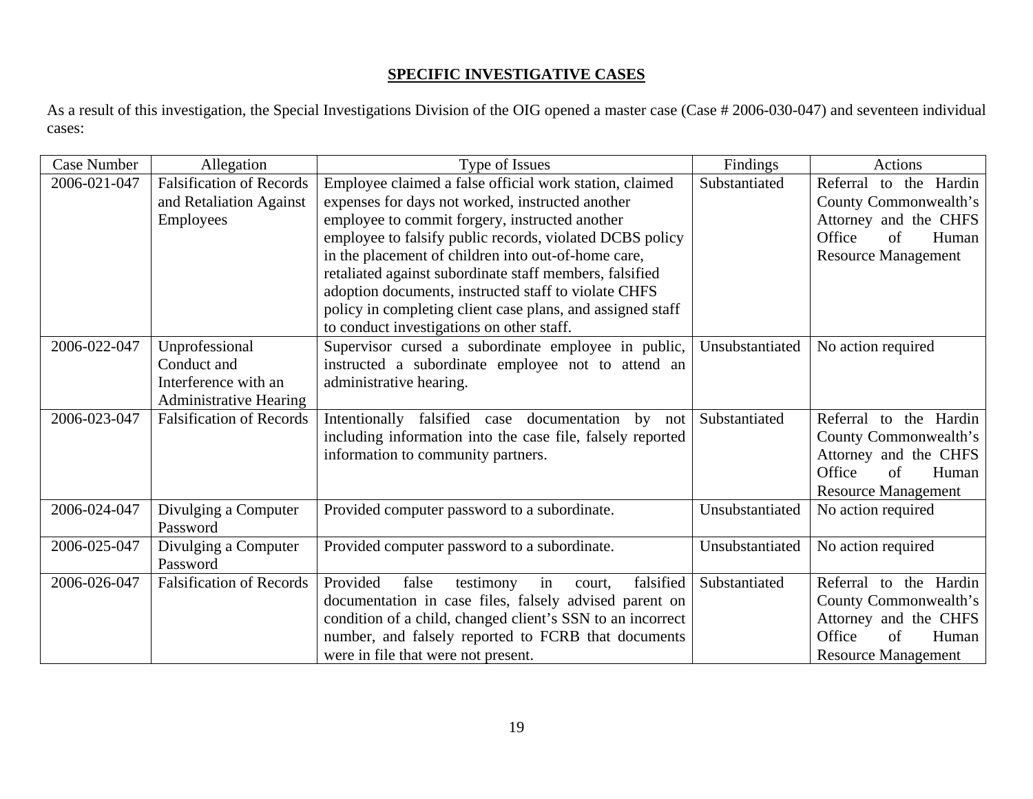## SPECIFIC INVESTIGATIVE CASES

As a result of this investigation, the Special Investigations Division of the OIG opened a master case (Case # 2006-030-047) and seventeen individual cases:

| Case Number | Allegation | Type of Issues | Findings | Actions |
|---|---|---|---|---|
| 2006-021-047 | Falsification of Records and Retaliation Against Employees | Employee claimed a false official work station, claimed expenses for days not worked, instructed another employee to commit forgery, instructed another employee to falsify public records, violated DCBS policy in the placement of children into out-of-home care, retaliated against subordinate staff members, falsified adoption documents, instructed staff to violate CHFS policy in completing client case plans, and assigned staff to conduct investigations on other staff. | Substantiated | Referral to the Hardin County Commonwealth's Attorney and the CHFS Office of Human Resource Management |
| 2006-022-047 | Unprofessional Conduct and Interference with an Administrative Hearing | Supervisor cursed a subordinate employee in public, instructed a subordinate employee not to attend an administrative hearing. | Unsubstantiated | No action required |
| 2006-023-047 | Falsification of Records | Intentionally falsified case documentation by not including information into the case file, falsely reported information to community partners. | Substantiated | Referral to the Hardin County Commonwealth's Attorney and the CHFS Office of Human Resource Management |
| 2006-024-047 | Divulging a Computer Password | Provided computer password to a subordinate. | Unsubstantiated | No action required |
| 2006-025-047 | Divulging a Computer Password | Provided computer password to a subordinate. | Unsubstantiated | No action required |
| 2006-026-047 | Falsification of Records | Provided false testimony in court, falsified documentation in case files, falsely advised parent on condition of a child, changed client's SSN to an incorrect number, and falsely reported to FCRB that documents were in file that were not present. | Substantiated | Referral to the Hardin County Commonwealth's Attorney and the CHFS Office of Human Resource Management |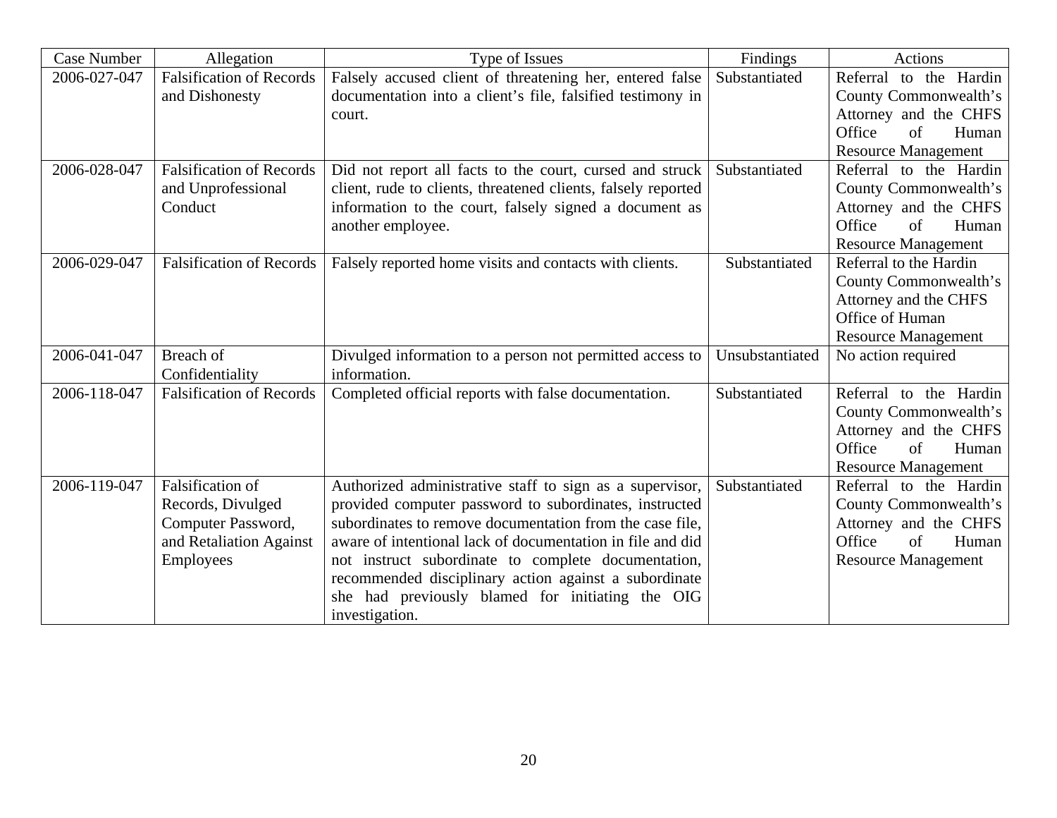| Case Number | Allegation | Type of Issues | Findings | Actions |
|---|---|---|---|---|
| 2006-027-047 | Falsification of Records and Dishonesty | Falsely accused client of threatening her, entered false documentation into a client's file, falsified testimony in court. | Substantiated | Referral to the Hardin County Commonwealth's Attorney and the CHFS Office of Human Resource Management |
| 2006-028-047 | Falsification of Records and Unprofessional Conduct | Did not report all facts to the court, cursed and struck client, rude to clients, threatened clients, falsely reported information to the court, falsely signed a document as another employee. | Substantiated | Referral to the Hardin County Commonwealth's Attorney and the CHFS Office of Human Resource Management |
| 2006-029-047 | Falsification of Records | Falsely reported home visits and contacts with clients. | Substantiated | Referral to the Hardin County Commonwealth's Attorney and the CHFS Office of Human Resource Management |
| 2006-041-047 | Breach of Confidentiality | Divulged information to a person not permitted access to information. | Unsubstantiated | No action required |
| 2006-118-047 | Falsification of Records | Completed official reports with false documentation. | Substantiated | Referral to the Hardin County Commonwealth's Attorney and the CHFS Office of Human Resource Management |
| 2006-119-047 | Falsification of Records, Divulged Computer Password, and Retaliation Against Employees | Authorized administrative staff to sign as a supervisor, provided computer password to subordinates, instructed subordinates to remove documentation from the case file, aware of intentional lack of documentation in file and did not instruct subordinate to complete documentation, recommended disciplinary action against a subordinate she had previously blamed for initiating the OIG investigation. | Substantiated | Referral to the Hardin County Commonwealth's Attorney and the CHFS Office of Human Resource Management |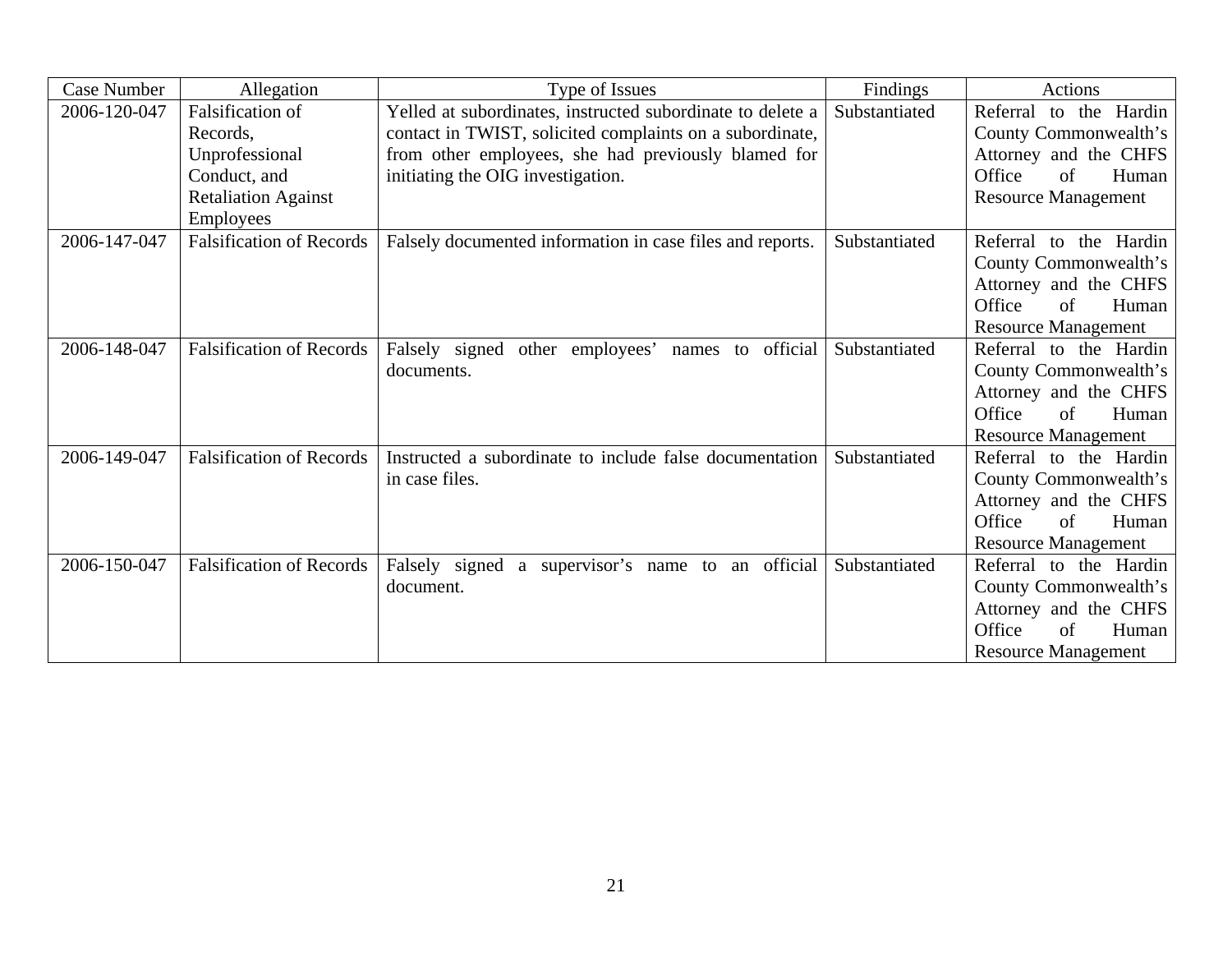| Case Number | Allegation | Type of Issues | Findings | Actions |
|---|---|---|---|---|
| 2006-120-047 | Falsification of Records, Unprofessional Conduct, and Retaliation Against Employees | Yelled at subordinates, instructed subordinate to delete a contact in TWIST, solicited complaints on a subordinate, from other employees, she had previously blamed for initiating the OIG investigation. | Substantiated | Referral to the Hardin County Commonwealth's Attorney and the CHFS Office of Human Resource Management |
| 2006-147-047 | Falsification of Records | Falsely documented information in case files and reports. | Substantiated | Referral to the Hardin County Commonwealth's Attorney and the CHFS Office of Human Resource Management |
| 2006-148-047 | Falsification of Records | Falsely signed other employees' names to official documents. | Substantiated | Referral to the Hardin County Commonwealth's Attorney and the CHFS Office of Human Resource Management |
| 2006-149-047 | Falsification of Records | Instructed a subordinate to include false documentation in case files. | Substantiated | Referral to the Hardin County Commonwealth's Attorney and the CHFS Office of Human Resource Management |
| 2006-150-047 | Falsification of Records | Falsely signed a supervisor's name to an official document. | Substantiated | Referral to the Hardin County Commonwealth's Attorney and the CHFS Office of Human Resource Management |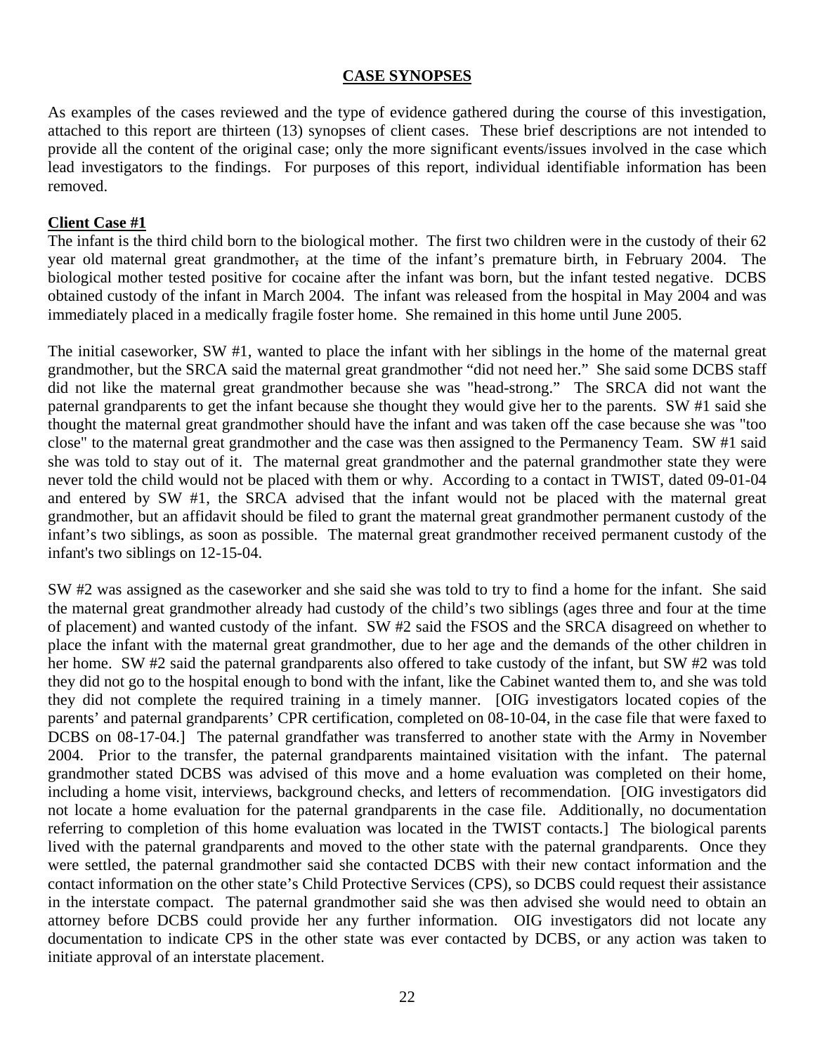## CASE SYNOPSES

As examples of the cases reviewed and the type of evidence gathered during the course of this investigation, attached to this report are thirteen (13) synopses of client cases. These brief descriptions are not intended to provide all the content of the original case; only the more significant events/issues involved in the case which lead investigators to the findings. For purposes of this report, individual identifiable information has been removed.

### Client Case #1

The infant is the third child born to the biological mother. The first two children were in the custody of their 62 year old maternal great grandmother, at the time of the infant's premature birth, in February 2004. The biological mother tested positive for cocaine after the infant was born, but the infant tested negative. DCBS obtained custody of the infant in March 2004. The infant was released from the hospital in May 2004 and was immediately placed in a medically fragile foster home. She remained in this home until June 2005.

The initial caseworker, SW #1, wanted to place the infant with her siblings in the home of the maternal great grandmother, but the SRCA said the maternal great grandmother "did not need her." She said some DCBS staff did not like the maternal great grandmother because she was "head-strong." The SRCA did not want the paternal grandparents to get the infant because she thought they would give her to the parents. SW #1 said she thought the maternal great grandmother should have the infant and was taken off the case because she was "too close" to the maternal great grandmother and the case was then assigned to the Permanency Team. SW #1 said she was told to stay out of it. The maternal great grandmother and the paternal grandmother state they were never told the child would not be placed with them or why. According to a contact in TWIST, dated 09-01-04 and entered by SW #1, the SRCA advised that the infant would not be placed with the maternal great grandmother, but an affidavit should be filed to grant the maternal great grandmother permanent custody of the infant's two siblings, as soon as possible. The maternal great grandmother received permanent custody of the infant's two siblings on 12-15-04.

SW #2 was assigned as the caseworker and she said she was told to try to find a home for the infant. She said the maternal great grandmother already had custody of the child's two siblings (ages three and four at the time of placement) and wanted custody of the infant. SW #2 said the FSOS and the SRCA disagreed on whether to place the infant with the maternal great grandmother, due to her age and the demands of the other children in her home. SW #2 said the paternal grandparents also offered to take custody of the infant, but SW #2 was told they did not go to the hospital enough to bond with the infant, like the Cabinet wanted them to, and she was told they did not complete the required training in a timely manner. [OIG investigators located copies of the parents' and paternal grandparents' CPR certification, completed on 08-10-04, in the case file that were faxed to DCBS on 08-17-04.] The paternal grandfather was transferred to another state with the Army in November 2004. Prior to the transfer, the paternal grandparents maintained visitation with the infant. The paternal grandmother stated DCBS was advised of this move and a home evaluation was completed on their home, including a home visit, interviews, background checks, and letters of recommendation. [OIG investigators did not locate a home evaluation for the paternal grandparents in the case file. Additionally, no documentation referring to completion of this home evaluation was located in the TWIST contacts.] The biological parents lived with the paternal grandparents and moved to the other state with the paternal grandparents. Once they were settled, the paternal grandmother said she contacted DCBS with their new contact information and the contact information on the other state's Child Protective Services (CPS), so DCBS could request their assistance in the interstate compact. The paternal grandmother said she was then advised she would need to obtain an attorney before DCBS could provide her any further information. OIG investigators did not locate any documentation to indicate CPS in the other state was ever contacted by DCBS, or any action was taken to initiate approval of an interstate placement.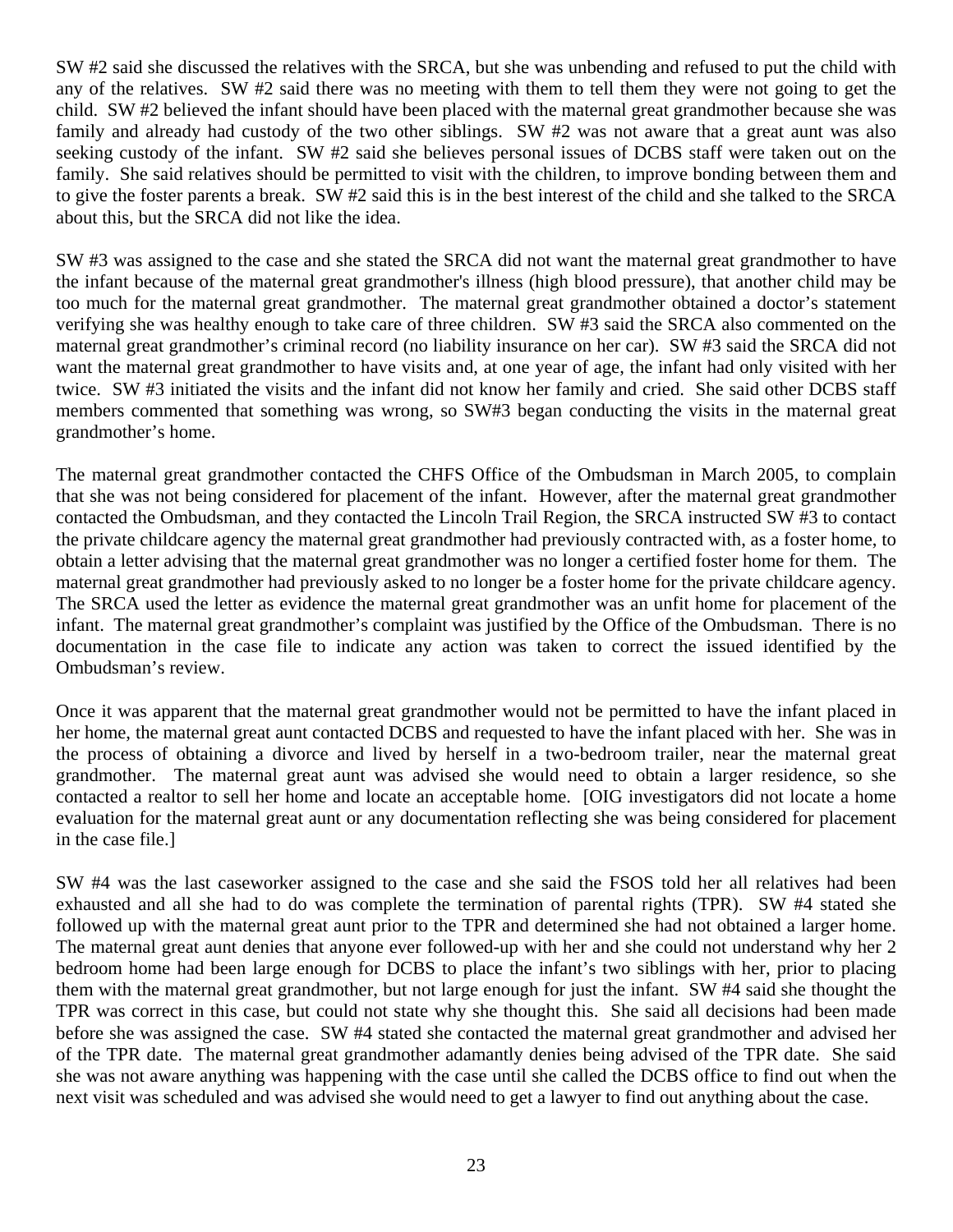SW #2 said she discussed the relatives with the SRCA, but she was unbending and refused to put the child with any of the relatives. SW #2 said there was no meeting with them to tell them they were not going to get the child. SW #2 believed the infant should have been placed with the maternal great grandmother because she was family and already had custody of the two other siblings. SW #2 was not aware that a great aunt was also seeking custody of the infant. SW #2 said she believes personal issues of DCBS staff were taken out on the family. She said relatives should be permitted to visit with the children, to improve bonding between them and to give the foster parents a break. SW #2 said this is in the best interest of the child and she talked to the SRCA about this, but the SRCA did not like the idea.

SW #3 was assigned to the case and she stated the SRCA did not want the maternal great grandmother to have the infant because of the maternal great grandmother's illness (high blood pressure), that another child may be too much for the maternal great grandmother. The maternal great grandmother obtained a doctor's statement verifying she was healthy enough to take care of three children. SW #3 said the SRCA also commented on the maternal great grandmother's criminal record (no liability insurance on her car). SW #3 said the SRCA did not want the maternal great grandmother to have visits and, at one year of age, the infant had only visited with her twice. SW #3 initiated the visits and the infant did not know her family and cried. She said other DCBS staff members commented that something was wrong, so SW#3 began conducting the visits in the maternal great grandmother's home.

The maternal great grandmother contacted the CHFS Office of the Ombudsman in March 2005, to complain that she was not being considered for placement of the infant. However, after the maternal great grandmother contacted the Ombudsman, and they contacted the Lincoln Trail Region, the SRCA instructed SW #3 to contact the private childcare agency the maternal great grandmother had previously contracted with, as a foster home, to obtain a letter advising that the maternal great grandmother was no longer a certified foster home for them. The maternal great grandmother had previously asked to no longer be a foster home for the private childcare agency. The SRCA used the letter as evidence the maternal great grandmother was an unfit home for placement of the infant. The maternal great grandmother's complaint was justified by the Office of the Ombudsman. There is no documentation in the case file to indicate any action was taken to correct the issued identified by the Ombudsman's review.

Once it was apparent that the maternal great grandmother would not be permitted to have the infant placed in her home, the maternal great aunt contacted DCBS and requested to have the infant placed with her. She was in the process of obtaining a divorce and lived by herself in a two-bedroom trailer, near the maternal great grandmother. The maternal great aunt was advised she would need to obtain a larger residence, so she contacted a realtor to sell her home and locate an acceptable home. [OIG investigators did not locate a home evaluation for the maternal great aunt or any documentation reflecting she was being considered for placement in the case file.]

SW #4 was the last caseworker assigned to the case and she said the FSOS told her all relatives had been exhausted and all she had to do was complete the termination of parental rights (TPR). SW #4 stated she followed up with the maternal great aunt prior to the TPR and determined she had not obtained a larger home. The maternal great aunt denies that anyone ever followed-up with her and she could not understand why her 2 bedroom home had been large enough for DCBS to place the infant's two siblings with her, prior to placing them with the maternal great grandmother, but not large enough for just the infant. SW #4 said she thought the TPR was correct in this case, but could not state why she thought this. She said all decisions had been made before she was assigned the case. SW #4 stated she contacted the maternal great grandmother and advised her of the TPR date. The maternal great grandmother adamantly denies being advised of the TPR date. She said she was not aware anything was happening with the case until she called the DCBS office to find out when the next visit was scheduled and was advised she would need to get a lawyer to find out anything about the case.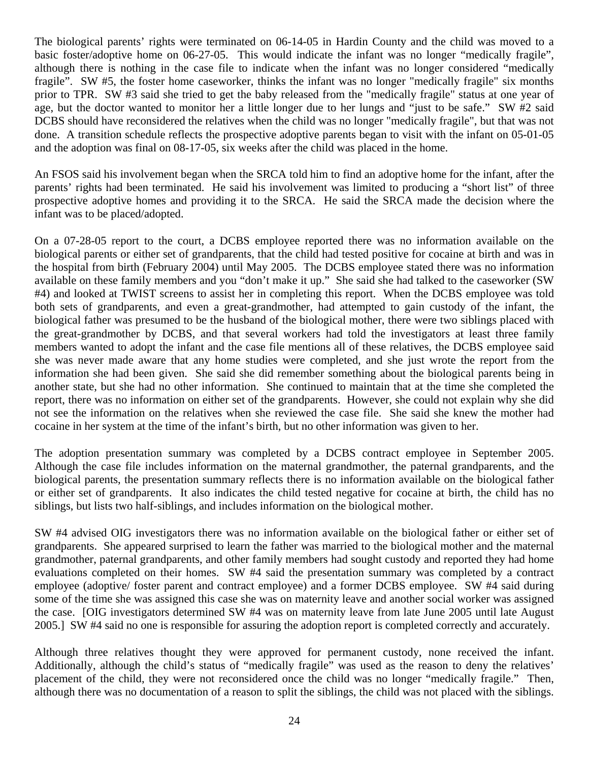The biological parents' rights were terminated on 06-14-05 in Hardin County and the child was moved to a basic foster/adoptive home on 06-27-05. This would indicate the infant was no longer "medically fragile", although there is nothing in the case file to indicate when the infant was no longer considered "medically fragile". SW #5, the foster home caseworker, thinks the infant was no longer "medically fragile" six months prior to TPR. SW #3 said she tried to get the baby released from the "medically fragile" status at one year of age, but the doctor wanted to monitor her a little longer due to her lungs and "just to be safe." SW #2 said DCBS should have reconsidered the relatives when the child was no longer "medically fragile", but that was not done. A transition schedule reflects the prospective adoptive parents began to visit with the infant on 05-01-05 and the adoption was final on 08-17-05, six weeks after the child was placed in the home.

An FSOS said his involvement began when the SRCA told him to find an adoptive home for the infant, after the parents' rights had been terminated. He said his involvement was limited to producing a "short list" of three prospective adoptive homes and providing it to the SRCA. He said the SRCA made the decision where the infant was to be placed/adopted.

On a 07-28-05 report to the court, a DCBS employee reported there was no information available on the biological parents or either set of grandparents, that the child had tested positive for cocaine at birth and was in the hospital from birth (February 2004) until May 2005. The DCBS employee stated there was no information available on these family members and you "don't make it up." She said she had talked to the caseworker (SW #4) and looked at TWIST screens to assist her in completing this report. When the DCBS employee was told both sets of grandparents, and even a great-grandmother, had attempted to gain custody of the infant, the biological father was presumed to be the husband of the biological mother, there were two siblings placed with the great-grandmother by DCBS, and that several workers had told the investigators at least three family members wanted to adopt the infant and the case file mentions all of these relatives, the DCBS employee said she was never made aware that any home studies were completed, and she just wrote the report from the information she had been given. She said she did remember something about the biological parents being in another state, but she had no other information. She continued to maintain that at the time she completed the report, there was no information on either set of the grandparents. However, she could not explain why she did not see the information on the relatives when she reviewed the case file. She said she knew the mother had cocaine in her system at the time of the infant's birth, but no other information was given to her.

The adoption presentation summary was completed by a DCBS contract employee in September 2005. Although the case file includes information on the maternal grandmother, the paternal grandparents, and the biological parents, the presentation summary reflects there is no information available on the biological father or either set of grandparents. It also indicates the child tested negative for cocaine at birth, the child has no siblings, but lists two half-siblings, and includes information on the biological mother.

SW #4 advised OIG investigators there was no information available on the biological father or either set of grandparents. She appeared surprised to learn the father was married to the biological mother and the maternal grandmother, paternal grandparents, and other family members had sought custody and reported they had home evaluations completed on their homes. SW #4 said the presentation summary was completed by a contract employee (adoptive/ foster parent and contract employee) and a former DCBS employee. SW #4 said during some of the time she was assigned this case she was on maternity leave and another social worker was assigned the case. [OIG investigators determined SW #4 was on maternity leave from late June 2005 until late August 2005.] SW #4 said no one is responsible for assuring the adoption report is completed correctly and accurately.

Although three relatives thought they were approved for permanent custody, none received the infant. Additionally, although the child's status of "medically fragile" was used as the reason to deny the relatives' placement of the child, they were not reconsidered once the child was no longer "medically fragile." Then, although there was no documentation of a reason to split the siblings, the child was not placed with the siblings.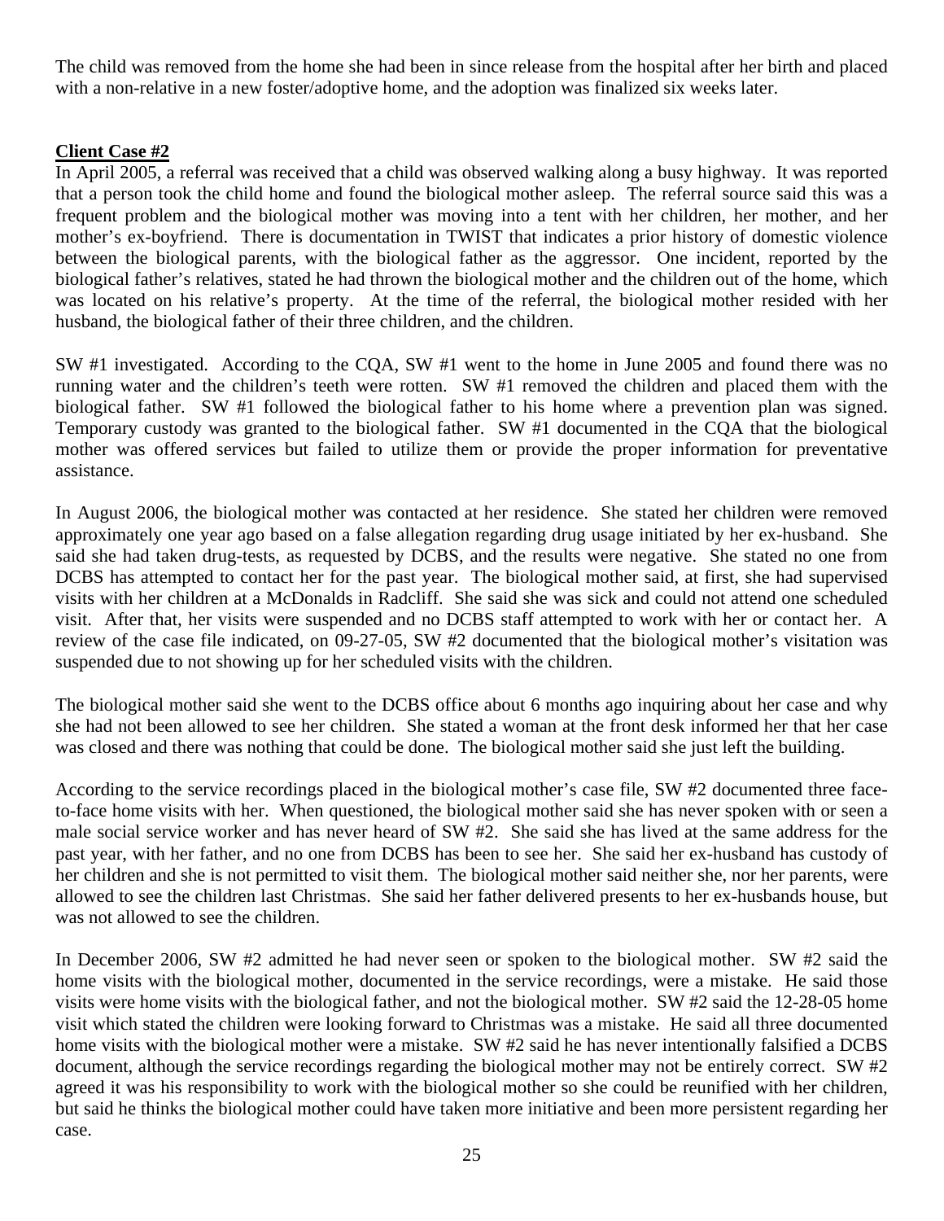The child was removed from the home she had been in since release from the hospital after her birth and placed with a non-relative in a new foster/adoptive home, and the adoption was finalized six weeks later.

**Client Case #2**

In April 2005, a referral was received that a child was observed walking along a busy highway. It was reported that a person took the child home and found the biological mother asleep. The referral source said this was a frequent problem and the biological mother was moving into a tent with her children, her mother, and her mother's ex-boyfriend. There is documentation in TWIST that indicates a prior history of domestic violence between the biological parents, with the biological father as the aggressor. One incident, reported by the biological father's relatives, stated he had thrown the biological mother and the children out of the home, which was located on his relative's property. At the time of the referral, the biological mother resided with her husband, the biological father of their three children, and the children.

SW #1 investigated. According to the CQA, SW #1 went to the home in June 2005 and found there was no running water and the children's teeth were rotten. SW #1 removed the children and placed them with the biological father. SW #1 followed the biological father to his home where a prevention plan was signed. Temporary custody was granted to the biological father. SW #1 documented in the CQA that the biological mother was offered services but failed to utilize them or provide the proper information for preventative assistance.

In August 2006, the biological mother was contacted at her residence. She stated her children were removed approximately one year ago based on a false allegation regarding drug usage initiated by her ex-husband. She said she had taken drug-tests, as requested by DCBS, and the results were negative. She stated no one from DCBS has attempted to contact her for the past year. The biological mother said, at first, she had supervised visits with her children at a McDonalds in Radcliff. She said she was sick and could not attend one scheduled visit. After that, her visits were suspended and no DCBS staff attempted to work with her or contact her. A review of the case file indicated, on 09-27-05, SW #2 documented that the biological mother's visitation was suspended due to not showing up for her scheduled visits with the children.

The biological mother said she went to the DCBS office about 6 months ago inquiring about her case and why she had not been allowed to see her children. She stated a woman at the front desk informed her that her case was closed and there was nothing that could be done. The biological mother said she just left the building.

According to the service recordings placed in the biological mother's case file, SW #2 documented three face-to-face home visits with her. When questioned, the biological mother said she has never spoken with or seen a male social service worker and has never heard of SW #2. She said she has lived at the same address for the past year, with her father, and no one from DCBS has been to see her. She said her ex-husband has custody of her children and she is not permitted to visit them. The biological mother said neither she, nor her parents, were allowed to see the children last Christmas. She said her father delivered presents to her ex-husbands house, but was not allowed to see the children.

In December 2006, SW #2 admitted he had never seen or spoken to the biological mother. SW #2 said the home visits with the biological mother, documented in the service recordings, were a mistake. He said those visits were home visits with the biological father, and not the biological mother. SW #2 said the 12-28-05 home visit which stated the children were looking forward to Christmas was a mistake. He said all three documented home visits with the biological mother were a mistake. SW #2 said he has never intentionally falsified a DCBS document, although the service recordings regarding the biological mother may not be entirely correct. SW #2 agreed it was his responsibility to work with the biological mother so she could be reunified with her children, but said he thinks the biological mother could have taken more initiative and been more persistent regarding her case.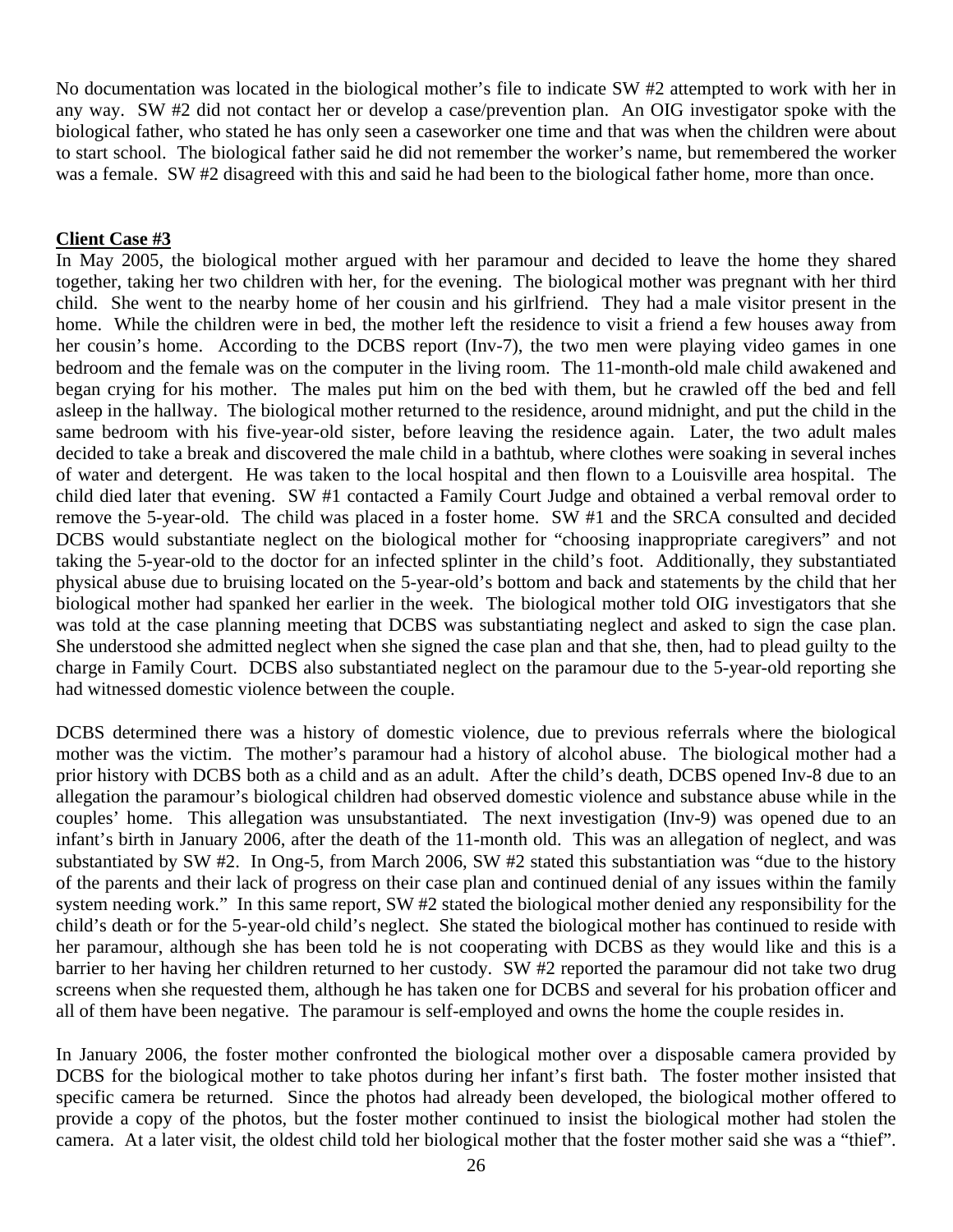No documentation was located in the biological mother's file to indicate SW #2 attempted to work with her in any way. SW #2 did not contact her or develop a case/prevention plan. An OIG investigator spoke with the biological father, who stated he has only seen a caseworker one time and that was when the children were about to start school. The biological father said he did not remember the worker's name, but remembered the worker was a female. SW #2 disagreed with this and said he had been to the biological father home, more than once.

**Client Case #3**

In May 2005, the biological mother argued with her paramour and decided to leave the home they shared together, taking her two children with her, for the evening. The biological mother was pregnant with her third child. She went to the nearby home of her cousin and his girlfriend. They had a male visitor present in the home. While the children were in bed, the mother left the residence to visit a friend a few houses away from her cousin's home. According to the DCBS report (Inv-7), the two men were playing video games in one bedroom and the female was on the computer in the living room. The 11-month-old male child awakened and began crying for his mother. The males put him on the bed with them, but he crawled off the bed and fell asleep in the hallway. The biological mother returned to the residence, around midnight, and put the child in the same bedroom with his five-year-old sister, before leaving the residence again. Later, the two adult males decided to take a break and discovered the male child in a bathtub, where clothes were soaking in several inches of water and detergent. He was taken to the local hospital and then flown to a Louisville area hospital. The child died later that evening. SW #1 contacted a Family Court Judge and obtained a verbal removal order to remove the 5-year-old. The child was placed in a foster home. SW #1 and the SRCA consulted and decided DCBS would substantiate neglect on the biological mother for "choosing inappropriate caregivers" and not taking the 5-year-old to the doctor for an infected splinter in the child's foot. Additionally, they substantiated physical abuse due to bruising located on the 5-year-old's bottom and back and statements by the child that her biological mother had spanked her earlier in the week. The biological mother told OIG investigators that she was told at the case planning meeting that DCBS was substantiating neglect and asked to sign the case plan. She understood she admitted neglect when she signed the case plan and that she, then, had to plead guilty to the charge in Family Court. DCBS also substantiated neglect on the paramour due to the 5-year-old reporting she had witnessed domestic violence between the couple.

DCBS determined there was a history of domestic violence, due to previous referrals where the biological mother was the victim. The mother's paramour had a history of alcohol abuse. The biological mother had a prior history with DCBS both as a child and as an adult. After the child's death, DCBS opened Inv-8 due to an allegation the paramour's biological children had observed domestic violence and substance abuse while in the couples' home. This allegation was unsubstantiated. The next investigation (Inv-9) was opened due to an infant's birth in January 2006, after the death of the 11-month old. This was an allegation of neglect, and was substantiated by SW #2. In Ong-5, from March 2006, SW #2 stated this substantiation was "due to the history of the parents and their lack of progress on their case plan and continued denial of any issues within the family system needing work." In this same report, SW #2 stated the biological mother denied any responsibility for the child's death or for the 5-year-old child's neglect. She stated the biological mother has continued to reside with her paramour, although she has been told he is not cooperating with DCBS as they would like and this is a barrier to her having her children returned to her custody. SW #2 reported the paramour did not take two drug screens when she requested them, although he has taken one for DCBS and several for his probation officer and all of them have been negative. The paramour is self-employed and owns the home the couple resides in.

In January 2006, the foster mother confronted the biological mother over a disposable camera provided by DCBS for the biological mother to take photos during her infant's first bath. The foster mother insisted that specific camera be returned. Since the photos had already been developed, the biological mother offered to provide a copy of the photos, but the foster mother continued to insist the biological mother had stolen the camera. At a later visit, the oldest child told her biological mother that the foster mother said she was a "thief".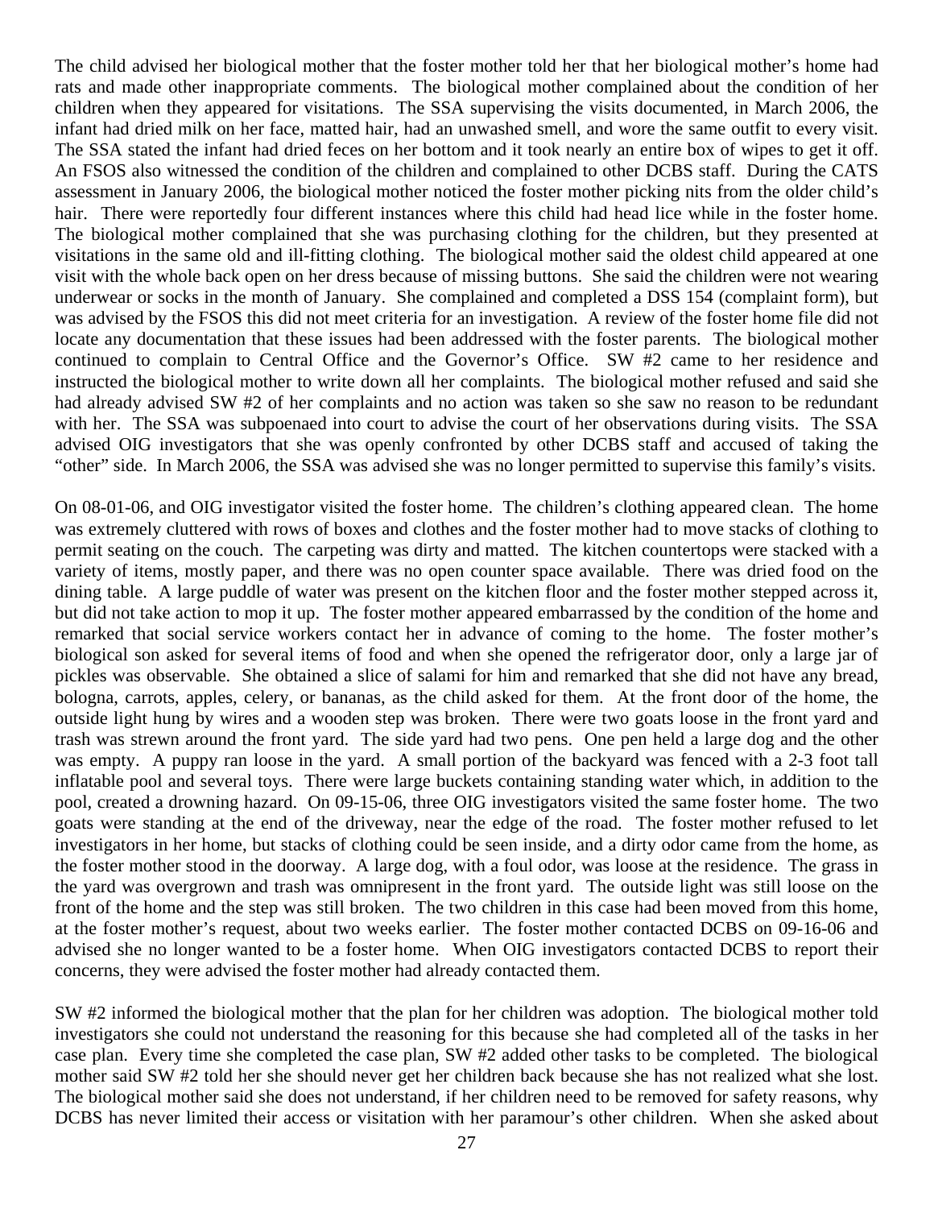The child advised her biological mother that the foster mother told her that her biological mother's home had rats and made other inappropriate comments. The biological mother complained about the condition of her children when they appeared for visitations. The SSA supervising the visits documented, in March 2006, the infant had dried milk on her face, matted hair, had an unwashed smell, and wore the same outfit to every visit. The SSA stated the infant had dried feces on her bottom and it took nearly an entire box of wipes to get it off. An FSOS also witnessed the condition of the children and complained to other DCBS staff. During the CATS assessment in January 2006, the biological mother noticed the foster mother picking nits from the older child's hair. There were reportedly four different instances where this child had head lice while in the foster home. The biological mother complained that she was purchasing clothing for the children, but they presented at visitations in the same old and ill-fitting clothing. The biological mother said the oldest child appeared at one visit with the whole back open on her dress because of missing buttons. She said the children were not wearing underwear or socks in the month of January. She complained and completed a DSS 154 (complaint form), but was advised by the FSOS this did not meet criteria for an investigation. A review of the foster home file did not locate any documentation that these issues had been addressed with the foster parents. The biological mother continued to complain to Central Office and the Governor's Office. SW #2 came to her residence and instructed the biological mother to write down all her complaints. The biological mother refused and said she had already advised SW #2 of her complaints and no action was taken so she saw no reason to be redundant with her. The SSA was subpoenaed into court to advise the court of her observations during visits. The SSA advised OIG investigators that she was openly confronted by other DCBS staff and accused of taking the "other" side. In March 2006, the SSA was advised she was no longer permitted to supervise this family's visits.

On 08-01-06, and OIG investigator visited the foster home. The children's clothing appeared clean. The home was extremely cluttered with rows of boxes and clothes and the foster mother had to move stacks of clothing to permit seating on the couch. The carpeting was dirty and matted. The kitchen countertops were stacked with a variety of items, mostly paper, and there was no open counter space available. There was dried food on the dining table. A large puddle of water was present on the kitchen floor and the foster mother stepped across it, but did not take action to mop it up. The foster mother appeared embarrassed by the condition of the home and remarked that social service workers contact her in advance of coming to the home. The foster mother's biological son asked for several items of food and when she opened the refrigerator door, only a large jar of pickles was observable. She obtained a slice of salami for him and remarked that she did not have any bread, bologna, carrots, apples, celery, or bananas, as the child asked for them. At the front door of the home, the outside light hung by wires and a wooden step was broken. There were two goats loose in the front yard and trash was strewn around the front yard. The side yard had two pens. One pen held a large dog and the other was empty. A puppy ran loose in the yard. A small portion of the backyard was fenced with a 2-3 foot tall inflatable pool and several toys. There were large buckets containing standing water which, in addition to the pool, created a drowning hazard. On 09-15-06, three OIG investigators visited the same foster home. The two goats were standing at the end of the driveway, near the edge of the road. The foster mother refused to let investigators in her home, but stacks of clothing could be seen inside, and a dirty odor came from the home, as the foster mother stood in the doorway. A large dog, with a foul odor, was loose at the residence. The grass in the yard was overgrown and trash was omnipresent in the front yard. The outside light was still loose on the front of the home and the step was still broken. The two children in this case had been moved from this home, at the foster mother's request, about two weeks earlier. The foster mother contacted DCBS on 09-16-06 and advised she no longer wanted to be a foster home. When OIG investigators contacted DCBS to report their concerns, they were advised the foster mother had already contacted them.

SW #2 informed the biological mother that the plan for her children was adoption. The biological mother told investigators she could not understand the reasoning for this because she had completed all of the tasks in her case plan. Every time she completed the case plan, SW #2 added other tasks to be completed. The biological mother said SW #2 told her she should never get her children back because she has not realized what she lost. The biological mother said she does not understand, if her children need to be removed for safety reasons, why DCBS has never limited their access or visitation with her paramour's other children. When she asked about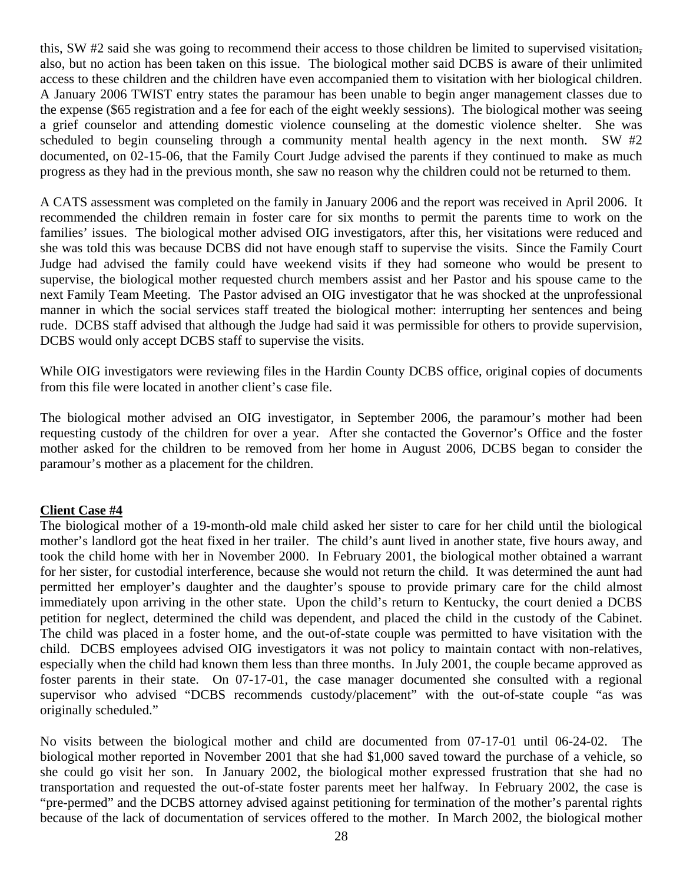this, SW #2 said she was going to recommend their access to those children be limited to supervised visitation, also, but no action has been taken on this issue. The biological mother said DCBS is aware of their unlimited access to these children and the children have even accompanied them to visitation with her biological children. A January 2006 TWIST entry states the paramour has been unable to begin anger management classes due to the expense ($65 registration and a fee for each of the eight weekly sessions). The biological mother was seeing a grief counselor and attending domestic violence counseling at the domestic violence shelter. She was scheduled to begin counseling through a community mental health agency in the next month. SW #2 documented, on 02-15-06, that the Family Court Judge advised the parents if they continued to make as much progress as they had in the previous month, she saw no reason why the children could not be returned to them.

A CATS assessment was completed on the family in January 2006 and the report was received in April 2006. It recommended the children remain in foster care for six months to permit the parents time to work on the families' issues. The biological mother advised OIG investigators, after this, her visitations were reduced and she was told this was because DCBS did not have enough staff to supervise the visits. Since the Family Court Judge had advised the family could have weekend visits if they had someone who would be present to supervise, the biological mother requested church members assist and her Pastor and his spouse came to the next Family Team Meeting. The Pastor advised an OIG investigator that he was shocked at the unprofessional manner in which the social services staff treated the biological mother: interrupting her sentences and being rude. DCBS staff advised that although the Judge had said it was permissible for others to provide supervision, DCBS would only accept DCBS staff to supervise the visits.

While OIG investigators were reviewing files in the Hardin County DCBS office, original copies of documents from this file were located in another client's case file.

The biological mother advised an OIG investigator, in September 2006, the paramour's mother had been requesting custody of the children for over a year. After she contacted the Governor's Office and the foster mother asked for the children to be removed from her home in August 2006, DCBS began to consider the paramour's mother as a placement for the children.

**Client Case #4**

The biological mother of a 19-month-old male child asked her sister to care for her child until the biological mother's landlord got the heat fixed in her trailer. The child's aunt lived in another state, five hours away, and took the child home with her in November 2000. In February 2001, the biological mother obtained a warrant for her sister, for custodial interference, because she would not return the child. It was determined the aunt had permitted her employer's daughter and the daughter's spouse to provide primary care for the child almost immediately upon arriving in the other state. Upon the child's return to Kentucky, the court denied a DCBS petition for neglect, determined the child was dependent, and placed the child in the custody of the Cabinet. The child was placed in a foster home, and the out-of-state couple was permitted to have visitation with the child. DCBS employees advised OIG investigators it was not policy to maintain contact with non-relatives, especially when the child had known them less than three months. In July 2001, the couple became approved as foster parents in their state. On 07-17-01, the case manager documented she consulted with a regional supervisor who advised "DCBS recommends custody/placement" with the out-of-state couple "as was originally scheduled."

No visits between the biological mother and child are documented from 07-17-01 until 06-24-02. The biological mother reported in November 2001 that she had $1,000 saved toward the purchase of a vehicle, so she could go visit her son. In January 2002, the biological mother expressed frustration that she had no transportation and requested the out-of-state foster parents meet her halfway. In February 2002, the case is "pre-permed" and the DCBS attorney advised against petitioning for termination of the mother's parental rights because of the lack of documentation of services offered to the mother. In March 2002, the biological mother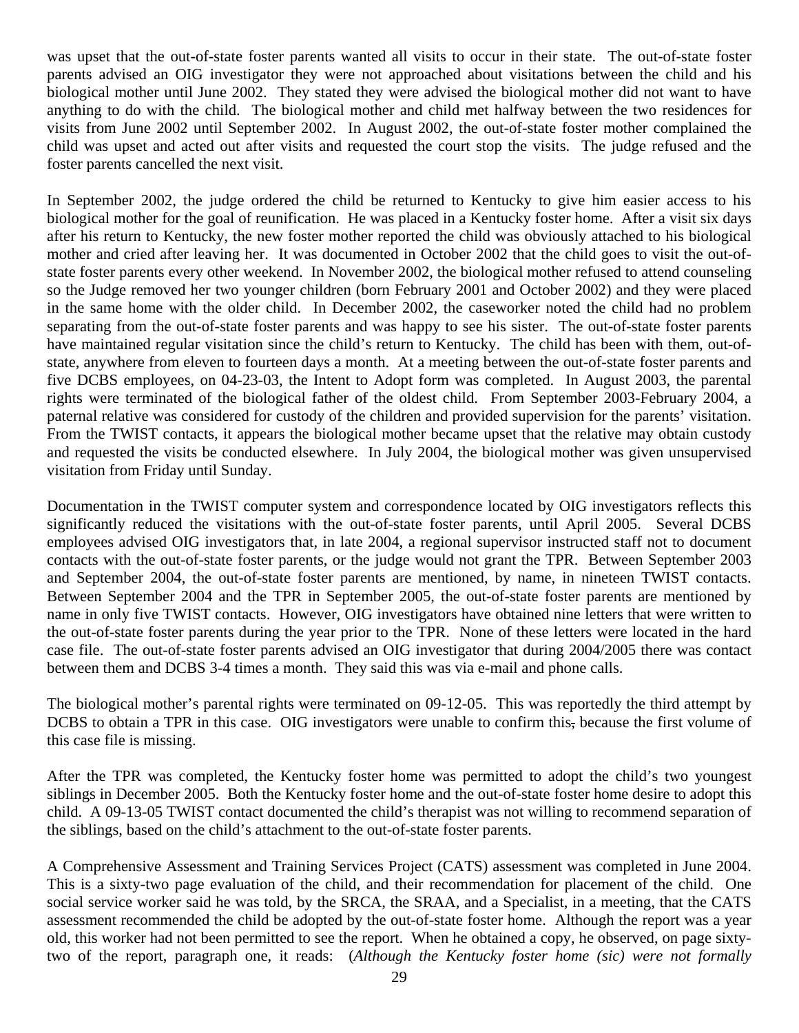was upset that the out-of-state foster parents wanted all visits to occur in their state. The out-of-state foster parents advised an OIG investigator they were not approached about visitations between the child and his biological mother until June 2002. They stated they were advised the biological mother did not want to have anything to do with the child. The biological mother and child met halfway between the two residences for visits from June 2002 until September 2002. In August 2002, the out-of-state foster mother complained the child was upset and acted out after visits and requested the court stop the visits. The judge refused and the foster parents cancelled the next visit.

In September 2002, the judge ordered the child be returned to Kentucky to give him easier access to his biological mother for the goal of reunification. He was placed in a Kentucky foster home. After a visit six days after his return to Kentucky, the new foster mother reported the child was obviously attached to his biological mother and cried after leaving her. It was documented in October 2002 that the child goes to visit the out-of-state foster parents every other weekend. In November 2002, the biological mother refused to attend counseling so the Judge removed her two younger children (born February 2001 and October 2002) and they were placed in the same home with the older child. In December 2002, the caseworker noted the child had no problem separating from the out-of-state foster parents and was happy to see his sister. The out-of-state foster parents have maintained regular visitation since the child's return to Kentucky. The child has been with them, out-of-state, anywhere from eleven to fourteen days a month. At a meeting between the out-of-state foster parents and five DCBS employees, on 04-23-03, the Intent to Adopt form was completed. In August 2003, the parental rights were terminated of the biological father of the oldest child. From September 2003-February 2004, a paternal relative was considered for custody of the children and provided supervision for the parents' visitation. From the TWIST contacts, it appears the biological mother became upset that the relative may obtain custody and requested the visits be conducted elsewhere. In July 2004, the biological mother was given unsupervised visitation from Friday until Sunday.

Documentation in the TWIST computer system and correspondence located by OIG investigators reflects this significantly reduced the visitations with the out-of-state foster parents, until April 2005. Several DCBS employees advised OIG investigators that, in late 2004, a regional supervisor instructed staff not to document contacts with the out-of-state foster parents, or the judge would not grant the TPR. Between September 2003 and September 2004, the out-of-state foster parents are mentioned, by name, in nineteen TWIST contacts. Between September 2004 and the TPR in September 2005, the out-of-state foster parents are mentioned by name in only five TWIST contacts. However, OIG investigators have obtained nine letters that were written to the out-of-state foster parents during the year prior to the TPR. None of these letters were located in the hard case file. The out-of-state foster parents advised an OIG investigator that during 2004/2005 there was contact between them and DCBS 3-4 times a month. They said this was via e-mail and phone calls.

The biological mother's parental rights were terminated on 09-12-05. This was reportedly the third attempt by DCBS to obtain a TPR in this case. OIG investigators were unable to confirm this, because the first volume of this case file is missing.

After the TPR was completed, the Kentucky foster home was permitted to adopt the child's two youngest siblings in December 2005. Both the Kentucky foster home and the out-of-state foster home desire to adopt this child. A 09-13-05 TWIST contact documented the child's therapist was not willing to recommend separation of the siblings, based on the child's attachment to the out-of-state foster parents.

A Comprehensive Assessment and Training Services Project (CATS) assessment was completed in June 2004. This is a sixty-two page evaluation of the child, and their recommendation for placement of the child. One social service worker said he was told, by the SRCA, the SRAA, and a Specialist, in a meeting, that the CATS assessment recommended the child be adopted by the out-of-state foster home. Although the report was a year old, this worker had not been permitted to see the report. When he obtained a copy, he observed, on page sixty-two of the report, paragraph one, it reads: (*Although the Kentucky foster home (sic) were not formally*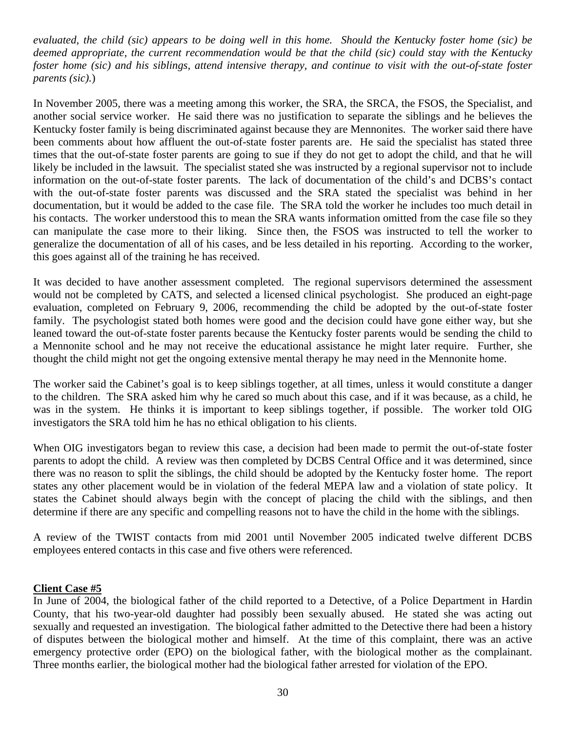*evaluated, the child (sic) appears to be doing well in this home. Should the Kentucky foster home (sic) be deemed appropriate, the current recommendation would be that the child (sic) could stay with the Kentucky foster home (sic) and his siblings, attend intensive therapy, and continue to visit with the out-of-state foster parents (sic).*)

In November 2005, there was a meeting among this worker, the SRA, the SRCA, the FSOS, the Specialist, and another social service worker. He said there was no justification to separate the siblings and he believes the Kentucky foster family is being discriminated against because they are Mennonites. The worker said there have been comments about how affluent the out-of-state foster parents are. He said the specialist has stated three times that the out-of-state foster parents are going to sue if they do not get to adopt the child, and that he will likely be included in the lawsuit. The specialist stated she was instructed by a regional supervisor not to include information on the out-of-state foster parents. The lack of documentation of the child's and DCBS's contact with the out-of-state foster parents was discussed and the SRA stated the specialist was behind in her documentation, but it would be added to the case file. The SRA told the worker he includes too much detail in his contacts. The worker understood this to mean the SRA wants information omitted from the case file so they can manipulate the case more to their liking. Since then, the FSOS was instructed to tell the worker to generalize the documentation of all of his cases, and be less detailed in his reporting. According to the worker, this goes against all of the training he has received.

It was decided to have another assessment completed. The regional supervisors determined the assessment would not be completed by CATS, and selected a licensed clinical psychologist. She produced an eight-page evaluation, completed on February 9, 2006, recommending the child be adopted by the out-of-state foster family. The psychologist stated both homes were good and the decision could have gone either way, but she leaned toward the out-of-state foster parents because the Kentucky foster parents would be sending the child to a Mennonite school and he may not receive the educational assistance he might later require. Further, she thought the child might not get the ongoing extensive mental therapy he may need in the Mennonite home.

The worker said the Cabinet's goal is to keep siblings together, at all times, unless it would constitute a danger to the children. The SRA asked him why he cared so much about this case, and if it was because, as a child, he was in the system. He thinks it is important to keep siblings together, if possible. The worker told OIG investigators the SRA told him he has no ethical obligation to his clients.

When OIG investigators began to review this case, a decision had been made to permit the out-of-state foster parents to adopt the child. A review was then completed by DCBS Central Office and it was determined, since there was no reason to split the siblings, the child should be adopted by the Kentucky foster home. The report states any other placement would be in violation of the federal MEPA law and a violation of state policy. It states the Cabinet should always begin with the concept of placing the child with the siblings, and then determine if there are any specific and compelling reasons not to have the child in the home with the siblings.

A review of the TWIST contacts from mid 2001 until November 2005 indicated twelve different DCBS employees entered contacts in this case and five others were referenced.

**Client Case #5**

In June of 2004, the biological father of the child reported to a Detective, of a Police Department in Hardin County, that his two-year-old daughter had possibly been sexually abused. He stated she was acting out sexually and requested an investigation. The biological father admitted to the Detective there had been a history of disputes between the biological mother and himself. At the time of this complaint, there was an active emergency protective order (EPO) on the biological father, with the biological mother as the complainant. Three months earlier, the biological mother had the biological father arrested for violation of the EPO.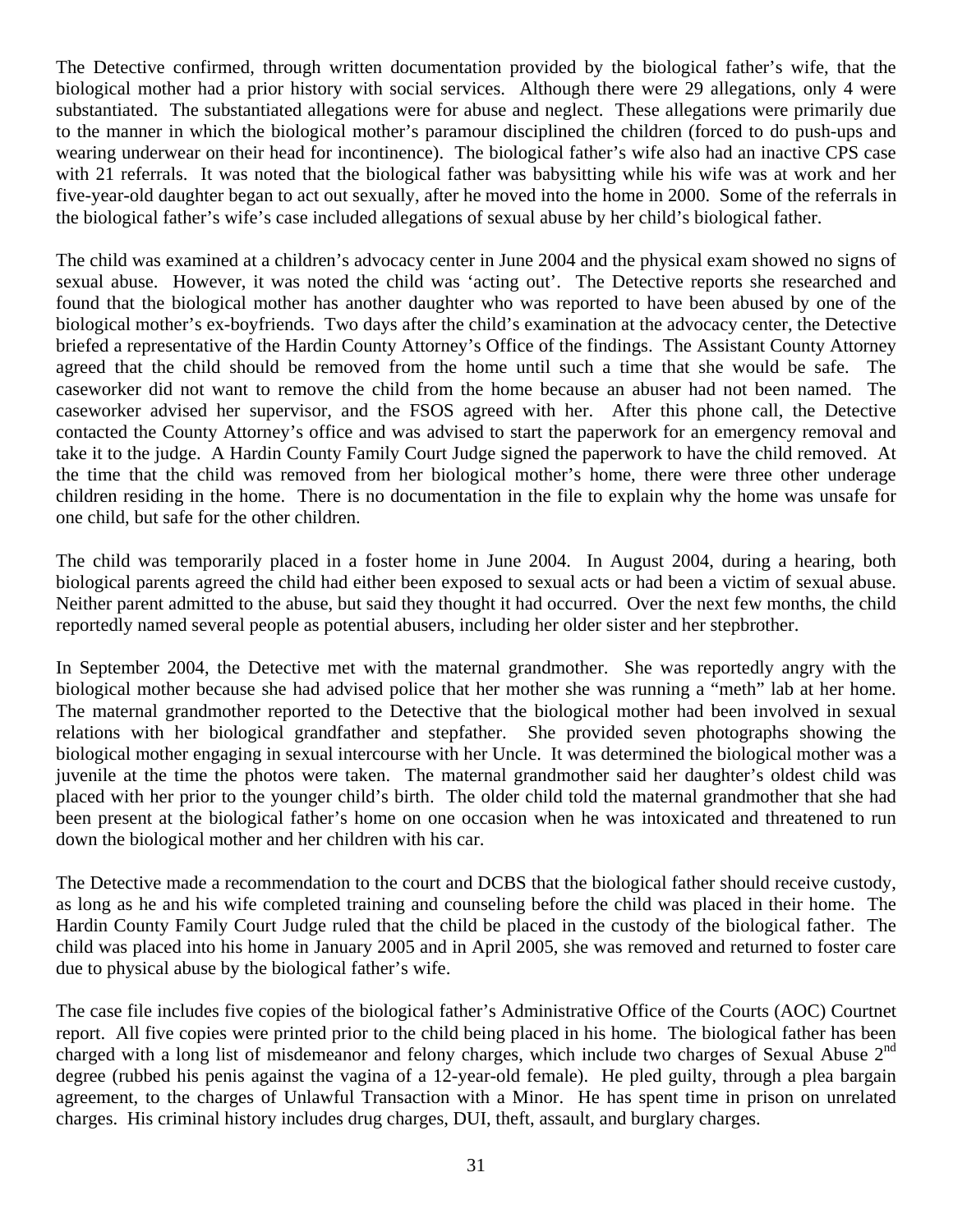The Detective confirmed, through written documentation provided by the biological father's wife, that the biological mother had a prior history with social services. Although there were 29 allegations, only 4 were substantiated. The substantiated allegations were for abuse and neglect. These allegations were primarily due to the manner in which the biological mother's paramour disciplined the children (forced to do push-ups and wearing underwear on their head for incontinence). The biological father's wife also had an inactive CPS case with 21 referrals. It was noted that the biological father was babysitting while his wife was at work and her five-year-old daughter began to act out sexually, after he moved into the home in 2000. Some of the referrals in the biological father's wife's case included allegations of sexual abuse by her child's biological father.

The child was examined at a children's advocacy center in June 2004 and the physical exam showed no signs of sexual abuse. However, it was noted the child was 'acting out'. The Detective reports she researched and found that the biological mother has another daughter who was reported to have been abused by one of the biological mother's ex-boyfriends. Two days after the child's examination at the advocacy center, the Detective briefed a representative of the Hardin County Attorney's Office of the findings. The Assistant County Attorney agreed that the child should be removed from the home until such a time that she would be safe. The caseworker did not want to remove the child from the home because an abuser had not been named. The caseworker advised her supervisor, and the FSOS agreed with her. After this phone call, the Detective contacted the County Attorney's office and was advised to start the paperwork for an emergency removal and take it to the judge. A Hardin County Family Court Judge signed the paperwork to have the child removed. At the time that the child was removed from her biological mother's home, there were three other underage children residing in the home. There is no documentation in the file to explain why the home was unsafe for one child, but safe for the other children.

The child was temporarily placed in a foster home in June 2004. In August 2004, during a hearing, both biological parents agreed the child had either been exposed to sexual acts or had been a victim of sexual abuse. Neither parent admitted to the abuse, but said they thought it had occurred. Over the next few months, the child reportedly named several people as potential abusers, including her older sister and her stepbrother.

In September 2004, the Detective met with the maternal grandmother. She was reportedly angry with the biological mother because she had advised police that her mother she was running a "meth" lab at her home. The maternal grandmother reported to the Detective that the biological mother had been involved in sexual relations with her biological grandfather and stepfather. She provided seven photographs showing the biological mother engaging in sexual intercourse with her Uncle. It was determined the biological mother was a juvenile at the time the photos were taken. The maternal grandmother said her daughter's oldest child was placed with her prior to the younger child's birth. The older child told the maternal grandmother that she had been present at the biological father's home on one occasion when he was intoxicated and threatened to run down the biological mother and her children with his car.

The Detective made a recommendation to the court and DCBS that the biological father should receive custody, as long as he and his wife completed training and counseling before the child was placed in their home. The Hardin County Family Court Judge ruled that the child be placed in the custody of the biological father. The child was placed into his home in January 2005 and in April 2005, she was removed and returned to foster care due to physical abuse by the biological father's wife.

The case file includes five copies of the biological father's Administrative Office of the Courts (AOC) Courtnet report. All five copies were printed prior to the child being placed in his home. The biological father has been charged with a long list of misdemeanor and felony charges, which include two charges of Sexual Abuse 2nd degree (rubbed his penis against the vagina of a 12-year-old female). He pled guilty, through a plea bargain agreement, to the charges of Unlawful Transaction with a Minor. He has spent time in prison on unrelated charges. His criminal history includes drug charges, DUI, theft, assault, and burglary charges.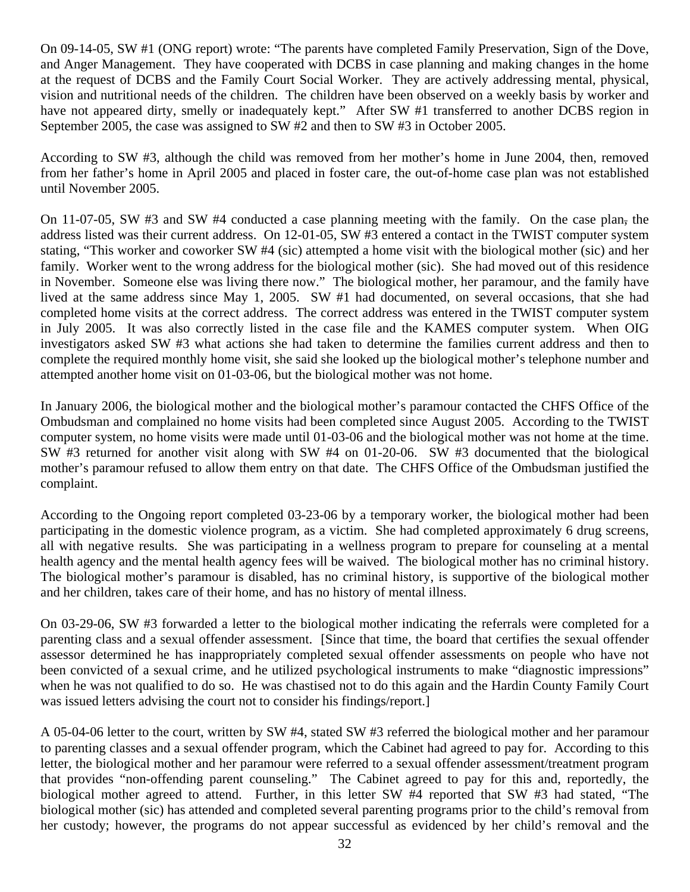On 09-14-05, SW #1 (ONG report) wrote: "The parents have completed Family Preservation, Sign of the Dove, and Anger Management. They have cooperated with DCBS in case planning and making changes in the home at the request of DCBS and the Family Court Social Worker. They are actively addressing mental, physical, vision and nutritional needs of the children. The children have been observed on a weekly basis by worker and have not appeared dirty, smelly or inadequately kept." After SW #1 transferred to another DCBS region in September 2005, the case was assigned to SW #2 and then to SW #3 in October 2005.

According to SW #3, although the child was removed from her mother's home in June 2004, then, removed from her father's home in April 2005 and placed in foster care, the out-of-home case plan was not established until November 2005.

On 11-07-05, SW #3 and SW #4 conducted a case planning meeting with the family. On the case plan, the address listed was their current address. On 12-01-05, SW #3 entered a contact in the TWIST computer system stating, "This worker and coworker SW #4 (sic) attempted a home visit with the biological mother (sic) and her family. Worker went to the wrong address for the biological mother (sic). She had moved out of this residence in November. Someone else was living there now." The biological mother, her paramour, and the family have lived at the same address since May 1, 2005. SW #1 had documented, on several occasions, that she had completed home visits at the correct address. The correct address was entered in the TWIST computer system in July 2005. It was also correctly listed in the case file and the KAMES computer system. When OIG investigators asked SW #3 what actions she had taken to determine the families current address and then to complete the required monthly home visit, she said she looked up the biological mother's telephone number and attempted another home visit on 01-03-06, but the biological mother was not home.

In January 2006, the biological mother and the biological mother's paramour contacted the CHFS Office of the Ombudsman and complained no home visits had been completed since August 2005. According to the TWIST computer system, no home visits were made until 01-03-06 and the biological mother was not home at the time. SW #3 returned for another visit along with SW #4 on 01-20-06. SW #3 documented that the biological mother's paramour refused to allow them entry on that date. The CHFS Office of the Ombudsman justified the complaint.

According to the Ongoing report completed 03-23-06 by a temporary worker, the biological mother had been participating in the domestic violence program, as a victim. She had completed approximately 6 drug screens, all with negative results. She was participating in a wellness program to prepare for counseling at a mental health agency and the mental health agency fees will be waived. The biological mother has no criminal history. The biological mother's paramour is disabled, has no criminal history, is supportive of the biological mother and her children, takes care of their home, and has no history of mental illness.

On 03-29-06, SW #3 forwarded a letter to the biological mother indicating the referrals were completed for a parenting class and a sexual offender assessment. [Since that time, the board that certifies the sexual offender assessor determined he has inappropriately completed sexual offender assessments on people who have not been convicted of a sexual crime, and he utilized psychological instruments to make "diagnostic impressions" when he was not qualified to do so. He was chastised not to do this again and the Hardin County Family Court was issued letters advising the court not to consider his findings/report.]

A 05-04-06 letter to the court, written by SW #4, stated SW #3 referred the biological mother and her paramour to parenting classes and a sexual offender program, which the Cabinet had agreed to pay for. According to this letter, the biological mother and her paramour were referred to a sexual offender assessment/treatment program that provides "non-offending parent counseling." The Cabinet agreed to pay for this and, reportedly, the biological mother agreed to attend. Further, in this letter SW #4 reported that SW #3 had stated, "The biological mother (sic) has attended and completed several parenting programs prior to the child's removal from her custody; however, the programs do not appear successful as evidenced by her child's removal and the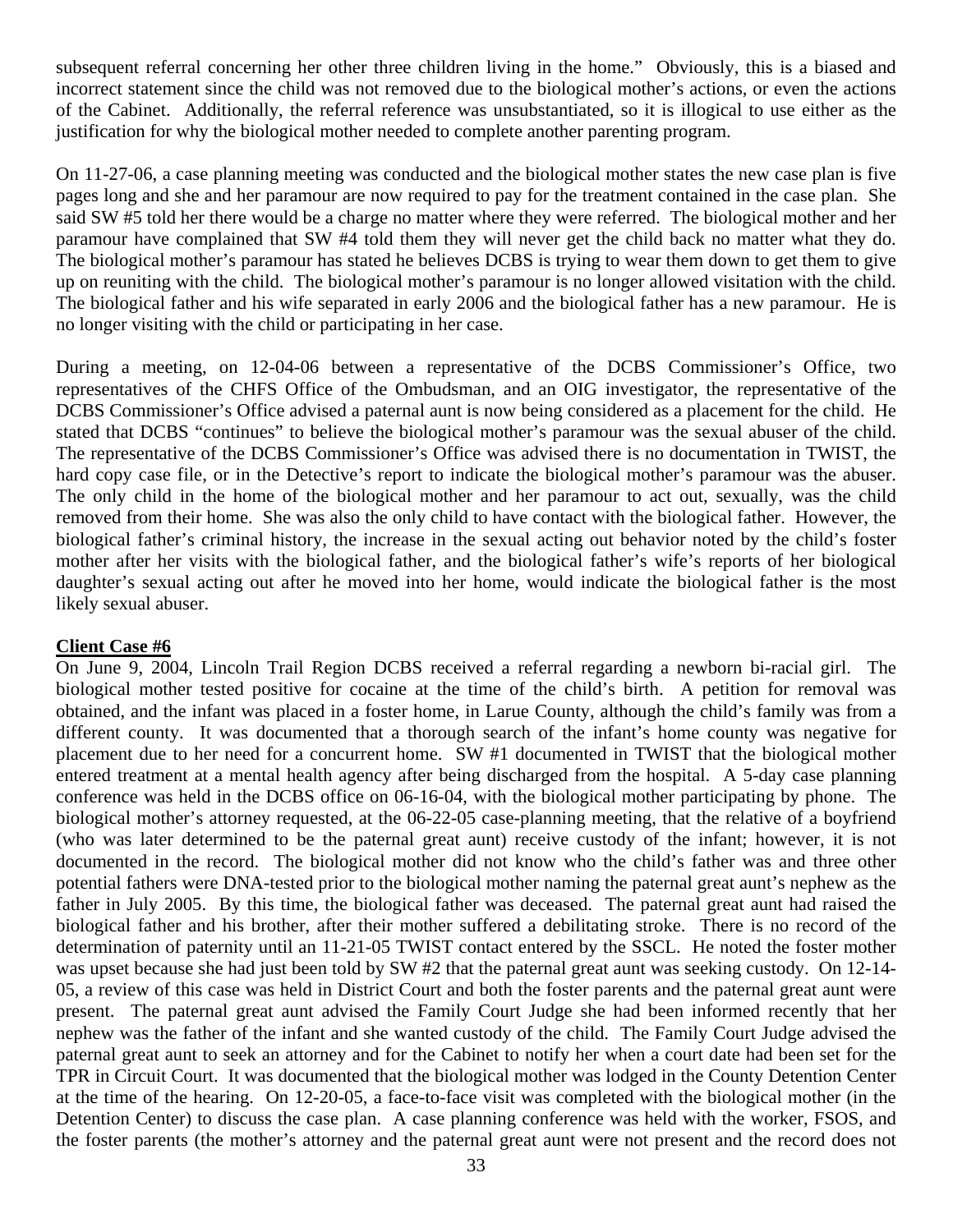subsequent referral concerning her other three children living in the home." Obviously, this is a biased and incorrect statement since the child was not removed due to the biological mother's actions, or even the actions of the Cabinet. Additionally, the referral reference was unsubstantiated, so it is illogical to use either as the justification for why the biological mother needed to complete another parenting program.

On 11-27-06, a case planning meeting was conducted and the biological mother states the new case plan is five pages long and she and her paramour are now required to pay for the treatment contained in the case plan. She said SW #5 told her there would be a charge no matter where they were referred. The biological mother and her paramour have complained that SW #4 told them they will never get the child back no matter what they do. The biological mother's paramour has stated he believes DCBS is trying to wear them down to get them to give up on reuniting with the child. The biological mother's paramour is no longer allowed visitation with the child. The biological father and his wife separated in early 2006 and the biological father has a new paramour. He is no longer visiting with the child or participating in her case.

During a meeting, on 12-04-06 between a representative of the DCBS Commissioner's Office, two representatives of the CHFS Office of the Ombudsman, and an OIG investigator, the representative of the DCBS Commissioner's Office advised a paternal aunt is now being considered as a placement for the child. He stated that DCBS "continues" to believe the biological mother's paramour was the sexual abuser of the child. The representative of the DCBS Commissioner's Office was advised there is no documentation in TWIST, the hard copy case file, or in the Detective's report to indicate the biological mother's paramour was the abuser. The only child in the home of the biological mother and her paramour to act out, sexually, was the child removed from their home. She was also the only child to have contact with the biological father. However, the biological father's criminal history, the increase in the sexual acting out behavior noted by the child's foster mother after her visits with the biological father, and the biological father's wife's reports of her biological daughter's sexual acting out after he moved into her home, would indicate the biological father is the most likely sexual abuser.

**Client Case #6**

On June 9, 2004, Lincoln Trail Region DCBS received a referral regarding a newborn bi-racial girl. The biological mother tested positive for cocaine at the time of the child's birth. A petition for removal was obtained, and the infant was placed in a foster home, in Larue County, although the child's family was from a different county. It was documented that a thorough search of the infant's home county was negative for placement due to her need for a concurrent home. SW #1 documented in TWIST that the biological mother entered treatment at a mental health agency after being discharged from the hospital. A 5-day case planning conference was held in the DCBS office on 06-16-04, with the biological mother participating by phone. The biological mother's attorney requested, at the 06-22-05 case-planning meeting, that the relative of a boyfriend (who was later determined to be the paternal great aunt) receive custody of the infant; however, it is not documented in the record. The biological mother did not know who the child's father was and three other potential fathers were DNA-tested prior to the biological mother naming the paternal great aunt's nephew as the father in July 2005. By this time, the biological father was deceased. The paternal great aunt had raised the biological father and his brother, after their mother suffered a debilitating stroke. There is no record of the determination of paternity until an 11-21-05 TWIST contact entered by the SSCL. He noted the foster mother was upset because she had just been told by SW #2 that the paternal great aunt was seeking custody. On 12-14-05, a review of this case was held in District Court and both the foster parents and the paternal great aunt were present. The paternal great aunt advised the Family Court Judge she had been informed recently that her nephew was the father of the infant and she wanted custody of the child. The Family Court Judge advised the paternal great aunt to seek an attorney and for the Cabinet to notify her when a court date had been set for the TPR in Circuit Court. It was documented that the biological mother was lodged in the County Detention Center at the time of the hearing. On 12-20-05, a face-to-face visit was completed with the biological mother (in the Detention Center) to discuss the case plan. A case planning conference was held with the worker, FSOS, and the foster parents (the mother's attorney and the paternal great aunt were not present and the record does not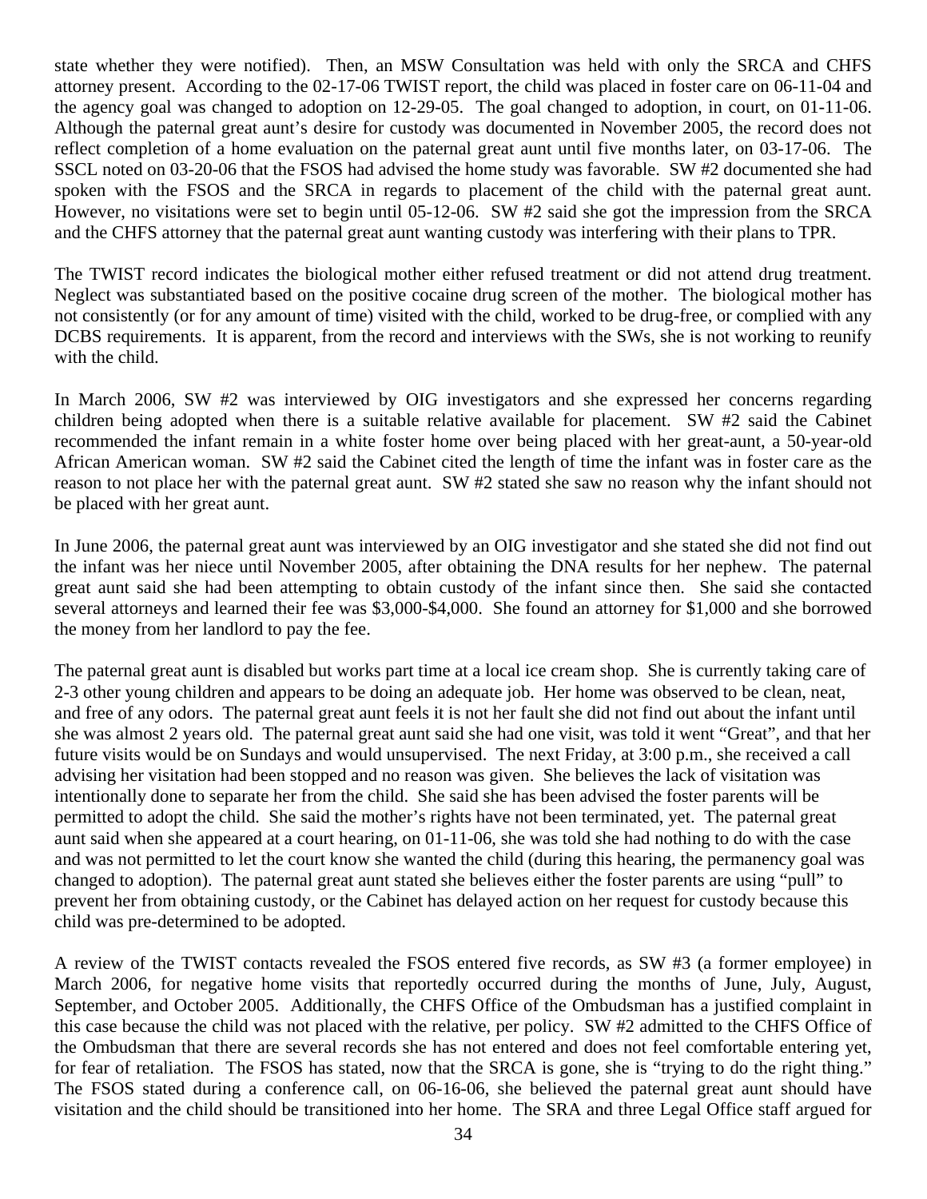state whether they were notified). Then, an MSW Consultation was held with only the SRCA and CHFS attorney present. According to the 02-17-06 TWIST report, the child was placed in foster care on 06-11-04 and the agency goal was changed to adoption on 12-29-05. The goal changed to adoption, in court, on 01-11-06. Although the paternal great aunt's desire for custody was documented in November 2005, the record does not reflect completion of a home evaluation on the paternal great aunt until five months later, on 03-17-06. The SSCL noted on 03-20-06 that the FSOS had advised the home study was favorable. SW #2 documented she had spoken with the FSOS and the SRCA in regards to placement of the child with the paternal great aunt. However, no visitations were set to begin until 05-12-06. SW #2 said she got the impression from the SRCA and the CHFS attorney that the paternal great aunt wanting custody was interfering with their plans to TPR.

The TWIST record indicates the biological mother either refused treatment or did not attend drug treatment. Neglect was substantiated based on the positive cocaine drug screen of the mother. The biological mother has not consistently (or for any amount of time) visited with the child, worked to be drug-free, or complied with any DCBS requirements. It is apparent, from the record and interviews with the SWs, she is not working to reunify with the child.

In March 2006, SW #2 was interviewed by OIG investigators and she expressed her concerns regarding children being adopted when there is a suitable relative available for placement. SW #2 said the Cabinet recommended the infant remain in a white foster home over being placed with her great-aunt, a 50-year-old African American woman. SW #2 said the Cabinet cited the length of time the infant was in foster care as the reason to not place her with the paternal great aunt. SW #2 stated she saw no reason why the infant should not be placed with her great aunt.

In June 2006, the paternal great aunt was interviewed by an OIG investigator and she stated she did not find out the infant was her niece until November 2005, after obtaining the DNA results for her nephew. The paternal great aunt said she had been attempting to obtain custody of the infant since then. She said she contacted several attorneys and learned their fee was $3,000-$4,000. She found an attorney for $1,000 and she borrowed the money from her landlord to pay the fee.

The paternal great aunt is disabled but works part time at a local ice cream shop. She is currently taking care of 2-3 other young children and appears to be doing an adequate job. Her home was observed to be clean, neat, and free of any odors. The paternal great aunt feels it is not her fault she did not find out about the infant until she was almost 2 years old. The paternal great aunt said she had one visit, was told it went "Great", and that her future visits would be on Sundays and would unsupervised. The next Friday, at 3:00 p.m., she received a call advising her visitation had been stopped and no reason was given. She believes the lack of visitation was intentionally done to separate her from the child. She said she has been advised the foster parents will be permitted to adopt the child. She said the mother's rights have not been terminated, yet. The paternal great aunt said when she appeared at a court hearing, on 01-11-06, she was told she had nothing to do with the case and was not permitted to let the court know she wanted the child (during this hearing, the permanency goal was changed to adoption). The paternal great aunt stated she believes either the foster parents are using "pull" to prevent her from obtaining custody, or the Cabinet has delayed action on her request for custody because this child was pre-determined to be adopted.

A review of the TWIST contacts revealed the FSOS entered five records, as SW #3 (a former employee) in March 2006, for negative home visits that reportedly occurred during the months of June, July, August, September, and October 2005. Additionally, the CHFS Office of the Ombudsman has a justified complaint in this case because the child was not placed with the relative, per policy. SW #2 admitted to the CHFS Office of the Ombudsman that there are several records she has not entered and does not feel comfortable entering yet, for fear of retaliation. The FSOS has stated, now that the SRCA is gone, she is "trying to do the right thing." The FSOS stated during a conference call, on 06-16-06, she believed the paternal great aunt should have visitation and the child should be transitioned into her home. The SRA and three Legal Office staff argued for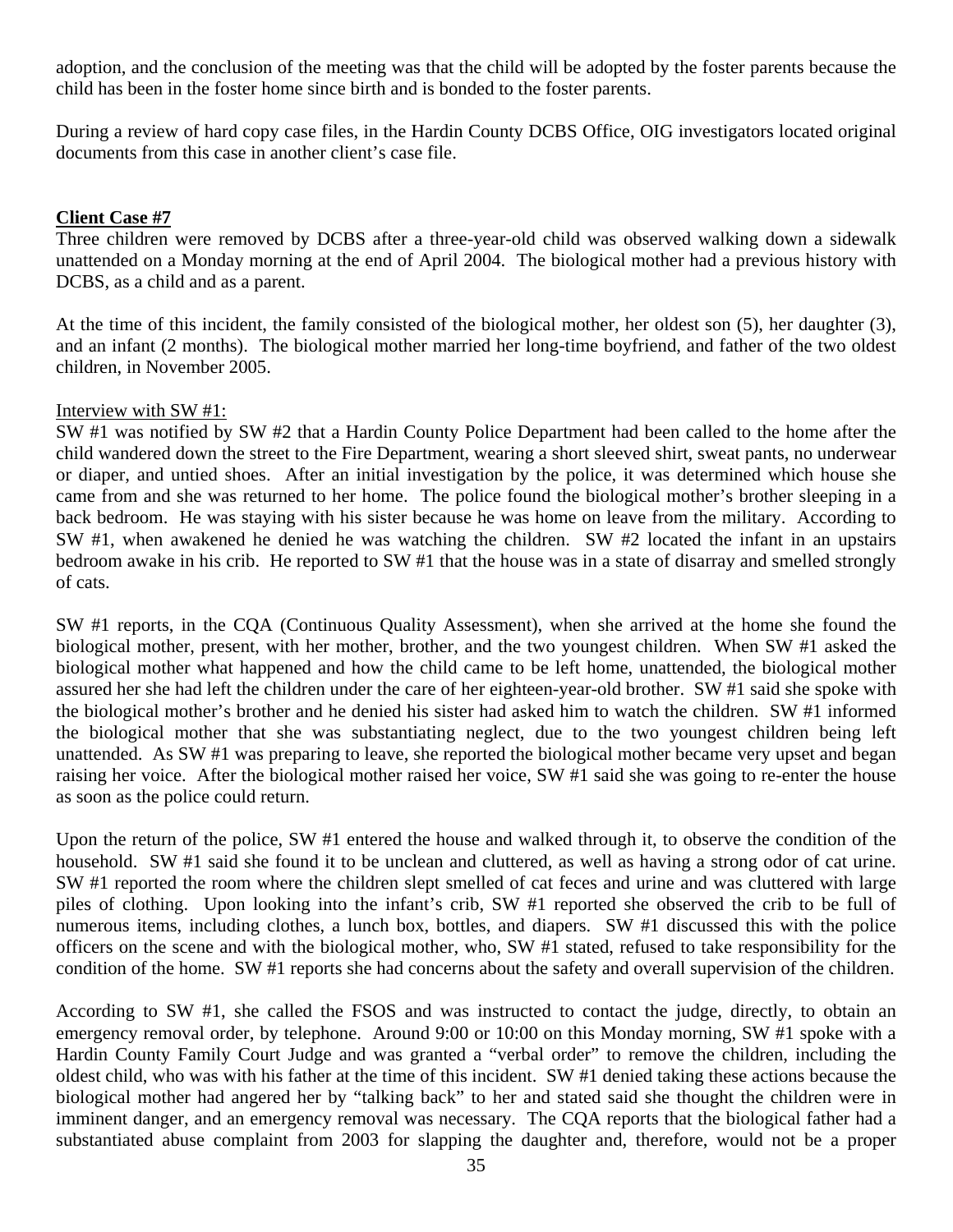adoption, and the conclusion of the meeting was that the child will be adopted by the foster parents because the child has been in the foster home since birth and is bonded to the foster parents.

During a review of hard copy case files, in the Hardin County DCBS Office, OIG investigators located original documents from this case in another client's case file.

**Client Case #7**

Three children were removed by DCBS after a three-year-old child was observed walking down a sidewalk unattended on a Monday morning at the end of April 2004. The biological mother had a previous history with DCBS, as a child and as a parent.

At the time of this incident, the family consisted of the biological mother, her oldest son (5), her daughter (3), and an infant (2 months). The biological mother married her long-time boyfriend, and father of the two oldest children, in November 2005.

Interview with SW #1:

SW #1 was notified by SW #2 that a Hardin County Police Department had been called to the home after the child wandered down the street to the Fire Department, wearing a short sleeved shirt, sweat pants, no underwear or diaper, and untied shoes. After an initial investigation by the police, it was determined which house she came from and she was returned to her home. The police found the biological mother's brother sleeping in a back bedroom. He was staying with his sister because he was home on leave from the military. According to SW #1, when awakened he denied he was watching the children. SW #2 located the infant in an upstairs bedroom awake in his crib. He reported to SW #1 that the house was in a state of disarray and smelled strongly of cats.

SW #1 reports, in the CQA (Continuous Quality Assessment), when she arrived at the home she found the biological mother, present, with her mother, brother, and the two youngest children. When SW #1 asked the biological mother what happened and how the child came to be left home, unattended, the biological mother assured her she had left the children under the care of her eighteen-year-old brother. SW #1 said she spoke with the biological mother's brother and he denied his sister had asked him to watch the children. SW #1 informed the biological mother that she was substantiating neglect, due to the two youngest children being left unattended. As SW #1 was preparing to leave, she reported the biological mother became very upset and began raising her voice. After the biological mother raised her voice, SW #1 said she was going to re-enter the house as soon as the police could return.

Upon the return of the police, SW #1 entered the house and walked through it, to observe the condition of the household. SW #1 said she found it to be unclean and cluttered, as well as having a strong odor of cat urine. SW #1 reported the room where the children slept smelled of cat feces and urine and was cluttered with large piles of clothing. Upon looking into the infant's crib, SW #1 reported she observed the crib to be full of numerous items, including clothes, a lunch box, bottles, and diapers. SW #1 discussed this with the police officers on the scene and with the biological mother, who, SW #1 stated, refused to take responsibility for the condition of the home. SW #1 reports she had concerns about the safety and overall supervision of the children.

According to SW #1, she called the FSOS and was instructed to contact the judge, directly, to obtain an emergency removal order, by telephone. Around 9:00 or 10:00 on this Monday morning, SW #1 spoke with a Hardin County Family Court Judge and was granted a "verbal order" to remove the children, including the oldest child, who was with his father at the time of this incident. SW #1 denied taking these actions because the biological mother had angered her by "talking back" to her and stated said she thought the children were in imminent danger, and an emergency removal was necessary. The CQA reports that the biological father had a substantiated abuse complaint from 2003 for slapping the daughter and, therefore, would not be a proper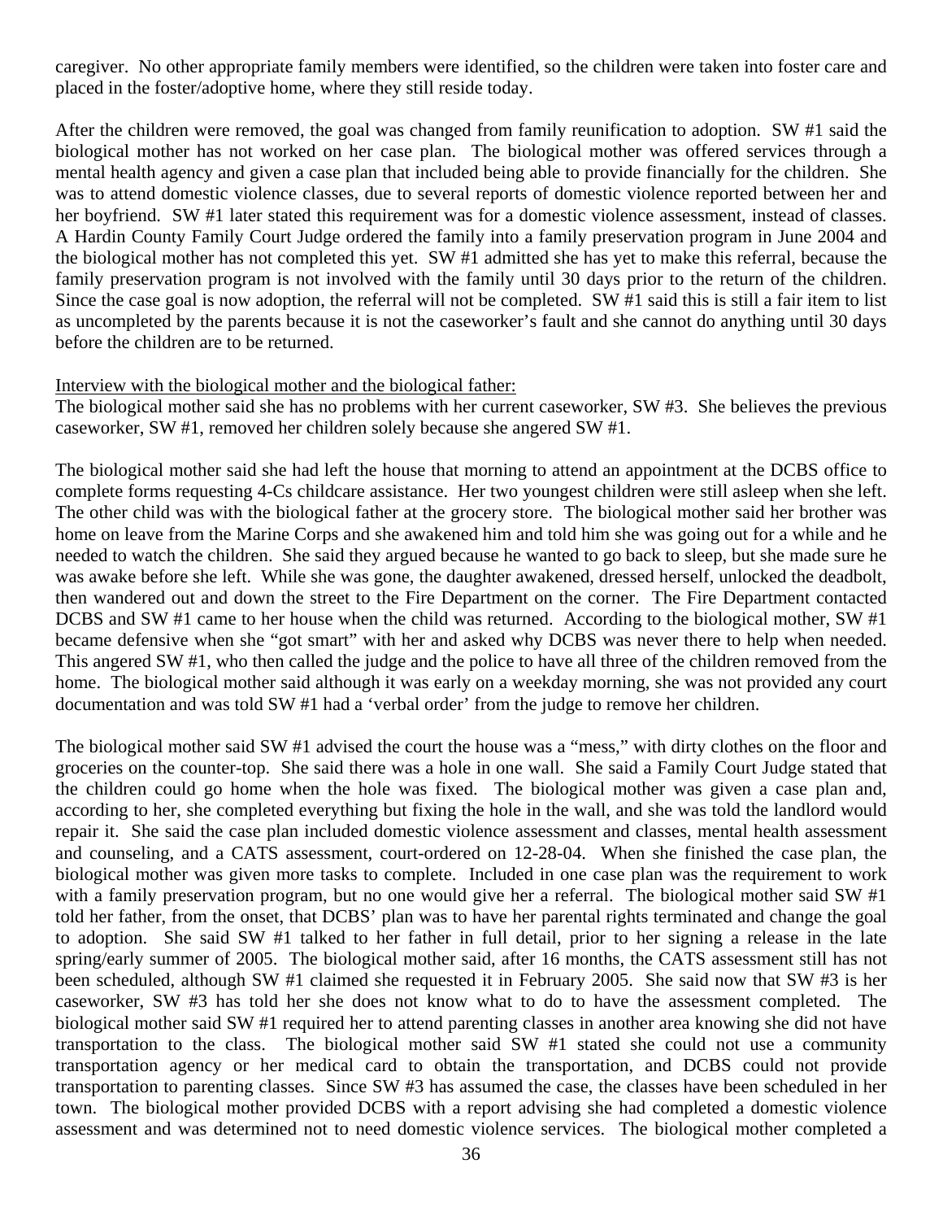caregiver. No other appropriate family members were identified, so the children were taken into foster care and placed in the foster/adoptive home, where they still reside today.

After the children were removed, the goal was changed from family reunification to adoption. SW #1 said the biological mother has not worked on her case plan. The biological mother was offered services through a mental health agency and given a case plan that included being able to provide financially for the children. She was to attend domestic violence classes, due to several reports of domestic violence reported between her and her boyfriend. SW #1 later stated this requirement was for a domestic violence assessment, instead of classes. A Hardin County Family Court Judge ordered the family into a family preservation program in June 2004 and the biological mother has not completed this yet. SW #1 admitted she has yet to make this referral, because the family preservation program is not involved with the family until 30 days prior to the return of the children. Since the case goal is now adoption, the referral will not be completed. SW #1 said this is still a fair item to list as uncompleted by the parents because it is not the caseworker's fault and she cannot do anything until 30 days before the children are to be returned.

Interview with the biological mother and the biological father:

The biological mother said she has no problems with her current caseworker, SW #3. She believes the previous caseworker, SW #1, removed her children solely because she angered SW #1.

The biological mother said she had left the house that morning to attend an appointment at the DCBS office to complete forms requesting 4-Cs childcare assistance. Her two youngest children were still asleep when she left. The other child was with the biological father at the grocery store. The biological mother said her brother was home on leave from the Marine Corps and she awakened him and told him she was going out for a while and he needed to watch the children. She said they argued because he wanted to go back to sleep, but she made sure he was awake before she left. While she was gone, the daughter awakened, dressed herself, unlocked the deadbolt, then wandered out and down the street to the Fire Department on the corner. The Fire Department contacted DCBS and SW #1 came to her house when the child was returned. According to the biological mother, SW #1 became defensive when she "got smart" with her and asked why DCBS was never there to help when needed. This angered SW #1, who then called the judge and the police to have all three of the children removed from the home. The biological mother said although it was early on a weekday morning, she was not provided any court documentation and was told SW #1 had a 'verbal order' from the judge to remove her children.

The biological mother said SW #1 advised the court the house was a "mess," with dirty clothes on the floor and groceries on the counter-top. She said there was a hole in one wall. She said a Family Court Judge stated that the children could go home when the hole was fixed. The biological mother was given a case plan and, according to her, she completed everything but fixing the hole in the wall, and she was told the landlord would repair it. She said the case plan included domestic violence assessment and classes, mental health assessment and counseling, and a CATS assessment, court-ordered on 12-28-04. When she finished the case plan, the biological mother was given more tasks to complete. Included in one case plan was the requirement to work with a family preservation program, but no one would give her a referral. The biological mother said SW #1 told her father, from the onset, that DCBS' plan was to have her parental rights terminated and change the goal to adoption. She said SW #1 talked to her father in full detail, prior to her signing a release in the late spring/early summer of 2005. The biological mother said, after 16 months, the CATS assessment still has not been scheduled, although SW #1 claimed she requested it in February 2005. She said now that SW #3 is her caseworker, SW #3 has told her she does not know what to do to have the assessment completed. The biological mother said SW #1 required her to attend parenting classes in another area knowing she did not have transportation to the class. The biological mother said SW #1 stated she could not use a community transportation agency or her medical card to obtain the transportation, and DCBS could not provide transportation to parenting classes. Since SW #3 has assumed the case, the classes have been scheduled in her town. The biological mother provided DCBS with a report advising she had completed a domestic violence assessment and was determined not to need domestic violence services. The biological mother completed a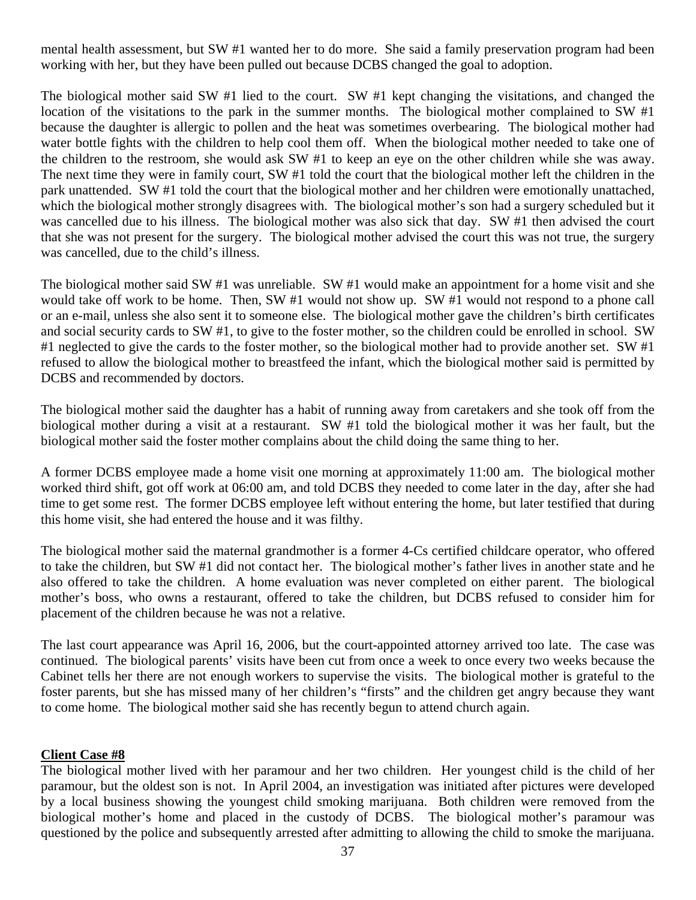mental health assessment, but SW #1 wanted her to do more. She said a family preservation program had been working with her, but they have been pulled out because DCBS changed the goal to adoption.

The biological mother said SW #1 lied to the court. SW #1 kept changing the visitations, and changed the location of the visitations to the park in the summer months. The biological mother complained to SW #1 because the daughter is allergic to pollen and the heat was sometimes overbearing. The biological mother had water bottle fights with the children to help cool them off. When the biological mother needed to take one of the children to the restroom, she would ask SW #1 to keep an eye on the other children while she was away. The next time they were in family court, SW #1 told the court that the biological mother left the children in the park unattended. SW #1 told the court that the biological mother and her children were emotionally unattached, which the biological mother strongly disagrees with. The biological mother's son had a surgery scheduled but it was cancelled due to his illness. The biological mother was also sick that day. SW #1 then advised the court that she was not present for the surgery. The biological mother advised the court this was not true, the surgery was cancelled, due to the child's illness.

The biological mother said SW #1 was unreliable. SW #1 would make an appointment for a home visit and she would take off work to be home. Then, SW #1 would not show up. SW #1 would not respond to a phone call or an e-mail, unless she also sent it to someone else. The biological mother gave the children's birth certificates and social security cards to SW #1, to give to the foster mother, so the children could be enrolled in school. SW #1 neglected to give the cards to the foster mother, so the biological mother had to provide another set. SW #1 refused to allow the biological mother to breastfeed the infant, which the biological mother said is permitted by DCBS and recommended by doctors.

The biological mother said the daughter has a habit of running away from caretakers and she took off from the biological mother during a visit at a restaurant. SW #1 told the biological mother it was her fault, but the biological mother said the foster mother complains about the child doing the same thing to her.

A former DCBS employee made a home visit one morning at approximately 11:00 am. The biological mother worked third shift, got off work at 06:00 am, and told DCBS they needed to come later in the day, after she had time to get some rest. The former DCBS employee left without entering the home, but later testified that during this home visit, she had entered the house and it was filthy.

The biological mother said the maternal grandmother is a former 4-Cs certified childcare operator, who offered to take the children, but SW #1 did not contact her. The biological mother's father lives in another state and he also offered to take the children. A home evaluation was never completed on either parent. The biological mother's boss, who owns a restaurant, offered to take the children, but DCBS refused to consider him for placement of the children because he was not a relative.

The last court appearance was April 16, 2006, but the court-appointed attorney arrived too late. The case was continued. The biological parents' visits have been cut from once a week to once every two weeks because the Cabinet tells her there are not enough workers to supervise the visits. The biological mother is grateful to the foster parents, but she has missed many of her children's "firsts" and the children get angry because they want to come home. The biological mother said she has recently begun to attend church again.

**Client Case #8**

The biological mother lived with her paramour and her two children. Her youngest child is the child of her paramour, but the oldest son is not. In April 2004, an investigation was initiated after pictures were developed by a local business showing the youngest child smoking marijuana. Both children were removed from the biological mother's home and placed in the custody of DCBS. The biological mother's paramour was questioned by the police and subsequently arrested after admitting to allowing the child to smoke the marijuana.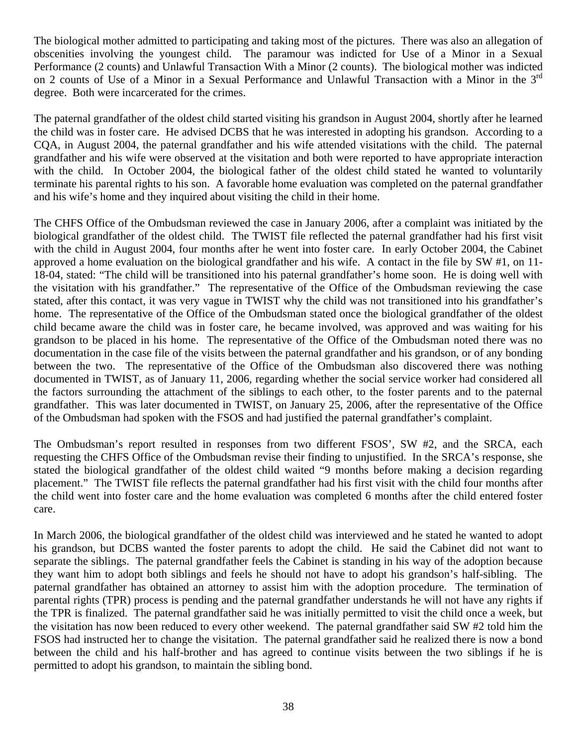The biological mother admitted to participating and taking most of the pictures. There was also an allegation of obscenities involving the youngest child. The paramour was indicted for Use of a Minor in a Sexual Performance (2 counts) and Unlawful Transaction With a Minor (2 counts). The biological mother was indicted on 2 counts of Use of a Minor in a Sexual Performance and Unlawful Transaction with a Minor in the 3rd degree. Both were incarcerated for the crimes.

The paternal grandfather of the oldest child started visiting his grandson in August 2004, shortly after he learned the child was in foster care. He advised DCBS that he was interested in adopting his grandson. According to a CQA, in August 2004, the paternal grandfather and his wife attended visitations with the child. The paternal grandfather and his wife were observed at the visitation and both were reported to have appropriate interaction with the child. In October 2004, the biological father of the oldest child stated he wanted to voluntarily terminate his parental rights to his son. A favorable home evaluation was completed on the paternal grandfather and his wife's home and they inquired about visiting the child in their home.

The CHFS Office of the Ombudsman reviewed the case in January 2006, after a complaint was initiated by the biological grandfather of the oldest child. The TWIST file reflected the paternal grandfather had his first visit with the child in August 2004, four months after he went into foster care. In early October 2004, the Cabinet approved a home evaluation on the biological grandfather and his wife. A contact in the file by SW #1, on 11-18-04, stated: "The child will be transitioned into his paternal grandfather's home soon. He is doing well with the visitation with his grandfather." The representative of the Office of the Ombudsman reviewing the case stated, after this contact, it was very vague in TWIST why the child was not transitioned into his grandfather's home. The representative of the Office of the Ombudsman stated once the biological grandfather of the oldest child became aware the child was in foster care, he became involved, was approved and was waiting for his grandson to be placed in his home. The representative of the Office of the Ombudsman noted there was no documentation in the case file of the visits between the paternal grandfather and his grandson, or of any bonding between the two. The representative of the Office of the Ombudsman also discovered there was nothing documented in TWIST, as of January 11, 2006, regarding whether the social service worker had considered all the factors surrounding the attachment of the siblings to each other, to the foster parents and to the paternal grandfather. This was later documented in TWIST, on January 25, 2006, after the representative of the Office of the Ombudsman had spoken with the FSOS and had justified the paternal grandfather's complaint.

The Ombudsman's report resulted in responses from two different FSOS', SW #2, and the SRCA, each requesting the CHFS Office of the Ombudsman revise their finding to unjustified. In the SRCA's response, she stated the biological grandfather of the oldest child waited "9 months before making a decision regarding placement." The TWIST file reflects the paternal grandfather had his first visit with the child four months after the child went into foster care and the home evaluation was completed 6 months after the child entered foster care.

In March 2006, the biological grandfather of the oldest child was interviewed and he stated he wanted to adopt his grandson, but DCBS wanted the foster parents to adopt the child. He said the Cabinet did not want to separate the siblings. The paternal grandfather feels the Cabinet is standing in his way of the adoption because they want him to adopt both siblings and feels he should not have to adopt his grandson's half-sibling. The paternal grandfather has obtained an attorney to assist him with the adoption procedure. The termination of parental rights (TPR) process is pending and the paternal grandfather understands he will not have any rights if the TPR is finalized. The paternal grandfather said he was initially permitted to visit the child once a week, but the visitation has now been reduced to every other weekend. The paternal grandfather said SW #2 told him the FSOS had instructed her to change the visitation. The paternal grandfather said he realized there is now a bond between the child and his half-brother and has agreed to continue visits between the two siblings if he is permitted to adopt his grandson, to maintain the sibling bond.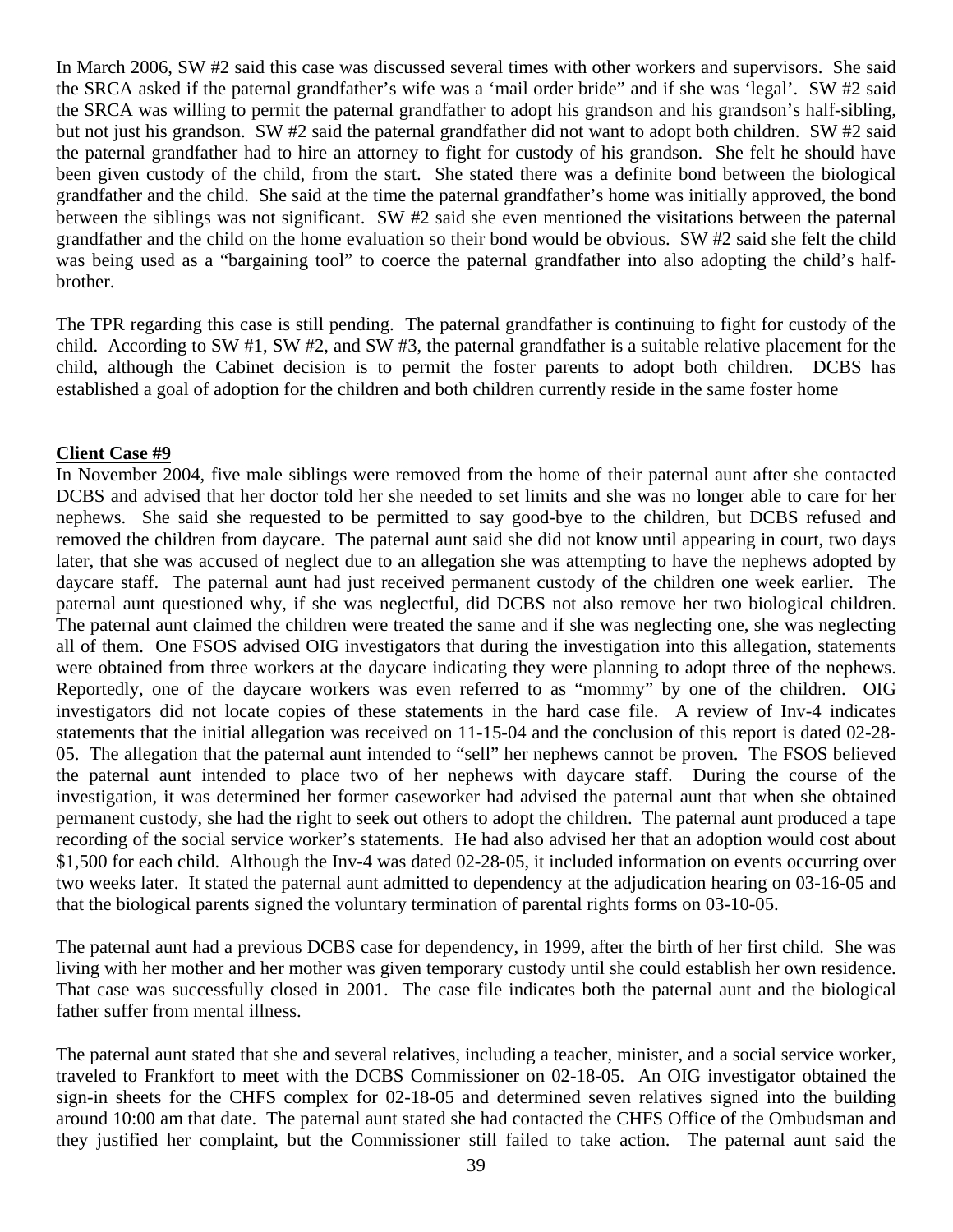In March 2006, SW #2 said this case was discussed several times with other workers and supervisors. She said the SRCA asked if the paternal grandfather's wife was a 'mail order bride" and if she was 'legal'. SW #2 said the SRCA was willing to permit the paternal grandfather to adopt his grandson and his grandson's half-sibling, but not just his grandson. SW #2 said the paternal grandfather did not want to adopt both children. SW #2 said the paternal grandfather had to hire an attorney to fight for custody of his grandson. She felt he should have been given custody of the child, from the start. She stated there was a definite bond between the biological grandfather and the child. She said at the time the paternal grandfather's home was initially approved, the bond between the siblings was not significant. SW #2 said she even mentioned the visitations between the paternal grandfather and the child on the home evaluation so their bond would be obvious. SW #2 said she felt the child was being used as a "bargaining tool" to coerce the paternal grandfather into also adopting the child's half-brother.

The TPR regarding this case is still pending. The paternal grandfather is continuing to fight for custody of the child. According to SW #1, SW #2, and SW #3, the paternal grandfather is a suitable relative placement for the child, although the Cabinet decision is to permit the foster parents to adopt both children. DCBS has established a goal of adoption for the children and both children currently reside in the same foster home

**<u>Client Case #9</u>**

In November 2004, five male siblings were removed from the home of their paternal aunt after she contacted DCBS and advised that her doctor told her she needed to set limits and she was no longer able to care for her nephews. She said she requested to be permitted to say good-bye to the children, but DCBS refused and removed the children from daycare. The paternal aunt said she did not know until appearing in court, two days later, that she was accused of neglect due to an allegation she was attempting to have the nephews adopted by daycare staff. The paternal aunt had just received permanent custody of the children one week earlier. The paternal aunt questioned why, if she was neglectful, did DCBS not also remove her two biological children. The paternal aunt claimed the children were treated the same and if she was neglecting one, she was neglecting all of them. One FSOS advised OIG investigators that during the investigation into this allegation, statements were obtained from three workers at the daycare indicating they were planning to adopt three of the nephews. Reportedly, one of the daycare workers was even referred to as "mommy" by one of the children. OIG investigators did not locate copies of these statements in the hard case file. A review of Inv-4 indicates statements that the initial allegation was received on 11-15-04 and the conclusion of this report is dated 02-28-05. The allegation that the paternal aunt intended to "sell" her nephews cannot be proven. The FSOS believed the paternal aunt intended to place two of her nephews with daycare staff. During the course of the investigation, it was determined her former caseworker had advised the paternal aunt that when she obtained permanent custody, she had the right to seek out others to adopt the children. The paternal aunt produced a tape recording of the social service worker's statements. He had also advised her that an adoption would cost about $1,500 for each child. Although the Inv-4 was dated 02-28-05, it included information on events occurring over two weeks later. It stated the paternal aunt admitted to dependency at the adjudication hearing on 03-16-05 and that the biological parents signed the voluntary termination of parental rights forms on 03-10-05.

The paternal aunt had a previous DCBS case for dependency, in 1999, after the birth of her first child. She was living with her mother and her mother was given temporary custody until she could establish her own residence. That case was successfully closed in 2001. The case file indicates both the paternal aunt and the biological father suffer from mental illness.

The paternal aunt stated that she and several relatives, including a teacher, minister, and a social service worker, traveled to Frankfort to meet with the DCBS Commissioner on 02-18-05. An OIG investigator obtained the sign-in sheets for the CHFS complex for 02-18-05 and determined seven relatives signed into the building around 10:00 am that date. The paternal aunt stated she had contacted the CHFS Office of the Ombudsman and they justified her complaint, but the Commissioner still failed to take action. The paternal aunt said the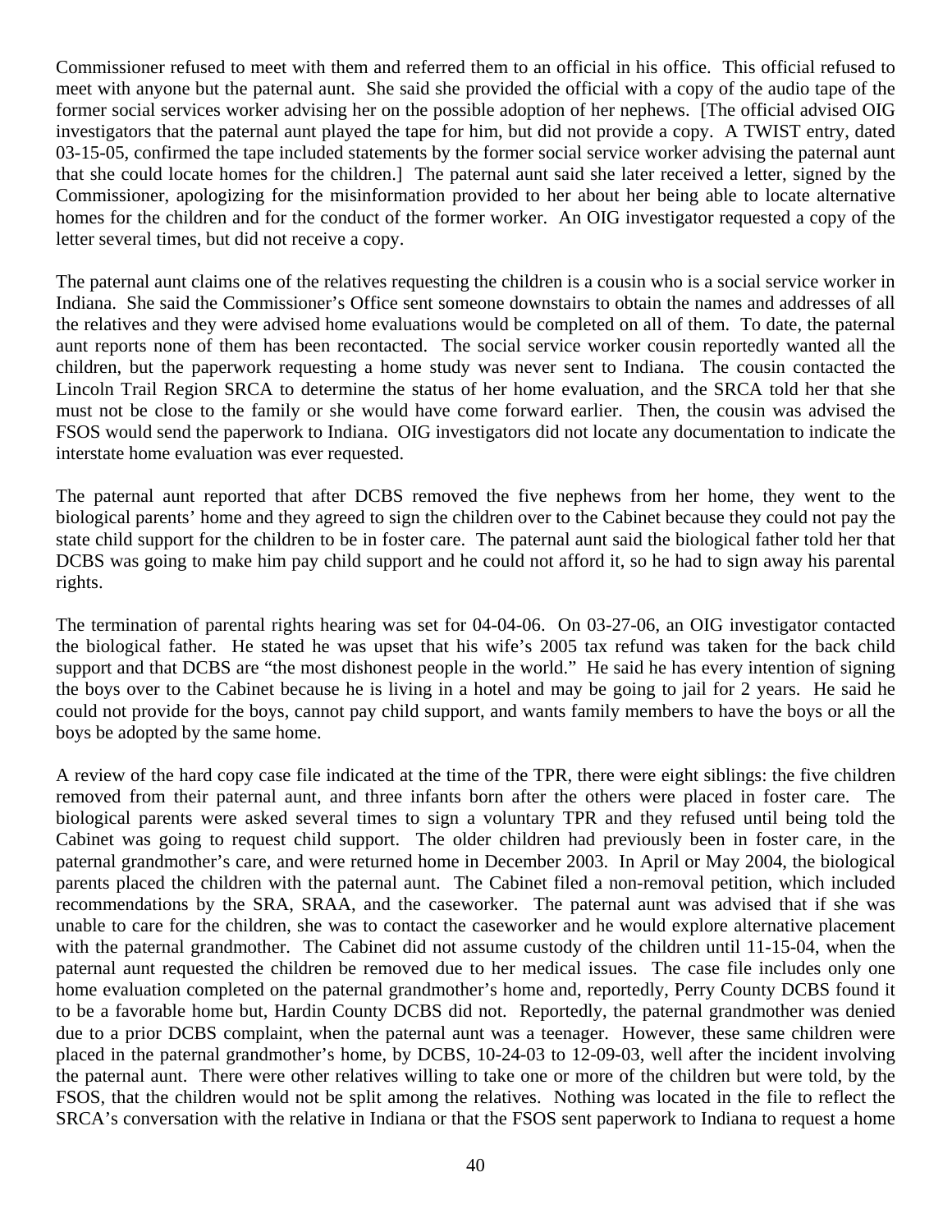Commissioner refused to meet with them and referred them to an official in his office. This official refused to meet with anyone but the paternal aunt. She said she provided the official with a copy of the audio tape of the former social services worker advising her on the possible adoption of her nephews. [The official advised OIG investigators that the paternal aunt played the tape for him, but did not provide a copy. A TWIST entry, dated 03-15-05, confirmed the tape included statements by the former social service worker advising the paternal aunt that she could locate homes for the children.] The paternal aunt said she later received a letter, signed by the Commissioner, apologizing for the misinformation provided to her about her being able to locate alternative homes for the children and for the conduct of the former worker. An OIG investigator requested a copy of the letter several times, but did not receive a copy.

The paternal aunt claims one of the relatives requesting the children is a cousin who is a social service worker in Indiana. She said the Commissioner's Office sent someone downstairs to obtain the names and addresses of all the relatives and they were advised home evaluations would be completed on all of them. To date, the paternal aunt reports none of them has been recontacted. The social service worker cousin reportedly wanted all the children, but the paperwork requesting a home study was never sent to Indiana. The cousin contacted the Lincoln Trail Region SRCA to determine the status of her home evaluation, and the SRCA told her that she must not be close to the family or she would have come forward earlier. Then, the cousin was advised the FSOS would send the paperwork to Indiana. OIG investigators did not locate any documentation to indicate the interstate home evaluation was ever requested.

The paternal aunt reported that after DCBS removed the five nephews from her home, they went to the biological parents' home and they agreed to sign the children over to the Cabinet because they could not pay the state child support for the children to be in foster care. The paternal aunt said the biological father told her that DCBS was going to make him pay child support and he could not afford it, so he had to sign away his parental rights.

The termination of parental rights hearing was set for 04-04-06. On 03-27-06, an OIG investigator contacted the biological father. He stated he was upset that his wife's 2005 tax refund was taken for the back child support and that DCBS are "the most dishonest people in the world." He said he has every intention of signing the boys over to the Cabinet because he is living in a hotel and may be going to jail for 2 years. He said he could not provide for the boys, cannot pay child support, and wants family members to have the boys or all the boys be adopted by the same home.

A review of the hard copy case file indicated at the time of the TPR, there were eight siblings: the five children removed from their paternal aunt, and three infants born after the others were placed in foster care. The biological parents were asked several times to sign a voluntary TPR and they refused until being told the Cabinet was going to request child support. The older children had previously been in foster care, in the paternal grandmother's care, and were returned home in December 2003. In April or May 2004, the biological parents placed the children with the paternal aunt. The Cabinet filed a non-removal petition, which included recommendations by the SRA, SRAA, and the caseworker. The paternal aunt was advised that if she was unable to care for the children, she was to contact the caseworker and he would explore alternative placement with the paternal grandmother. The Cabinet did not assume custody of the children until 11-15-04, when the paternal aunt requested the children be removed due to her medical issues. The case file includes only one home evaluation completed on the paternal grandmother's home and, reportedly, Perry County DCBS found it to be a favorable home but, Hardin County DCBS did not. Reportedly, the paternal grandmother was denied due to a prior DCBS complaint, when the paternal aunt was a teenager. However, these same children were placed in the paternal grandmother's home, by DCBS, 10-24-03 to 12-09-03, well after the incident involving the paternal aunt. There were other relatives willing to take one or more of the children but were told, by the FSOS, that the children would not be split among the relatives. Nothing was located in the file to reflect the SRCA's conversation with the relative in Indiana or that the FSOS sent paperwork to Indiana to request a home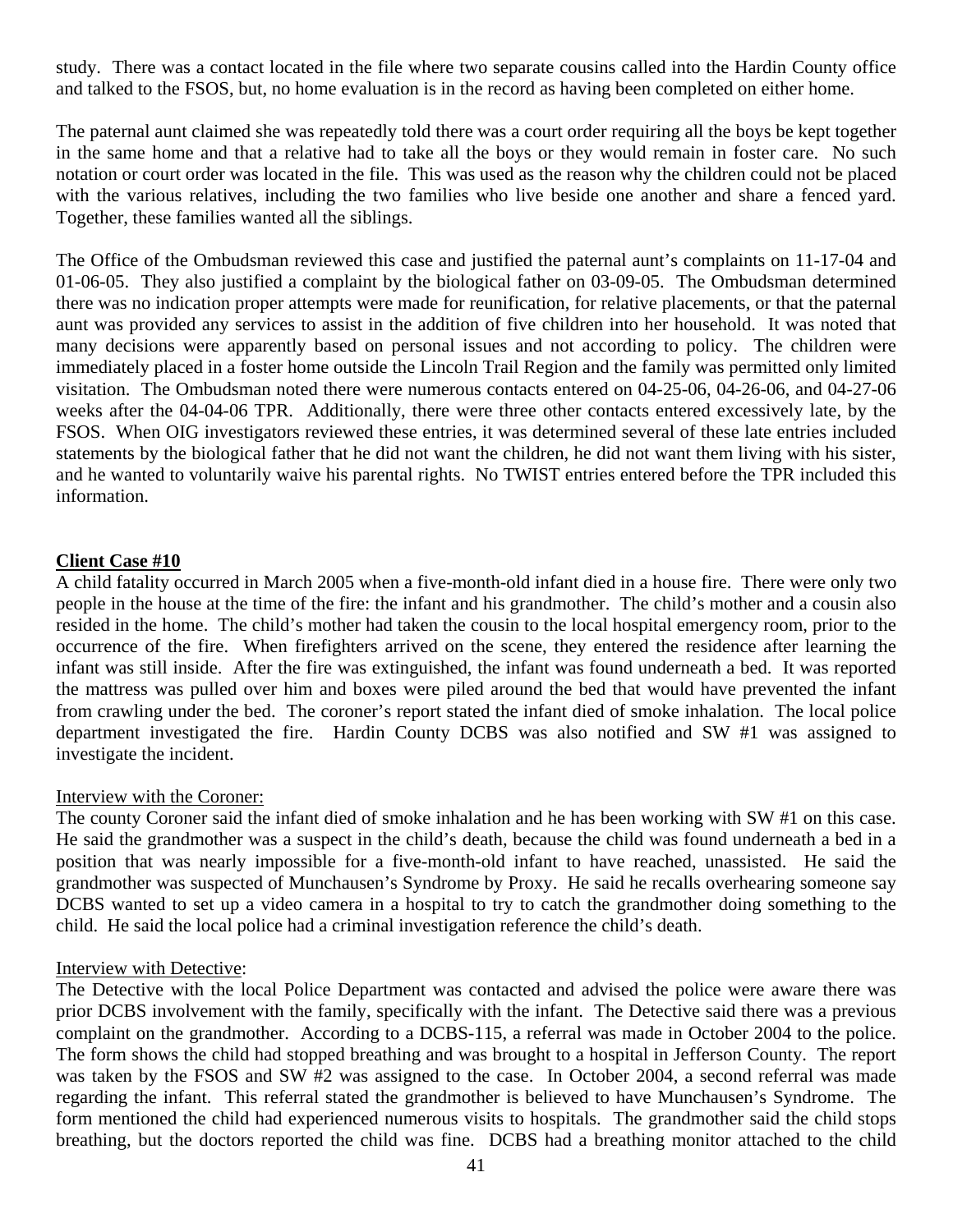study. There was a contact located in the file where two separate cousins called into the Hardin County office and talked to the FSOS, but, no home evaluation is in the record as having been completed on either home.

The paternal aunt claimed she was repeatedly told there was a court order requiring all the boys be kept together in the same home and that a relative had to take all the boys or they would remain in foster care. No such notation or court order was located in the file. This was used as the reason why the children could not be placed with the various relatives, including the two families who live beside one another and share a fenced yard. Together, these families wanted all the siblings.

The Office of the Ombudsman reviewed this case and justified the paternal aunt's complaints on 11-17-04 and 01-06-05. They also justified a complaint by the biological father on 03-09-05. The Ombudsman determined there was no indication proper attempts were made for reunification, for relative placements, or that the paternal aunt was provided any services to assist in the addition of five children into her household. It was noted that many decisions were apparently based on personal issues and not according to policy. The children were immediately placed in a foster home outside the Lincoln Trail Region and the family was permitted only limited visitation. The Ombudsman noted there were numerous contacts entered on 04-25-06, 04-26-06, and 04-27-06 weeks after the 04-04-06 TPR. Additionally, there were three other contacts entered excessively late, by the FSOS. When OIG investigators reviewed these entries, it was determined several of these late entries included statements by the biological father that he did not want the children, he did not want them living with his sister, and he wanted to voluntarily waive his parental rights. No TWIST entries entered before the TPR included this information.

**Client Case #10**

A child fatality occurred in March 2005 when a five-month-old infant died in a house fire. There were only two people in the house at the time of the fire: the infant and his grandmother. The child's mother and a cousin also resided in the home. The child's mother had taken the cousin to the local hospital emergency room, prior to the occurrence of the fire. When firefighters arrived on the scene, they entered the residence after learning the infant was still inside. After the fire was extinguished, the infant was found underneath a bed. It was reported the mattress was pulled over him and boxes were piled around the bed that would have prevented the infant from crawling under the bed. The coroner's report stated the infant died of smoke inhalation. The local police department investigated the fire. Hardin County DCBS was also notified and SW #1 was assigned to investigate the incident.

Interview with the Coroner:

The county Coroner said the infant died of smoke inhalation and he has been working with SW #1 on this case. He said the grandmother was a suspect in the child's death, because the child was found underneath a bed in a position that was nearly impossible for a five-month-old infant to have reached, unassisted. He said the grandmother was suspected of Munchausen's Syndrome by Proxy. He said he recalls overhearing someone say DCBS wanted to set up a video camera in a hospital to try to catch the grandmother doing something to the child. He said the local police had a criminal investigation reference the child's death.

Interview with Detective:

The Detective with the local Police Department was contacted and advised the police were aware there was prior DCBS involvement with the family, specifically with the infant. The Detective said there was a previous complaint on the grandmother. According to a DCBS-115, a referral was made in October 2004 to the police. The form shows the child had stopped breathing and was brought to a hospital in Jefferson County. The report was taken by the FSOS and SW #2 was assigned to the case. In October 2004, a second referral was made regarding the infant. This referral stated the grandmother is believed to have Munchausen's Syndrome. The form mentioned the child had experienced numerous visits to hospitals. The grandmother said the child stops breathing, but the doctors reported the child was fine. DCBS had a breathing monitor attached to the child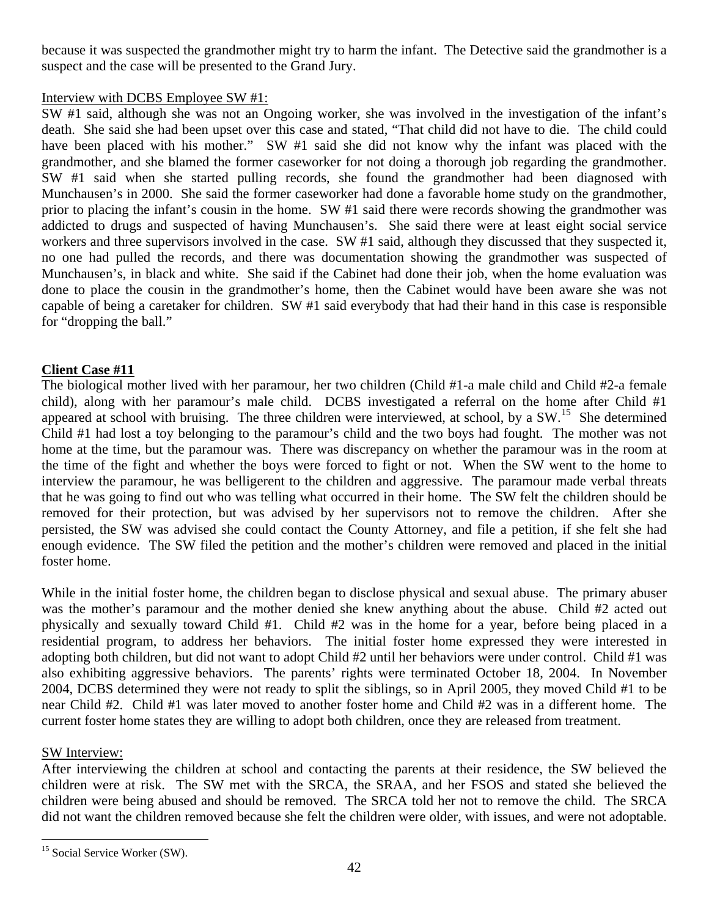because it was suspected the grandmother might try to harm the infant. The Detective said the grandmother is a suspect and the case will be presented to the Grand Jury.

Interview with DCBS Employee SW #1:

SW #1 said, although she was not an Ongoing worker, she was involved in the investigation of the infant's death. She said she had been upset over this case and stated, "That child did not have to die. The child could have been placed with his mother." SW #1 said she did not know why the infant was placed with the grandmother, and she blamed the former caseworker for not doing a thorough job regarding the grandmother. SW #1 said when she started pulling records, she found the grandmother had been diagnosed with Munchausen's in 2000. She said the former caseworker had done a favorable home study on the grandmother, prior to placing the infant's cousin in the home. SW #1 said there were records showing the grandmother was addicted to drugs and suspected of having Munchausen's. She said there were at least eight social service workers and three supervisors involved in the case. SW #1 said, although they discussed that they suspected it, no one had pulled the records, and there was documentation showing the grandmother was suspected of Munchausen's, in black and white. She said if the Cabinet had done their job, when the home evaluation was done to place the cousin in the grandmother's home, then the Cabinet would have been aware she was not capable of being a caretaker for children. SW #1 said everybody that had their hand in this case is responsible for "dropping the ball."

**Client Case #11**

The biological mother lived with her paramour, her two children (Child #1-a male child and Child #2-a female child), along with her paramour's male child. DCBS investigated a referral on the home after Child #1 appeared at school with bruising. The three children were interviewed, at school, by a SW.[15] She determined Child #1 had lost a toy belonging to the paramour's child and the two boys had fought. The mother was not home at the time, but the paramour was. There was discrepancy on whether the paramour was in the room at the time of the fight and whether the boys were forced to fight or not. When the SW went to the home to interview the paramour, he was belligerent to the children and aggressive. The paramour made verbal threats that he was going to find out who was telling what occurred in their home. The SW felt the children should be removed for their protection, but was advised by her supervisors not to remove the children. After she persisted, the SW was advised she could contact the County Attorney, and file a petition, if she felt she had enough evidence. The SW filed the petition and the mother's children were removed and placed in the initial foster home.

While in the initial foster home, the children began to disclose physical and sexual abuse. The primary abuser was the mother's paramour and the mother denied she knew anything about the abuse. Child #2 acted out physically and sexually toward Child #1. Child #2 was in the home for a year, before being placed in a residential program, to address her behaviors. The initial foster home expressed they were interested in adopting both children, but did not want to adopt Child #2 until her behaviors were under control. Child #1 was also exhibiting aggressive behaviors. The parents' rights were terminated October 18, 2004. In November 2004, DCBS determined they were not ready to split the siblings, so in April 2005, they moved Child #1 to be near Child #2. Child #1 was later moved to another foster home and Child #2 was in a different home. The current foster home states they are willing to adopt both children, once they are released from treatment.

SW Interview:

After interviewing the children at school and contacting the parents at their residence, the SW believed the children were at risk. The SW met with the SRCA, the SRAA, and her FSOS and stated she believed the children were being abused and should be removed. The SRCA told her not to remove the child. The SRCA did not want the children removed because she felt the children were older, with issues, and were not adoptable.

[15] Social Service Worker (SW).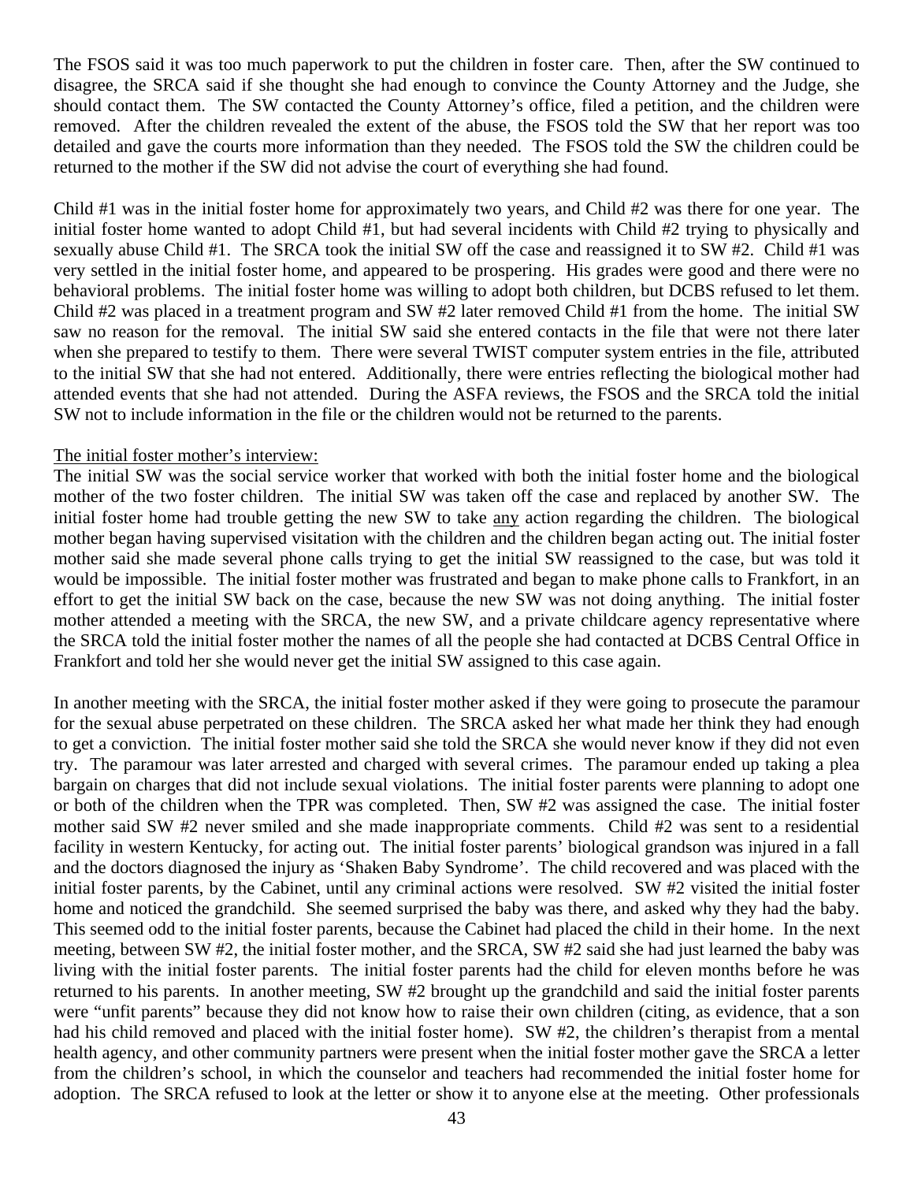The FSOS said it was too much paperwork to put the children in foster care. Then, after the SW continued to disagree, the SRCA said if she thought she had enough to convince the County Attorney and the Judge, she should contact them. The SW contacted the County Attorney's office, filed a petition, and the children were removed. After the children revealed the extent of the abuse, the FSOS told the SW that her report was too detailed and gave the courts more information than they needed. The FSOS told the SW the children could be returned to the mother if the SW did not advise the court of everything she had found.

Child #1 was in the initial foster home for approximately two years, and Child #2 was there for one year. The initial foster home wanted to adopt Child #1, but had several incidents with Child #2 trying to physically and sexually abuse Child #1. The SRCA took the initial SW off the case and reassigned it to SW #2. Child #1 was very settled in the initial foster home, and appeared to be prospering. His grades were good and there were no behavioral problems. The initial foster home was willing to adopt both children, but DCBS refused to let them. Child #2 was placed in a treatment program and SW #2 later removed Child #1 from the home. The initial SW saw no reason for the removal. The initial SW said she entered contacts in the file that were not there later when she prepared to testify to them. There were several TWIST computer system entries in the file, attributed to the initial SW that she had not entered. Additionally, there were entries reflecting the biological mother had attended events that she had not attended. During the ASFA reviews, the FSOS and the SRCA told the initial SW not to include information in the file or the children would not be returned to the parents.

<u>The initial foster mother's interview:</u>

The initial SW was the social service worker that worked with both the initial foster home and the biological mother of the two foster children. The initial SW was taken off the case and replaced by another SW. The initial foster home had trouble getting the new SW to take <u>any</u> action regarding the children. The biological mother began having supervised visitation with the children and the children began acting out. The initial foster mother said she made several phone calls trying to get the initial SW reassigned to the case, but was told it would be impossible. The initial foster mother was frustrated and began to make phone calls to Frankfort, in an effort to get the initial SW back on the case, because the new SW was not doing anything. The initial foster mother attended a meeting with the SRCA, the new SW, and a private childcare agency representative where the SRCA told the initial foster mother the names of all the people she had contacted at DCBS Central Office in Frankfort and told her she would never get the initial SW assigned to this case again.

In another meeting with the SRCA, the initial foster mother asked if they were going to prosecute the paramour for the sexual abuse perpetrated on these children. The SRCA asked her what made her think they had enough to get a conviction. The initial foster mother said she told the SRCA she would never know if they did not even try. The paramour was later arrested and charged with several crimes. The paramour ended up taking a plea bargain on charges that did not include sexual violations. The initial foster parents were planning to adopt one or both of the children when the TPR was completed. Then, SW #2 was assigned the case. The initial foster mother said SW #2 never smiled and she made inappropriate comments. Child #2 was sent to a residential facility in western Kentucky, for acting out. The initial foster parents' biological grandson was injured in a fall and the doctors diagnosed the injury as 'Shaken Baby Syndrome'. The child recovered and was placed with the initial foster parents, by the Cabinet, until any criminal actions were resolved. SW #2 visited the initial foster home and noticed the grandchild. She seemed surprised the baby was there, and asked why they had the baby. This seemed odd to the initial foster parents, because the Cabinet had placed the child in their home. In the next meeting, between SW #2, the initial foster mother, and the SRCA, SW #2 said she had just learned the baby was living with the initial foster parents. The initial foster parents had the child for eleven months before he was returned to his parents. In another meeting, SW #2 brought up the grandchild and said the initial foster parents were "unfit parents" because they did not know how to raise their own children (citing, as evidence, that a son had his child removed and placed with the initial foster home). SW #2, the children's therapist from a mental health agency, and other community partners were present when the initial foster mother gave the SRCA a letter from the children's school, in which the counselor and teachers had recommended the initial foster home for adoption. The SRCA refused to look at the letter or show it to anyone else at the meeting. Other professionals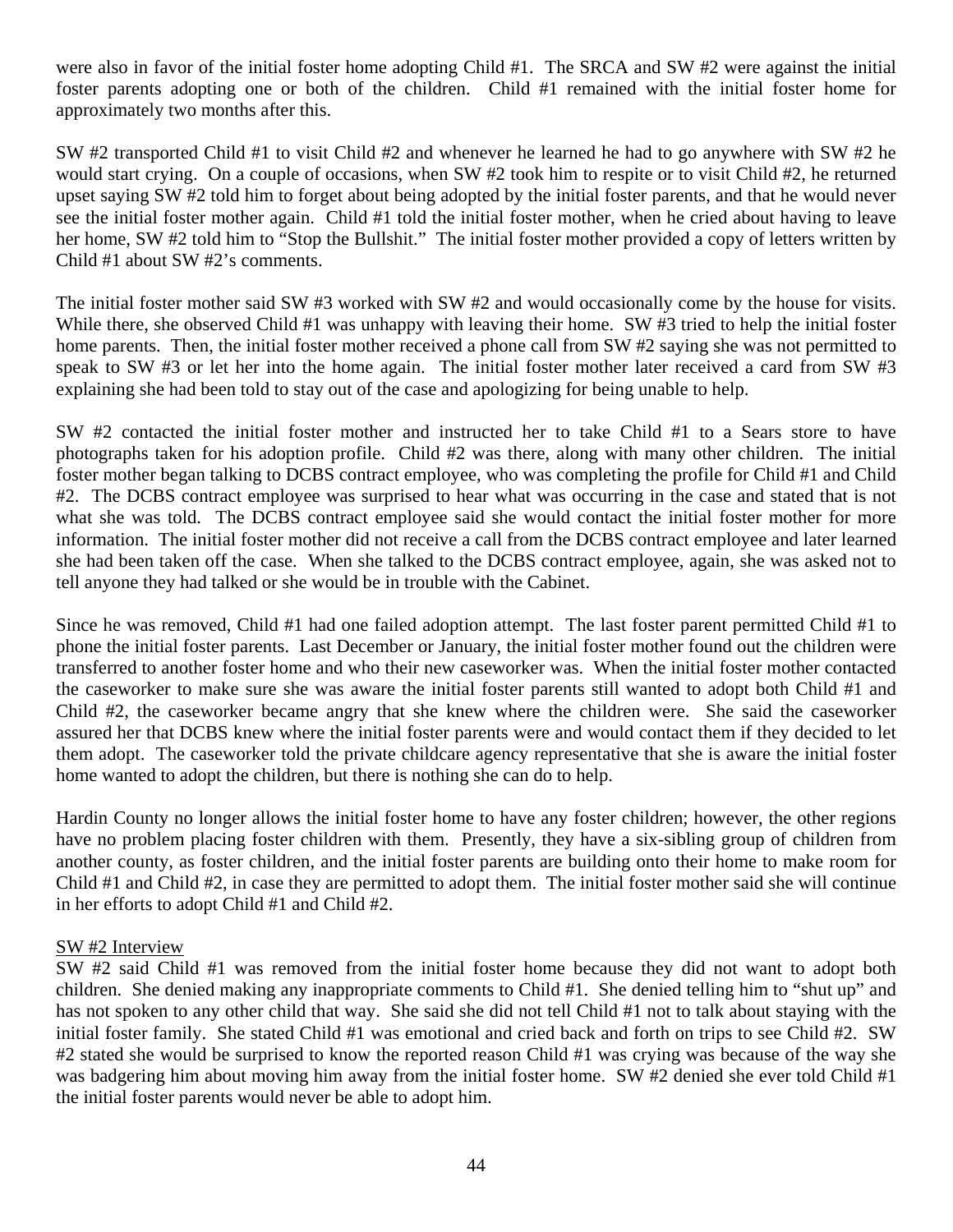were also in favor of the initial foster home adopting Child #1. The SRCA and SW #2 were against the initial foster parents adopting one or both of the children. Child #1 remained with the initial foster home for approximately two months after this.

SW #2 transported Child #1 to visit Child #2 and whenever he learned he had to go anywhere with SW #2 he would start crying. On a couple of occasions, when SW #2 took him to respite or to visit Child #2, he returned upset saying SW #2 told him to forget about being adopted by the initial foster parents, and that he would never see the initial foster mother again. Child #1 told the initial foster mother, when he cried about having to leave her home, SW #2 told him to "Stop the Bullshit." The initial foster mother provided a copy of letters written by Child #1 about SW #2's comments.

The initial foster mother said SW #3 worked with SW #2 and would occasionally come by the house for visits. While there, she observed Child #1 was unhappy with leaving their home. SW #3 tried to help the initial foster home parents. Then, the initial foster mother received a phone call from SW #2 saying she was not permitted to speak to SW #3 or let her into the home again. The initial foster mother later received a card from SW #3 explaining she had been told to stay out of the case and apologizing for being unable to help.

SW #2 contacted the initial foster mother and instructed her to take Child #1 to a Sears store to have photographs taken for his adoption profile. Child #2 was there, along with many other children. The initial foster mother began talking to DCBS contract employee, who was completing the profile for Child #1 and Child #2. The DCBS contract employee was surprised to hear what was occurring in the case and stated that is not what she was told. The DCBS contract employee said she would contact the initial foster mother for more information. The initial foster mother did not receive a call from the DCBS contract employee and later learned she had been taken off the case. When she talked to the DCBS contract employee, again, she was asked not to tell anyone they had talked or she would be in trouble with the Cabinet.

Since he was removed, Child #1 had one failed adoption attempt. The last foster parent permitted Child #1 to phone the initial foster parents. Last December or January, the initial foster mother found out the children were transferred to another foster home and who their new caseworker was. When the initial foster mother contacted the caseworker to make sure she was aware the initial foster parents still wanted to adopt both Child #1 and Child #2, the caseworker became angry that she knew where the children were. She said the caseworker assured her that DCBS knew where the initial foster parents were and would contact them if they decided to let them adopt. The caseworker told the private childcare agency representative that she is aware the initial foster home wanted to adopt the children, but there is nothing she can do to help.

Hardin County no longer allows the initial foster home to have any foster children; however, the other regions have no problem placing foster children with them. Presently, they have a six-sibling group of children from another county, as foster children, and the initial foster parents are building onto their home to make room for Child #1 and Child #2, in case they are permitted to adopt them. The initial foster mother said she will continue in her efforts to adopt Child #1 and Child #2.

SW #2 Interview

SW #2 said Child #1 was removed from the initial foster home because they did not want to adopt both children. She denied making any inappropriate comments to Child #1. She denied telling him to "shut up" and has not spoken to any other child that way. She said she did not tell Child #1 not to talk about staying with the initial foster family. She stated Child #1 was emotional and cried back and forth on trips to see Child #2. SW #2 stated she would be surprised to know the reported reason Child #1 was crying was because of the way she was badgering him about moving him away from the initial foster home. SW #2 denied she ever told Child #1 the initial foster parents would never be able to adopt him.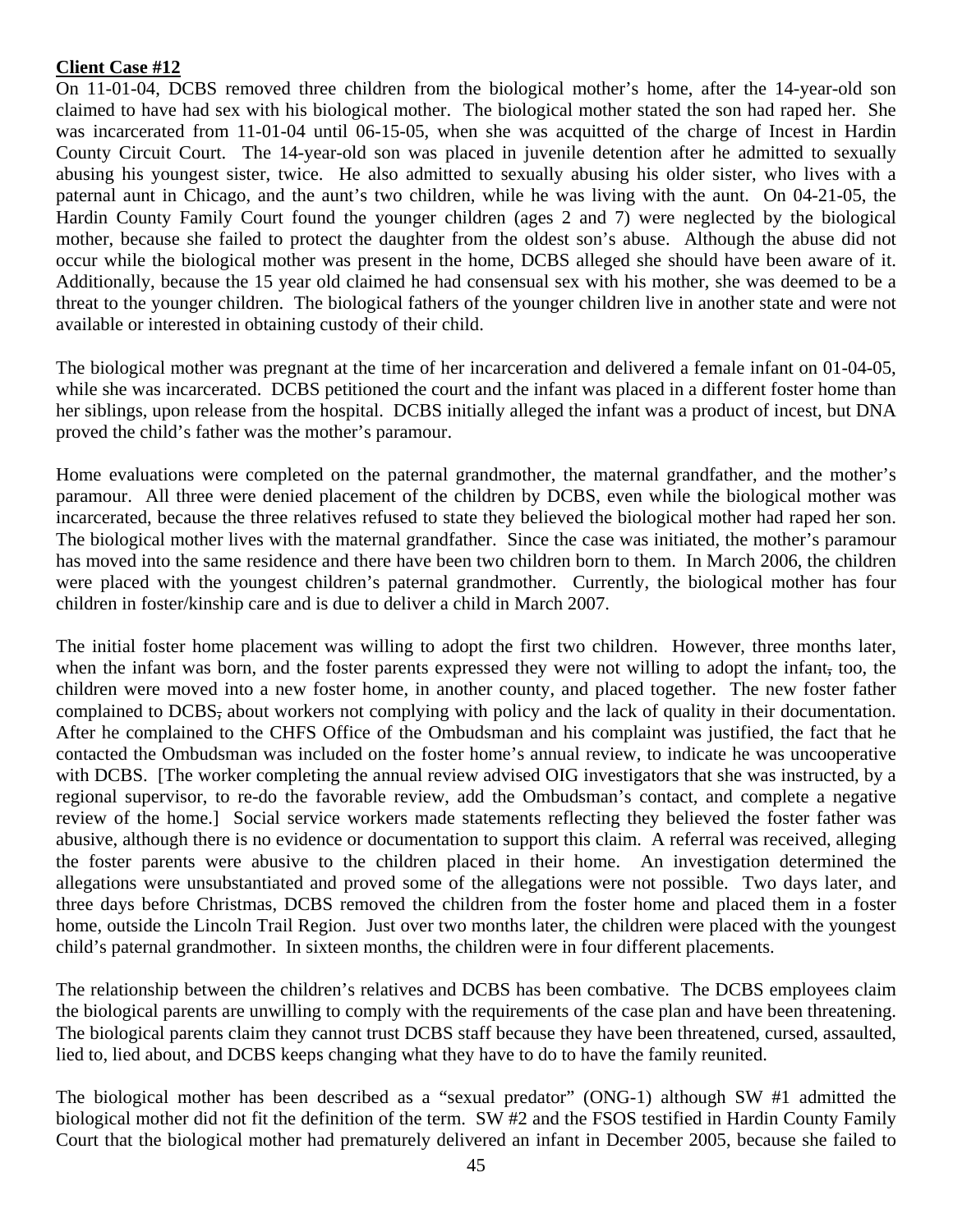**Client Case #12**

On 11-01-04, DCBS removed three children from the biological mother's home, after the 14-year-old son claimed to have had sex with his biological mother. The biological mother stated the son had raped her. She was incarcerated from 11-01-04 until 06-15-05, when she was acquitted of the charge of Incest in Hardin County Circuit Court. The 14-year-old son was placed in juvenile detention after he admitted to sexually abusing his youngest sister, twice. He also admitted to sexually abusing his older sister, who lives with a paternal aunt in Chicago, and the aunt's two children, while he was living with the aunt. On 04-21-05, the Hardin County Family Court found the younger children (ages 2 and 7) were neglected by the biological mother, because she failed to protect the daughter from the oldest son's abuse. Although the abuse did not occur while the biological mother was present in the home, DCBS alleged she should have been aware of it. Additionally, because the 15 year old claimed he had consensual sex with his mother, she was deemed to be a threat to the younger children. The biological fathers of the younger children live in another state and were not available or interested in obtaining custody of their child.

The biological mother was pregnant at the time of her incarceration and delivered a female infant on 01-04-05, while she was incarcerated. DCBS petitioned the court and the infant was placed in a different foster home than her siblings, upon release from the hospital. DCBS initially alleged the infant was a product of incest, but DNA proved the child's father was the mother's paramour.

Home evaluations were completed on the paternal grandmother, the maternal grandfather, and the mother's paramour. All three were denied placement of the children by DCBS, even while the biological mother was incarcerated, because the three relatives refused to state they believed the biological mother had raped her son. The biological mother lives with the maternal grandfather. Since the case was initiated, the mother's paramour has moved into the same residence and there have been two children born to them. In March 2006, the children were placed with the youngest children's paternal grandmother. Currently, the biological mother has four children in foster/kinship care and is due to deliver a child in March 2007.

The initial foster home placement was willing to adopt the first two children. However, three months later, when the infant was born, and the foster parents expressed they were not willing to adopt the infant, too, the children were moved into a new foster home, in another county, and placed together. The new foster father complained to DCBS, about workers not complying with policy and the lack of quality in their documentation. After he complained to the CHFS Office of the Ombudsman and his complaint was justified, the fact that he contacted the Ombudsman was included on the foster home's annual review, to indicate he was uncooperative with DCBS. [The worker completing the annual review advised OIG investigators that she was instructed, by a regional supervisor, to re-do the favorable review, add the Ombudsman's contact, and complete a negative review of the home.] Social service workers made statements reflecting they believed the foster father was abusive, although there is no evidence or documentation to support this claim. A referral was received, alleging the foster parents were abusive to the children placed in their home. An investigation determined the allegations were unsubstantiated and proved some of the allegations were not possible. Two days later, and three days before Christmas, DCBS removed the children from the foster home and placed them in a foster home, outside the Lincoln Trail Region. Just over two months later, the children were placed with the youngest child's paternal grandmother. In sixteen months, the children were in four different placements.

The relationship between the children's relatives and DCBS has been combative. The DCBS employees claim the biological parents are unwilling to comply with the requirements of the case plan and have been threatening. The biological parents claim they cannot trust DCBS staff because they have been threatened, cursed, assaulted, lied to, lied about, and DCBS keeps changing what they have to do to have the family reunited.

The biological mother has been described as a "sexual predator" (ONG-1) although SW #1 admitted the biological mother did not fit the definition of the term. SW #2 and the FSOS testified in Hardin County Family Court that the biological mother had prematurely delivered an infant in December 2005, because she failed to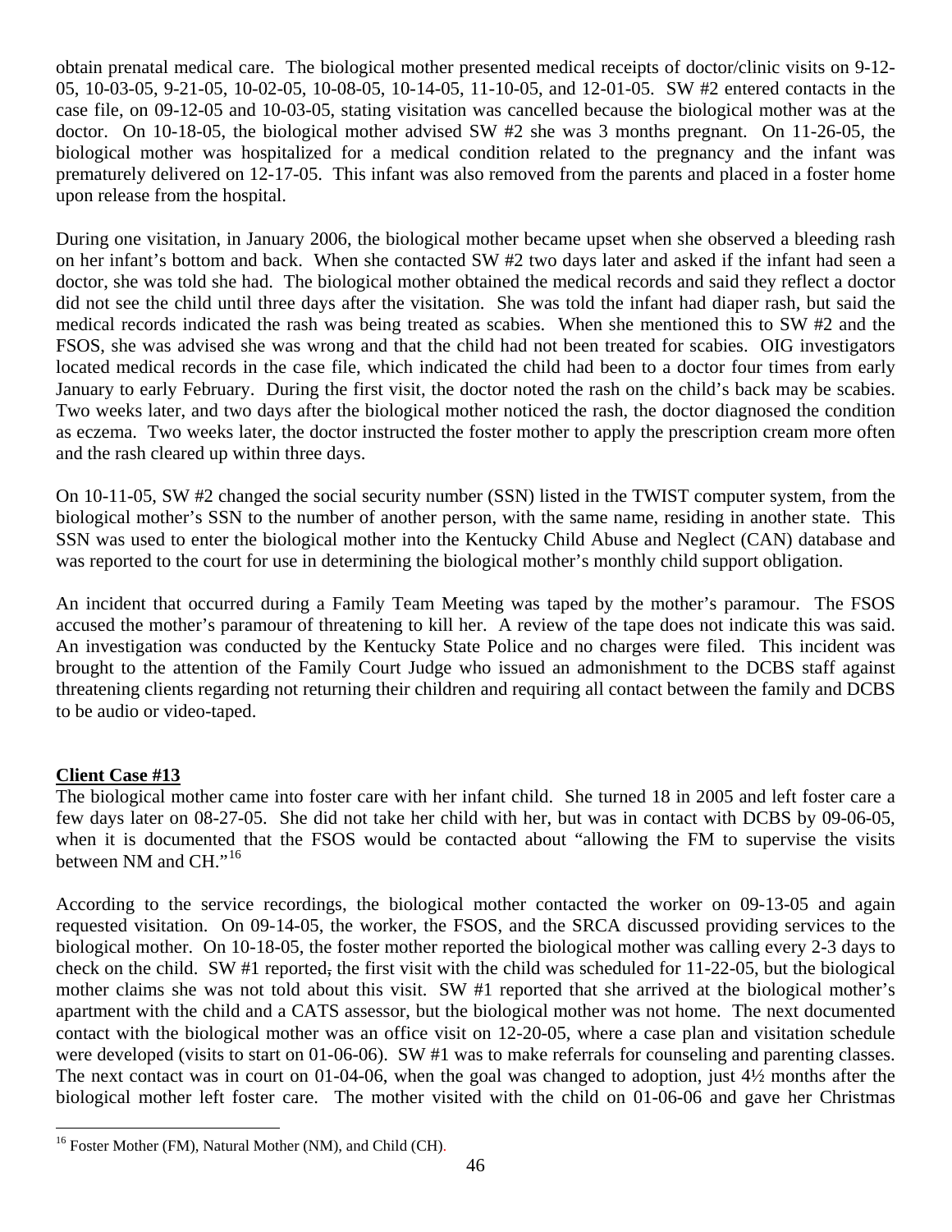obtain prenatal medical care. The biological mother presented medical receipts of doctor/clinic visits on 9-12-05, 10-03-05, 9-21-05, 10-02-05, 10-08-05, 10-14-05, 11-10-05, and 12-01-05. SW #2 entered contacts in the case file, on 09-12-05 and 10-03-05, stating visitation was cancelled because the biological mother was at the doctor. On 10-18-05, the biological mother advised SW #2 she was 3 months pregnant. On 11-26-05, the biological mother was hospitalized for a medical condition related to the pregnancy and the infant was prematurely delivered on 12-17-05. This infant was also removed from the parents and placed in a foster home upon release from the hospital.

During one visitation, in January 2006, the biological mother became upset when she observed a bleeding rash on her infant's bottom and back. When she contacted SW #2 two days later and asked if the infant had seen a doctor, she was told she had. The biological mother obtained the medical records and said they reflect a doctor did not see the child until three days after the visitation. She was told the infant had diaper rash, but said the medical records indicated the rash was being treated as scabies. When she mentioned this to SW #2 and the FSOS, she was advised she was wrong and that the child had not been treated for scabies. OIG investigators located medical records in the case file, which indicated the child had been to a doctor four times from early January to early February. During the first visit, the doctor noted the rash on the child's back may be scabies. Two weeks later, and two days after the biological mother noticed the rash, the doctor diagnosed the condition as eczema. Two weeks later, the doctor instructed the foster mother to apply the prescription cream more often and the rash cleared up within three days.

On 10-11-05, SW #2 changed the social security number (SSN) listed in the TWIST computer system, from the biological mother's SSN to the number of another person, with the same name, residing in another state. This SSN was used to enter the biological mother into the Kentucky Child Abuse and Neglect (CAN) database and was reported to the court for use in determining the biological mother's monthly child support obligation.

An incident that occurred during a Family Team Meeting was taped by the mother's paramour. The FSOS accused the mother's paramour of threatening to kill her. A review of the tape does not indicate this was said. An investigation was conducted by the Kentucky State Police and no charges were filed. This incident was brought to the attention of the Family Court Judge who issued an admonishment to the DCBS staff against threatening clients regarding not returning their children and requiring all contact between the family and DCBS to be audio or video-taped.

**Client Case #13**

The biological mother came into foster care with her infant child. She turned 18 in 2005 and left foster care a few days later on 08-27-05. She did not take her child with her, but was in contact with DCBS by 09-06-05, when it is documented that the FSOS would be contacted about "allowing the FM to supervise the visits between NM and CH."[16]

According to the service recordings, the biological mother contacted the worker on 09-13-05 and again requested visitation. On 09-14-05, the worker, the FSOS, and the SRCA discussed providing services to the biological mother. On 10-18-05, the foster mother reported the biological mother was calling every 2-3 days to check on the child. SW #1 reported, the first visit with the child was scheduled for 11-22-05, but the biological mother claims she was not told about this visit. SW #1 reported that she arrived at the biological mother's apartment with the child and a CATS assessor, but the biological mother was not home. The next documented contact with the biological mother was an office visit on 12-20-05, where a case plan and visitation schedule were developed (visits to start on 01-06-06). SW #1 was to make referrals for counseling and parenting classes. The next contact was in court on 01-04-06, when the goal was changed to adoption, just 4½ months after the biological mother left foster care. The mother visited with the child on 01-06-06 and gave her Christmas

[16] Foster Mother (FM), Natural Mother (NM), and Child (CH).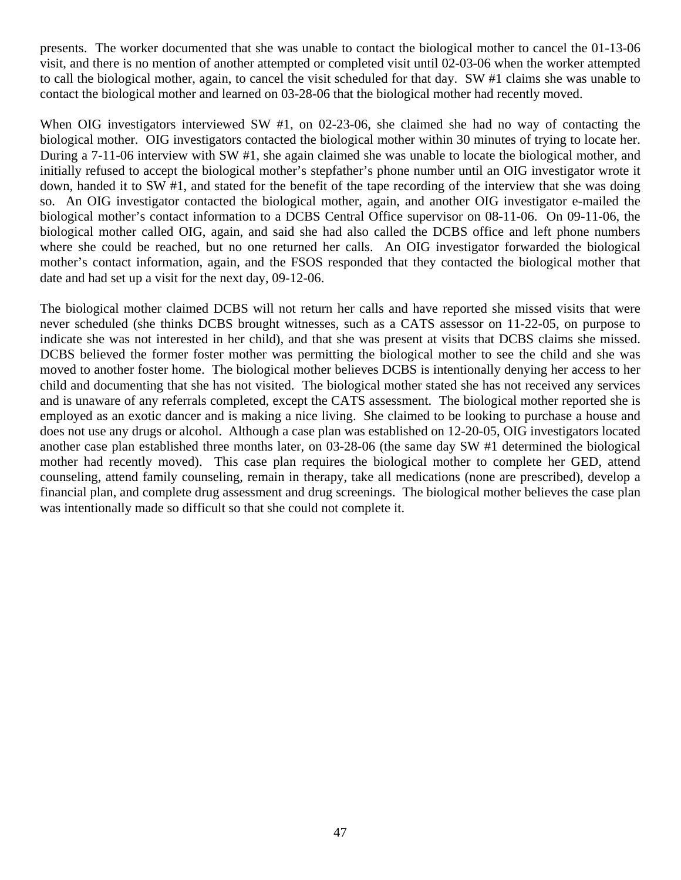presents. The worker documented that she was unable to contact the biological mother to cancel the 01-13-06 visit, and there is no mention of another attempted or completed visit until 02-03-06 when the worker attempted to call the biological mother, again, to cancel the visit scheduled for that day. SW #1 claims she was unable to contact the biological mother and learned on 03-28-06 that the biological mother had recently moved.

When OIG investigators interviewed SW #1, on 02-23-06, she claimed she had no way of contacting the biological mother. OIG investigators contacted the biological mother within 30 minutes of trying to locate her. During a 7-11-06 interview with SW #1, she again claimed she was unable to locate the biological mother, and initially refused to accept the biological mother's stepfather's phone number until an OIG investigator wrote it down, handed it to SW #1, and stated for the benefit of the tape recording of the interview that she was doing so. An OIG investigator contacted the biological mother, again, and another OIG investigator e-mailed the biological mother's contact information to a DCBS Central Office supervisor on 08-11-06. On 09-11-06, the biological mother called OIG, again, and said she had also called the DCBS office and left phone numbers where she could be reached, but no one returned her calls. An OIG investigator forwarded the biological mother's contact information, again, and the FSOS responded that they contacted the biological mother that date and had set up a visit for the next day, 09-12-06.

The biological mother claimed DCBS will not return her calls and have reported she missed visits that were never scheduled (she thinks DCBS brought witnesses, such as a CATS assessor on 11-22-05, on purpose to indicate she was not interested in her child), and that she was present at visits that DCBS claims she missed. DCBS believed the former foster mother was permitting the biological mother to see the child and she was moved to another foster home. The biological mother believes DCBS is intentionally denying her access to her child and documenting that she has not visited. The biological mother stated she has not received any services and is unaware of any referrals completed, except the CATS assessment. The biological mother reported she is employed as an exotic dancer and is making a nice living. She claimed to be looking to purchase a house and does not use any drugs or alcohol. Although a case plan was established on 12-20-05, OIG investigators located another case plan established three months later, on 03-28-06 (the same day SW #1 determined the biological mother had recently moved). This case plan requires the biological mother to complete her GED, attend counseling, attend family counseling, remain in therapy, take all medications (none are prescribed), develop a financial plan, and complete drug assessment and drug screenings. The biological mother believes the case plan was intentionally made so difficult so that she could not complete it.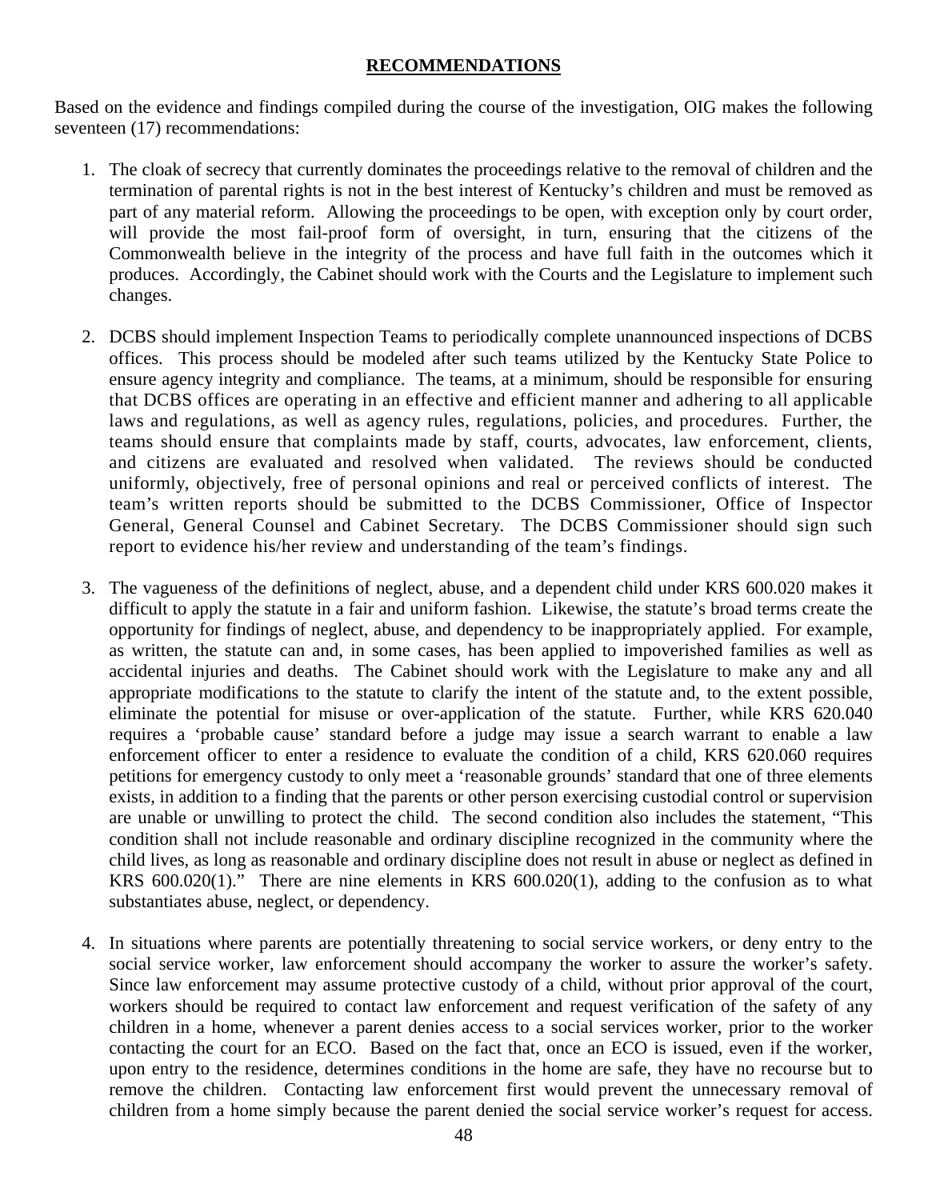## RECOMMENDATIONS

Based on the evidence and findings compiled during the course of the investigation, OIG makes the following seventeen (17) recommendations:

1. The cloak of secrecy that currently dominates the proceedings relative to the removal of children and the termination of parental rights is not in the best interest of Kentucky's children and must be removed as part of any material reform. Allowing the proceedings to be open, with exception only by court order, will provide the most fail-proof form of oversight, in turn, ensuring that the citizens of the Commonwealth believe in the integrity of the process and have full faith in the outcomes which it produces. Accordingly, the Cabinet should work with the Courts and the Legislature to implement such changes.

2. DCBS should implement Inspection Teams to periodically complete unannounced inspections of DCBS offices. This process should be modeled after such teams utilized by the Kentucky State Police to ensure agency integrity and compliance. The teams, at a minimum, should be responsible for ensuring that DCBS offices are operating in an effective and efficient manner and adhering to all applicable laws and regulations, as well as agency rules, regulations, policies, and procedures. Further, the teams should ensure that complaints made by staff, courts, advocates, law enforcement, clients, and citizens are evaluated and resolved when validated. The reviews should be conducted uniformly, objectively, free of personal opinions and real or perceived conflicts of interest. The team's written reports should be submitted to the DCBS Commissioner, Office of Inspector General, General Counsel and Cabinet Secretary. The DCBS Commissioner should sign such report to evidence his/her review and understanding of the team's findings.

3. The vagueness of the definitions of neglect, abuse, and a dependent child under KRS 600.020 makes it difficult to apply the statute in a fair and uniform fashion. Likewise, the statute's broad terms create the opportunity for findings of neglect, abuse, and dependency to be inappropriately applied. For example, as written, the statute can and, in some cases, has been applied to impoverished families as well as accidental injuries and deaths. The Cabinet should work with the Legislature to make any and all appropriate modifications to the statute to clarify the intent of the statute and, to the extent possible, eliminate the potential for misuse or over-application of the statute. Further, while KRS 620.040 requires a 'probable cause' standard before a judge may issue a search warrant to enable a law enforcement officer to enter a residence to evaluate the condition of a child, KRS 620.060 requires petitions for emergency custody to only meet a 'reasonable grounds' standard that one of three elements exists, in addition to a finding that the parents or other person exercising custodial control or supervision are unable or unwilling to protect the child. The second condition also includes the statement, "This condition shall not include reasonable and ordinary discipline recognized in the community where the child lives, as long as reasonable and ordinary discipline does not result in abuse or neglect as defined in KRS 600.020(1)." There are nine elements in KRS 600.020(1), adding to the confusion as to what substantiates abuse, neglect, or dependency.

4. In situations where parents are potentially threatening to social service workers, or deny entry to the social service worker, law enforcement should accompany the worker to assure the worker's safety. Since law enforcement may assume protective custody of a child, without prior approval of the court, workers should be required to contact law enforcement and request verification of the safety of any children in a home, whenever a parent denies access to a social services worker, prior to the worker contacting the court for an ECO. Based on the fact that, once an ECO is issued, even if the worker, upon entry to the residence, determines conditions in the home are safe, they have no recourse but to remove the children. Contacting law enforcement first would prevent the unnecessary removal of children from a home simply because the parent denied the social service worker's request for access.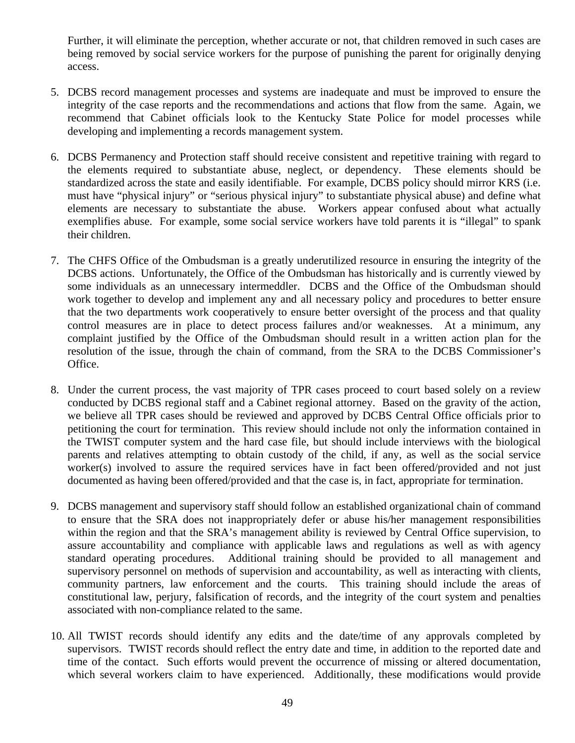Further, it will eliminate the perception, whether accurate or not, that children removed in such cases are being removed by social service workers for the purpose of punishing the parent for originally denying access.

5. DCBS record management processes and systems are inadequate and must be improved to ensure the integrity of the case reports and the recommendations and actions that flow from the same. Again, we recommend that Cabinet officials look to the Kentucky State Police for model processes while developing and implementing a records management system.

6. DCBS Permanency and Protection staff should receive consistent and repetitive training with regard to the elements required to substantiate abuse, neglect, or dependency. These elements should be standardized across the state and easily identifiable. For example, DCBS policy should mirror KRS (i.e. must have "physical injury" or "serious physical injury" to substantiate physical abuse) and define what elements are necessary to substantiate the abuse. Workers appear confused about what actually exemplifies abuse. For example, some social service workers have told parents it is "illegal" to spank their children.

7. The CHFS Office of the Ombudsman is a greatly underutilized resource in ensuring the integrity of the DCBS actions. Unfortunately, the Office of the Ombudsman has historically and is currently viewed by some individuals as an unnecessary intermeddler. DCBS and the Office of the Ombudsman should work together to develop and implement any and all necessary policy and procedures to better ensure that the two departments work cooperatively to ensure better oversight of the process and that quality control measures are in place to detect process failures and/or weaknesses. At a minimum, any complaint justified by the Office of the Ombudsman should result in a written action plan for the resolution of the issue, through the chain of command, from the SRA to the DCBS Commissioner's Office.

8. Under the current process, the vast majority of TPR cases proceed to court based solely on a review conducted by DCBS regional staff and a Cabinet regional attorney. Based on the gravity of the action, we believe all TPR cases should be reviewed and approved by DCBS Central Office officials prior to petitioning the court for termination. This review should include not only the information contained in the TWIST computer system and the hard case file, but should include interviews with the biological parents and relatives attempting to obtain custody of the child, if any, as well as the social service worker(s) involved to assure the required services have in fact been offered/provided and not just documented as having been offered/provided and that the case is, in fact, appropriate for termination.

9. DCBS management and supervisory staff should follow an established organizational chain of command to ensure that the SRA does not inappropriately defer or abuse his/her management responsibilities within the region and that the SRA's management ability is reviewed by Central Office supervision, to assure accountability and compliance with applicable laws and regulations as well as with agency standard operating procedures. Additional training should be provided to all management and supervisory personnel on methods of supervision and accountability, as well as interacting with clients, community partners, law enforcement and the courts. This training should include the areas of constitutional law, perjury, falsification of records, and the integrity of the court system and penalties associated with non-compliance related to the same.

10. All TWIST records should identify any edits and the date/time of any approvals completed by supervisors. TWIST records should reflect the entry date and time, in addition to the reported date and time of the contact. Such efforts would prevent the occurrence of missing or altered documentation, which several workers claim to have experienced. Additionally, these modifications would provide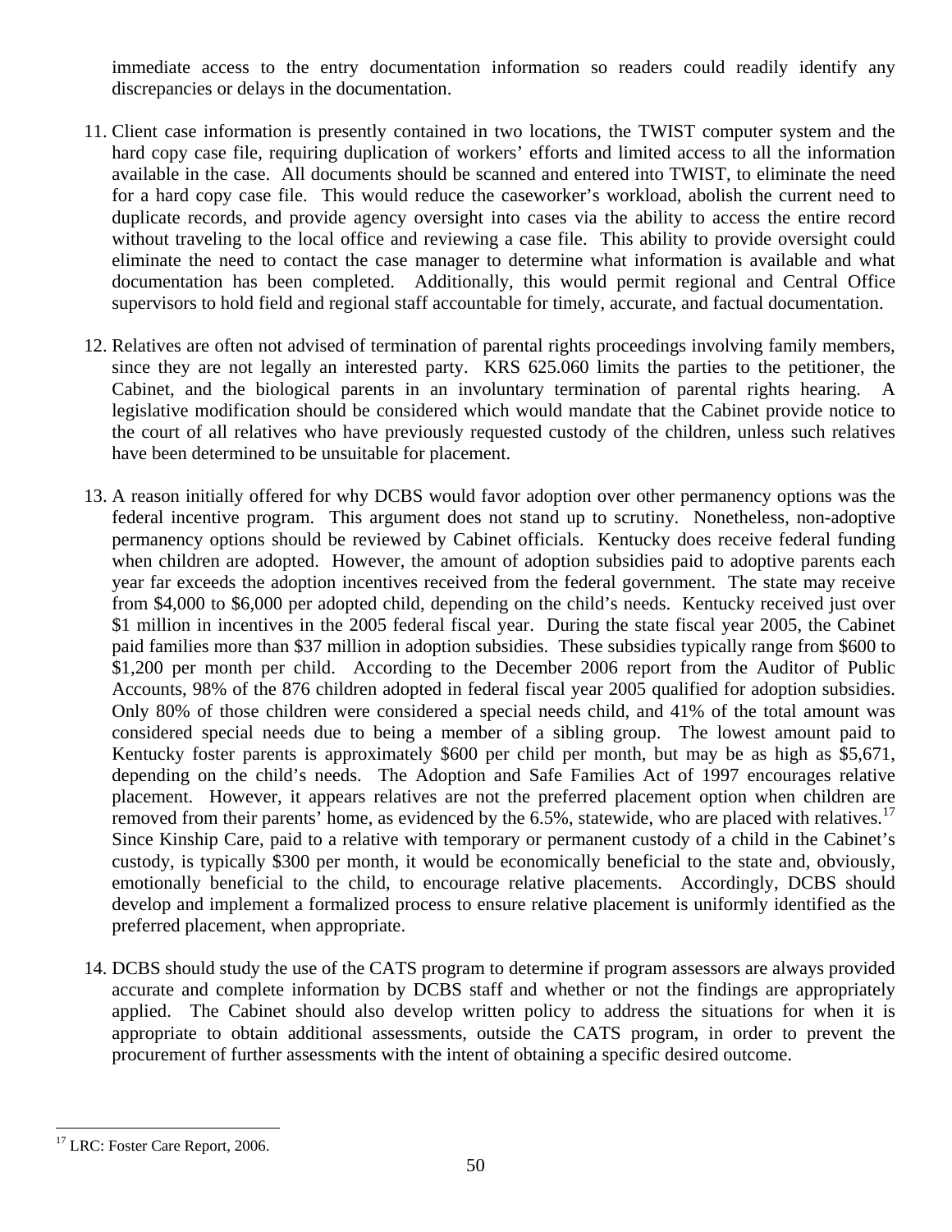immediate access to the entry documentation information so readers could readily identify any discrepancies or delays in the documentation.

11. Client case information is presently contained in two locations, the TWIST computer system and the hard copy case file, requiring duplication of workers' efforts and limited access to all the information available in the case. All documents should be scanned and entered into TWIST, to eliminate the need for a hard copy case file. This would reduce the caseworker's workload, abolish the current need to duplicate records, and provide agency oversight into cases via the ability to access the entire record without traveling to the local office and reviewing a case file. This ability to provide oversight could eliminate the need to contact the case manager to determine what information is available and what documentation has been completed. Additionally, this would permit regional and Central Office supervisors to hold field and regional staff accountable for timely, accurate, and factual documentation.

12. Relatives are often not advised of termination of parental rights proceedings involving family members, since they are not legally an interested party. KRS 625.060 limits the parties to the petitioner, the Cabinet, and the biological parents in an involuntary termination of parental rights hearing. A legislative modification should be considered which would mandate that the Cabinet provide notice to the court of all relatives who have previously requested custody of the children, unless such relatives have been determined to be unsuitable for placement.

13. A reason initially offered for why DCBS would favor adoption over other permanency options was the federal incentive program. This argument does not stand up to scrutiny. Nonetheless, non-adoptive permanency options should be reviewed by Cabinet officials. Kentucky does receive federal funding when children are adopted. However, the amount of adoption subsidies paid to adoptive parents each year far exceeds the adoption incentives received from the federal government. The state may receive from \$4,000 to \$6,000 per adopted child, depending on the child's needs. Kentucky received just over \$1 million in incentives in the 2005 federal fiscal year. During the state fiscal year 2005, the Cabinet paid families more than \$37 million in adoption subsidies. These subsidies typically range from \$600 to \$1,200 per month per child. According to the December 2006 report from the Auditor of Public Accounts, 98% of the 876 children adopted in federal fiscal year 2005 qualified for adoption subsidies. Only 80% of those children were considered a special needs child, and 41% of the total amount was considered special needs due to being a member of a sibling group. The lowest amount paid to Kentucky foster parents is approximately \$600 per child per month, but may be as high as \$5,671, depending on the child's needs. The Adoption and Safe Families Act of 1997 encourages relative placement. However, it appears relatives are not the preferred placement option when children are removed from their parents' home, as evidenced by the 6.5%, statewide, who are placed with relatives.[17] Since Kinship Care, paid to a relative with temporary or permanent custody of a child in the Cabinet's custody, is typically \$300 per month, it would be economically beneficial to the state and, obviously, emotionally beneficial to the child, to encourage relative placements. Accordingly, DCBS should develop and implement a formalized process to ensure relative placement is uniformly identified as the preferred placement, when appropriate.

14. DCBS should study the use of the CATS program to determine if program assessors are always provided accurate and complete information by DCBS staff and whether or not the findings are appropriately applied. The Cabinet should also develop written policy to address the situations for when it is appropriate to obtain additional assessments, outside the CATS program, in order to prevent the procurement of further assessments with the intent of obtaining a specific desired outcome.

[17] LRC: Foster Care Report, 2006.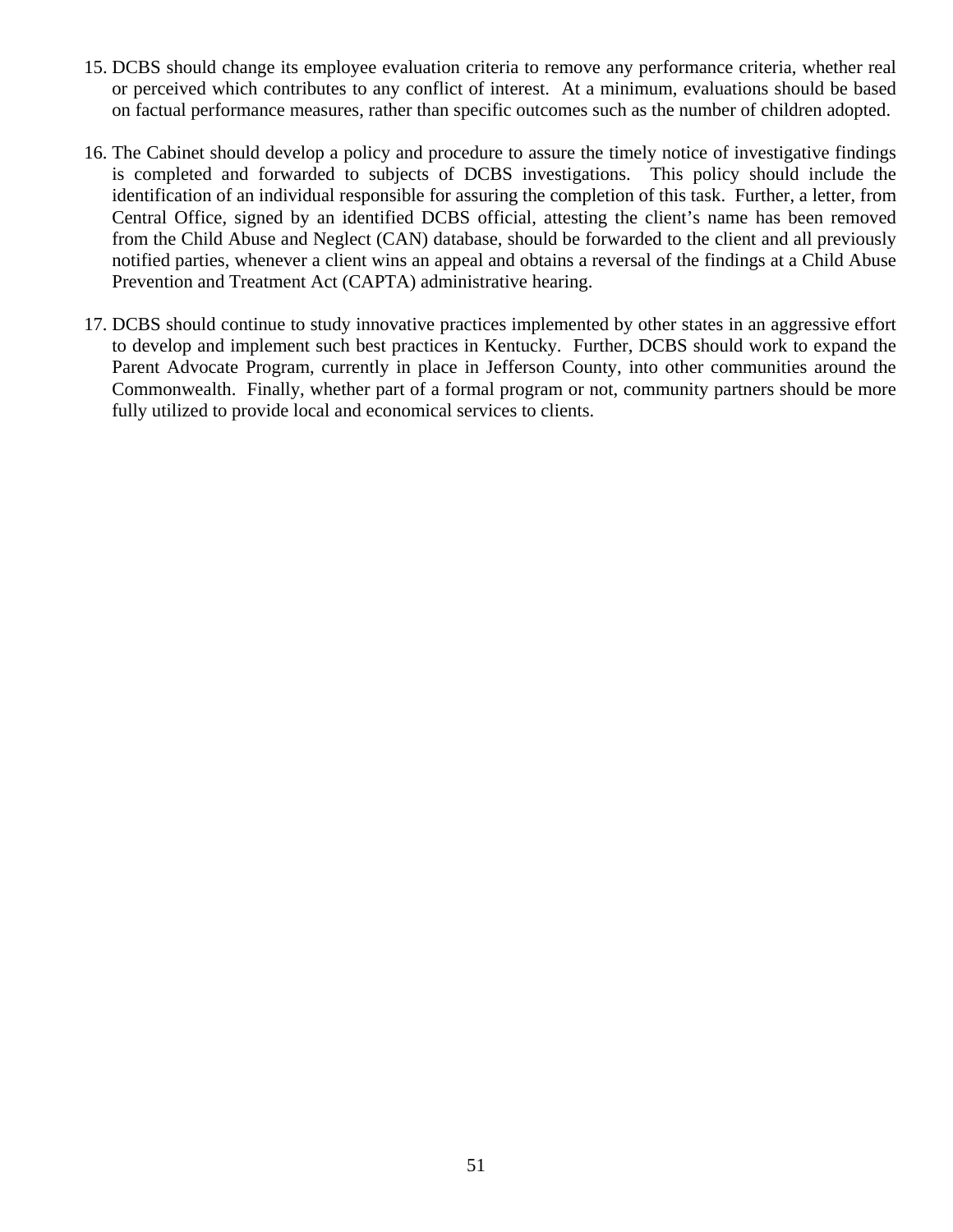15. DCBS should change its employee evaluation criteria to remove any performance criteria, whether real or perceived which contributes to any conflict of interest. At a minimum, evaluations should be based on factual performance measures, rather than specific outcomes such as the number of children adopted.

16. The Cabinet should develop a policy and procedure to assure the timely notice of investigative findings is completed and forwarded to subjects of DCBS investigations. This policy should include the identification of an individual responsible for assuring the completion of this task. Further, a letter, from Central Office, signed by an identified DCBS official, attesting the client's name has been removed from the Child Abuse and Neglect (CAN) database, should be forwarded to the client and all previously notified parties, whenever a client wins an appeal and obtains a reversal of the findings at a Child Abuse Prevention and Treatment Act (CAPTA) administrative hearing.

17. DCBS should continue to study innovative practices implemented by other states in an aggressive effort to develop and implement such best practices in Kentucky. Further, DCBS should work to expand the Parent Advocate Program, currently in place in Jefferson County, into other communities around the Commonwealth. Finally, whether part of a formal program or not, community partners should be more fully utilized to provide local and economical services to clients.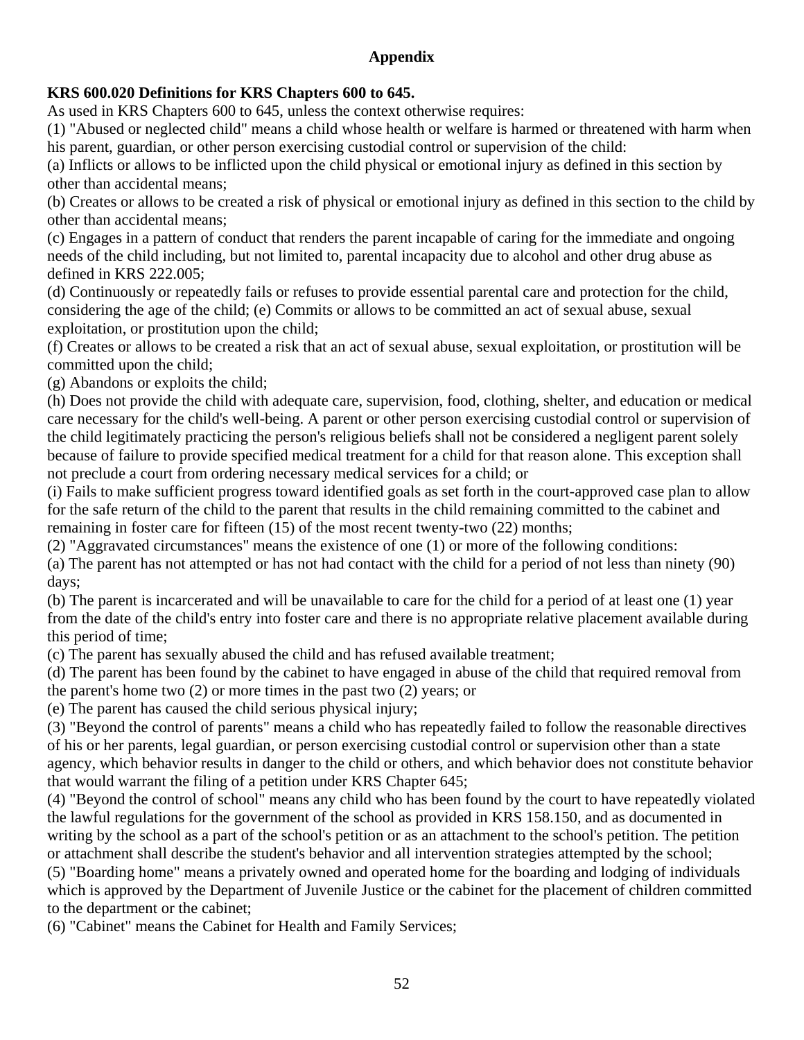## Appendix

**KRS 600.020 Definitions for KRS Chapters 600 to 645.**

As used in KRS Chapters 600 to 645, unless the context otherwise requires:

(1) "Abused or neglected child" means a child whose health or welfare is harmed or threatened with harm when his parent, guardian, or other person exercising custodial control or supervision of the child:

(a) Inflicts or allows to be inflicted upon the child physical or emotional injury as defined in this section by other than accidental means;

(b) Creates or allows to be created a risk of physical or emotional injury as defined in this section to the child by other than accidental means;

(c) Engages in a pattern of conduct that renders the parent incapable of caring for the immediate and ongoing needs of the child including, but not limited to, parental incapacity due to alcohol and other drug abuse as defined in KRS 222.005;

(d) Continuously or repeatedly fails or refuses to provide essential parental care and protection for the child, considering the age of the child; (e) Commits or allows to be committed an act of sexual abuse, sexual exploitation, or prostitution upon the child;

(f) Creates or allows to be created a risk that an act of sexual abuse, sexual exploitation, or prostitution will be committed upon the child;

(g) Abandons or exploits the child;

(h) Does not provide the child with adequate care, supervision, food, clothing, shelter, and education or medical care necessary for the child's well-being. A parent or other person exercising custodial control or supervision of the child legitimately practicing the person's religious beliefs shall not be considered a negligent parent solely because of failure to provide specified medical treatment for a child for that reason alone. This exception shall not preclude a court from ordering necessary medical services for a child; or

(i) Fails to make sufficient progress toward identified goals as set forth in the court-approved case plan to allow for the safe return of the child to the parent that results in the child remaining committed to the cabinet and remaining in foster care for fifteen (15) of the most recent twenty-two (22) months;

(2) "Aggravated circumstances" means the existence of one (1) or more of the following conditions:

(a) The parent has not attempted or has not had contact with the child for a period of not less than ninety (90) days;

(b) The parent is incarcerated and will be unavailable to care for the child for a period of at least one (1) year from the date of the child's entry into foster care and there is no appropriate relative placement available during this period of time;

(c) The parent has sexually abused the child and has refused available treatment;

(d) The parent has been found by the cabinet to have engaged in abuse of the child that required removal from the parent's home two (2) or more times in the past two (2) years; or

(e) The parent has caused the child serious physical injury;

(3) "Beyond the control of parents" means a child who has repeatedly failed to follow the reasonable directives of his or her parents, legal guardian, or person exercising custodial control or supervision other than a state agency, which behavior results in danger to the child or others, and which behavior does not constitute behavior that would warrant the filing of a petition under KRS Chapter 645;

(4) "Beyond the control of school" means any child who has been found by the court to have repeatedly violated the lawful regulations for the government of the school as provided in KRS 158.150, and as documented in writing by the school as a part of the school's petition or as an attachment to the school's petition. The petition or attachment shall describe the student's behavior and all intervention strategies attempted by the school;

(5) "Boarding home" means a privately owned and operated home for the boarding and lodging of individuals which is approved by the Department of Juvenile Justice or the cabinet for the placement of children committed to the department or the cabinet;

(6) "Cabinet" means the Cabinet for Health and Family Services;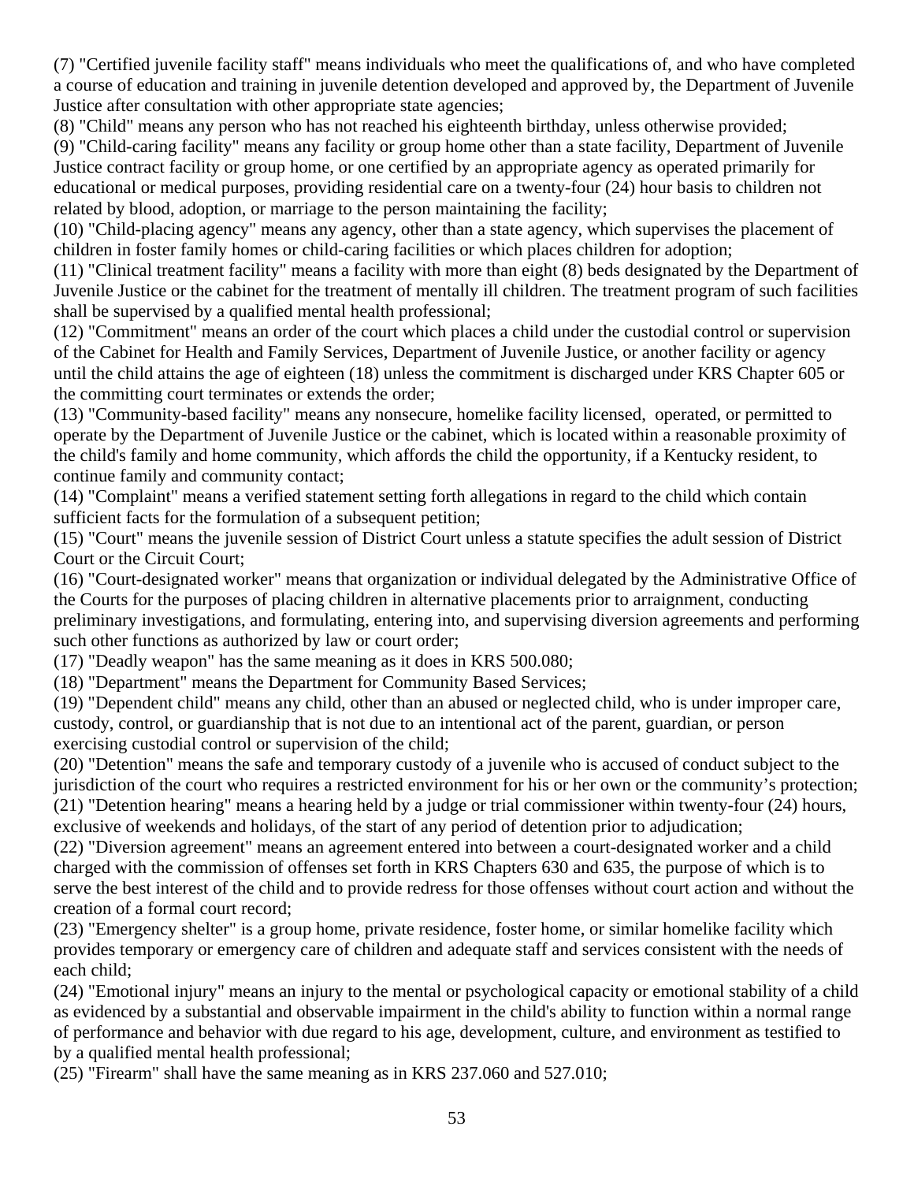(7) "Certified juvenile facility staff" means individuals who meet the qualifications of, and who have completed a course of education and training in juvenile detention developed and approved by, the Department of Juvenile Justice after consultation with other appropriate state agencies;

(8) "Child" means any person who has not reached his eighteenth birthday, unless otherwise provided;

(9) "Child-caring facility" means any facility or group home other than a state facility, Department of Juvenile Justice contract facility or group home, or one certified by an appropriate agency as operated primarily for educational or medical purposes, providing residential care on a twenty-four (24) hour basis to children not related by blood, adoption, or marriage to the person maintaining the facility;

(10) "Child-placing agency" means any agency, other than a state agency, which supervises the placement of children in foster family homes or child-caring facilities or which places children for adoption;

(11) "Clinical treatment facility" means a facility with more than eight (8) beds designated by the Department of Juvenile Justice or the cabinet for the treatment of mentally ill children. The treatment program of such facilities shall be supervised by a qualified mental health professional;

(12) "Commitment" means an order of the court which places a child under the custodial control or supervision of the Cabinet for Health and Family Services, Department of Juvenile Justice, or another facility or agency until the child attains the age of eighteen (18) unless the commitment is discharged under KRS Chapter 605 or the committing court terminates or extends the order;

(13) "Community-based facility" means any nonsecure, homelike facility licensed, operated, or permitted to operate by the Department of Juvenile Justice or the cabinet, which is located within a reasonable proximity of the child's family and home community, which affords the child the opportunity, if a Kentucky resident, to continue family and community contact;

(14) "Complaint" means a verified statement setting forth allegations in regard to the child which contain sufficient facts for the formulation of a subsequent petition;

(15) "Court" means the juvenile session of District Court unless a statute specifies the adult session of District Court or the Circuit Court;

(16) "Court-designated worker" means that organization or individual delegated by the Administrative Office of the Courts for the purposes of placing children in alternative placements prior to arraignment, conducting preliminary investigations, and formulating, entering into, and supervising diversion agreements and performing such other functions as authorized by law or court order;

(17) "Deadly weapon" has the same meaning as it does in KRS 500.080;

(18) "Department" means the Department for Community Based Services;

(19) "Dependent child" means any child, other than an abused or neglected child, who is under improper care, custody, control, or guardianship that is not due to an intentional act of the parent, guardian, or person exercising custodial control or supervision of the child;

(20) "Detention" means the safe and temporary custody of a juvenile who is accused of conduct subject to the jurisdiction of the court who requires a restricted environment for his or her own or the community's protection;

(21) "Detention hearing" means a hearing held by a judge or trial commissioner within twenty-four (24) hours, exclusive of weekends and holidays, of the start of any period of detention prior to adjudication;

(22) "Diversion agreement" means an agreement entered into between a court-designated worker and a child charged with the commission of offenses set forth in KRS Chapters 630 and 635, the purpose of which is to serve the best interest of the child and to provide redress for those offenses without court action and without the creation of a formal court record;

(23) "Emergency shelter" is a group home, private residence, foster home, or similar homelike facility which provides temporary or emergency care of children and adequate staff and services consistent with the needs of each child;

(24) "Emotional injury" means an injury to the mental or psychological capacity or emotional stability of a child as evidenced by a substantial and observable impairment in the child's ability to function within a normal range of performance and behavior with due regard to his age, development, culture, and environment as testified to by a qualified mental health professional;

(25) "Firearm" shall have the same meaning as in KRS 237.060 and 527.010;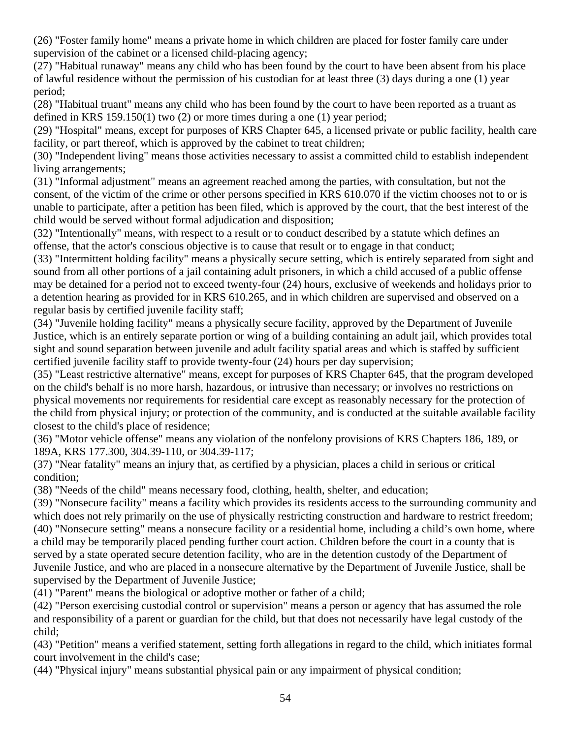(26) "Foster family home" means a private home in which children are placed for foster family care under supervision of the cabinet or a licensed child-placing agency;

(27) "Habitual runaway" means any child who has been found by the court to have been absent from his place of lawful residence without the permission of his custodian for at least three (3) days during a one (1) year period;

(28) "Habitual truant" means any child who has been found by the court to have been reported as a truant as defined in KRS 159.150(1) two (2) or more times during a one (1) year period;

(29) "Hospital" means, except for purposes of KRS Chapter 645, a licensed private or public facility, health care facility, or part thereof, which is approved by the cabinet to treat children;

(30) "Independent living" means those activities necessary to assist a committed child to establish independent living arrangements;

(31) "Informal adjustment" means an agreement reached among the parties, with consultation, but not the consent, of the victim of the crime or other persons specified in KRS 610.070 if the victim chooses not to or is unable to participate, after a petition has been filed, which is approved by the court, that the best interest of the child would be served without formal adjudication and disposition;

(32) "Intentionally" means, with respect to a result or to conduct described by a statute which defines an offense, that the actor's conscious objective is to cause that result or to engage in that conduct;

(33) "Intermittent holding facility" means a physically secure setting, which is entirely separated from sight and sound from all other portions of a jail containing adult prisoners, in which a child accused of a public offense may be detained for a period not to exceed twenty-four (24) hours, exclusive of weekends and holidays prior to a detention hearing as provided for in KRS 610.265, and in which children are supervised and observed on a regular basis by certified juvenile facility staff;

(34) "Juvenile holding facility" means a physically secure facility, approved by the Department of Juvenile Justice, which is an entirely separate portion or wing of a building containing an adult jail, which provides total sight and sound separation between juvenile and adult facility spatial areas and which is staffed by sufficient certified juvenile facility staff to provide twenty-four (24) hours per day supervision;

(35) "Least restrictive alternative" means, except for purposes of KRS Chapter 645, that the program developed on the child's behalf is no more harsh, hazardous, or intrusive than necessary; or involves no restrictions on physical movements nor requirements for residential care except as reasonably necessary for the protection of the child from physical injury; or protection of the community, and is conducted at the suitable available facility closest to the child's place of residence;

(36) "Motor vehicle offense" means any violation of the nonfelony provisions of KRS Chapters 186, 189, or 189A, KRS 177.300, 304.39-110, or 304.39-117;

(37) "Near fatality" means an injury that, as certified by a physician, places a child in serious or critical condition;

(38) "Needs of the child" means necessary food, clothing, health, shelter, and education;

(39) "Nonsecure facility" means a facility which provides its residents access to the surrounding community and which does not rely primarily on the use of physically restricting construction and hardware to restrict freedom;

(40) "Nonsecure setting" means a nonsecure facility or a residential home, including a child's own home, where a child may be temporarily placed pending further court action. Children before the court in a county that is served by a state operated secure detention facility, who are in the detention custody of the Department of Juvenile Justice, and who are placed in a nonsecure alternative by the Department of Juvenile Justice, shall be supervised by the Department of Juvenile Justice;

(41) "Parent" means the biological or adoptive mother or father of a child;

(42) "Person exercising custodial control or supervision" means a person or agency that has assumed the role and responsibility of a parent or guardian for the child, but that does not necessarily have legal custody of the child;

(43) "Petition" means a verified statement, setting forth allegations in regard to the child, which initiates formal court involvement in the child's case;

(44) "Physical injury" means substantial physical pain or any impairment of physical condition;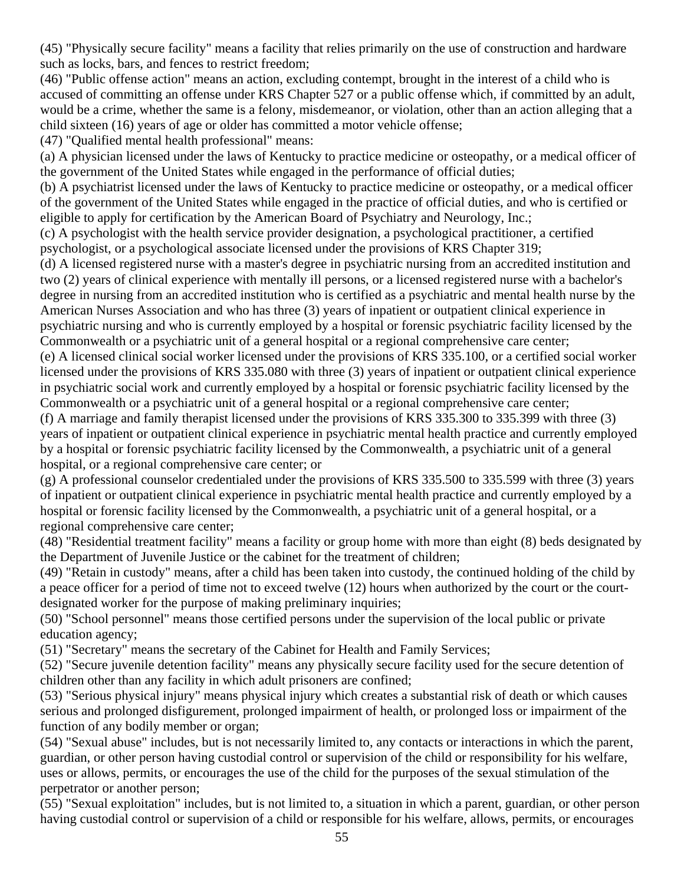(45) "Physically secure facility" means a facility that relies primarily on the use of construction and hardware such as locks, bars, and fences to restrict freedom;

(46) "Public offense action" means an action, excluding contempt, brought in the interest of a child who is accused of committing an offense under KRS Chapter 527 or a public offense which, if committed by an adult, would be a crime, whether the same is a felony, misdemeanor, or violation, other than an action alleging that a child sixteen (16) years of age or older has committed a motor vehicle offense;

(47) "Qualified mental health professional" means:

(a) A physician licensed under the laws of Kentucky to practice medicine or osteopathy, or a medical officer of the government of the United States while engaged in the performance of official duties;

(b) A psychiatrist licensed under the laws of Kentucky to practice medicine or osteopathy, or a medical officer of the government of the United States while engaged in the practice of official duties, and who is certified or eligible to apply for certification by the American Board of Psychiatry and Neurology, Inc.;

(c) A psychologist with the health service provider designation, a psychological practitioner, a certified psychologist, or a psychological associate licensed under the provisions of KRS Chapter 319;

(d) A licensed registered nurse with a master's degree in psychiatric nursing from an accredited institution and two (2) years of clinical experience with mentally ill persons, or a licensed registered nurse with a bachelor's degree in nursing from an accredited institution who is certified as a psychiatric and mental health nurse by the American Nurses Association and who has three (3) years of inpatient or outpatient clinical experience in psychiatric nursing and who is currently employed by a hospital or forensic psychiatric facility licensed by the Commonwealth or a psychiatric unit of a general hospital or a regional comprehensive care center;

(e) A licensed clinical social worker licensed under the provisions of KRS 335.100, or a certified social worker licensed under the provisions of KRS 335.080 with three (3) years of inpatient or outpatient clinical experience in psychiatric social work and currently employed by a hospital or forensic psychiatric facility licensed by the Commonwealth or a psychiatric unit of a general hospital or a regional comprehensive care center;

(f) A marriage and family therapist licensed under the provisions of KRS 335.300 to 335.399 with three (3) years of inpatient or outpatient clinical experience in psychiatric mental health practice and currently employed by a hospital or forensic psychiatric facility licensed by the Commonwealth, a psychiatric unit of a general hospital, or a regional comprehensive care center; or

(g) A professional counselor credentialed under the provisions of KRS 335.500 to 335.599 with three (3) years of inpatient or outpatient clinical experience in psychiatric mental health practice and currently employed by a hospital or forensic facility licensed by the Commonwealth, a psychiatric unit of a general hospital, or a regional comprehensive care center;

(48) "Residential treatment facility" means a facility or group home with more than eight (8) beds designated by the Department of Juvenile Justice or the cabinet for the treatment of children;

(49) "Retain in custody" means, after a child has been taken into custody, the continued holding of the child by a peace officer for a period of time not to exceed twelve (12) hours when authorized by the court or the court-designated worker for the purpose of making preliminary inquiries;

(50) "School personnel" means those certified persons under the supervision of the local public or private education agency;

(51) "Secretary" means the secretary of the Cabinet for Health and Family Services;

(52) "Secure juvenile detention facility" means any physically secure facility used for the secure detention of children other than any facility in which adult prisoners are confined;

(53) "Serious physical injury" means physical injury which creates a substantial risk of death or which causes serious and prolonged disfigurement, prolonged impairment of health, or prolonged loss or impairment of the function of any bodily member or organ;

(54) "Sexual abuse" includes, but is not necessarily limited to, any contacts or interactions in which the parent, guardian, or other person having custodial control or supervision of the child or responsibility for his welfare, uses or allows, permits, or encourages the use of the child for the purposes of the sexual stimulation of the perpetrator or another person;

(55) "Sexual exploitation" includes, but is not limited to, a situation in which a parent, guardian, or other person having custodial control or supervision of a child or responsible for his welfare, allows, permits, or encourages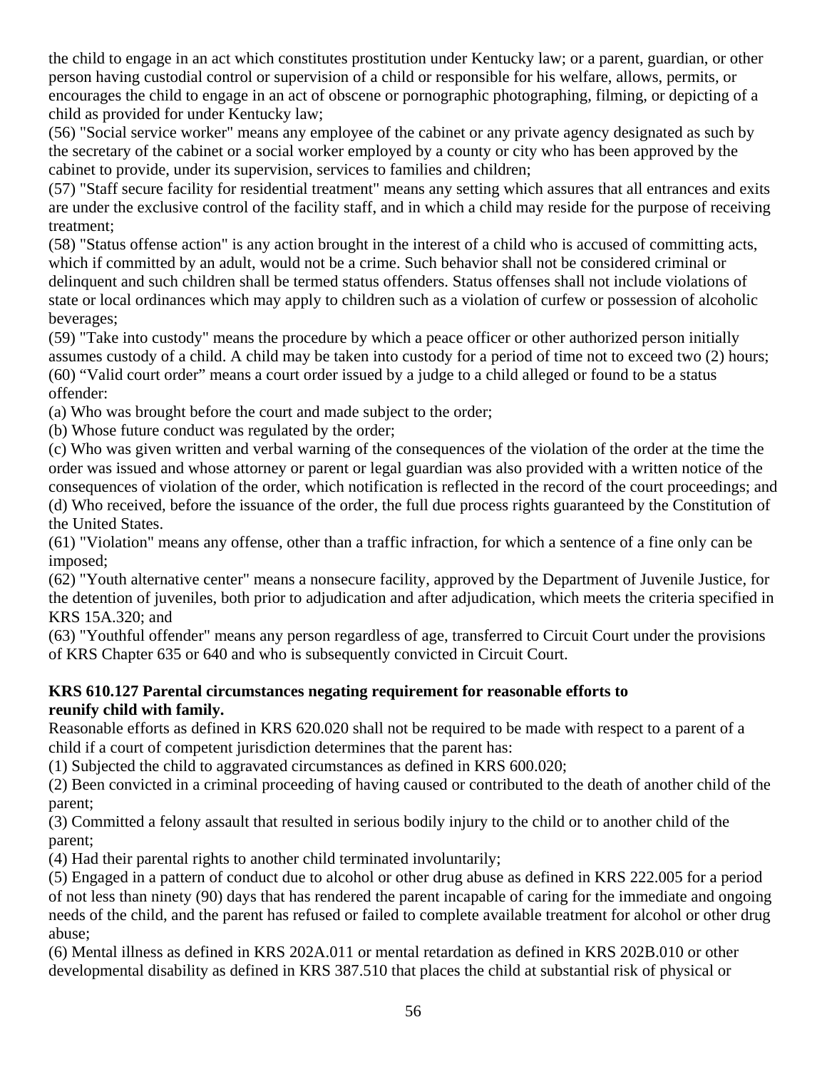the child to engage in an act which constitutes prostitution under Kentucky law; or a parent, guardian, or other person having custodial control or supervision of a child or responsible for his welfare, allows, permits, or encourages the child to engage in an act of obscene or pornographic photographing, filming, or depicting of a child as provided for under Kentucky law;

(56) "Social service worker" means any employee of the cabinet or any private agency designated as such by the secretary of the cabinet or a social worker employed by a county or city who has been approved by the cabinet to provide, under its supervision, services to families and children;

(57) "Staff secure facility for residential treatment" means any setting which assures that all entrances and exits are under the exclusive control of the facility staff, and in which a child may reside for the purpose of receiving treatment;

(58) "Status offense action" is any action brought in the interest of a child who is accused of committing acts, which if committed by an adult, would not be a crime. Such behavior shall not be considered criminal or delinquent and such children shall be termed status offenders. Status offenses shall not include violations of state or local ordinances which may apply to children such as a violation of curfew or possession of alcoholic beverages;

(59) "Take into custody" means the procedure by which a peace officer or other authorized person initially assumes custody of a child. A child may be taken into custody for a period of time not to exceed two (2) hours;

(60) “Valid court order” means a court order issued by a judge to a child alleged or found to be a status offender:

(a) Who was brought before the court and made subject to the order;

(b) Whose future conduct was regulated by the order;

(c) Who was given written and verbal warning of the consequences of the violation of the order at the time the order was issued and whose attorney or parent or legal guardian was also provided with a written notice of the consequences of violation of the order, which notification is reflected in the record of the court proceedings; and

(d) Who received, before the issuance of the order, the full due process rights guaranteed by the Constitution of the United States.

(61) "Violation" means any offense, other than a traffic infraction, for which a sentence of a fine only can be imposed;

(62) "Youth alternative center" means a nonsecure facility, approved by the Department of Juvenile Justice, for the detention of juveniles, both prior to adjudication and after adjudication, which meets the criteria specified in KRS 15A.320; and

(63) "Youthful offender" means any person regardless of age, transferred to Circuit Court under the provisions of KRS Chapter 635 or 640 and who is subsequently convicted in Circuit Court.

**KRS 610.127 Parental circumstances negating requirement for reasonable efforts to reunify child with family.**

Reasonable efforts as defined in KRS 620.020 shall not be required to be made with respect to a parent of a child if a court of competent jurisdiction determines that the parent has:

(1) Subjected the child to aggravated circumstances as defined in KRS 600.020;

(2) Been convicted in a criminal proceeding of having caused or contributed to the death of another child of the parent;

(3) Committed a felony assault that resulted in serious bodily injury to the child or to another child of the parent;

(4) Had their parental rights to another child terminated involuntarily;

(5) Engaged in a pattern of conduct due to alcohol or other drug abuse as defined in KRS 222.005 for a period of not less than ninety (90) days that has rendered the parent incapable of caring for the immediate and ongoing needs of the child, and the parent has refused or failed to complete available treatment for alcohol or other drug abuse;

(6) Mental illness as defined in KRS 202A.011 or mental retardation as defined in KRS 202B.010 or other developmental disability as defined in KRS 387.510 that places the child at substantial risk of physical or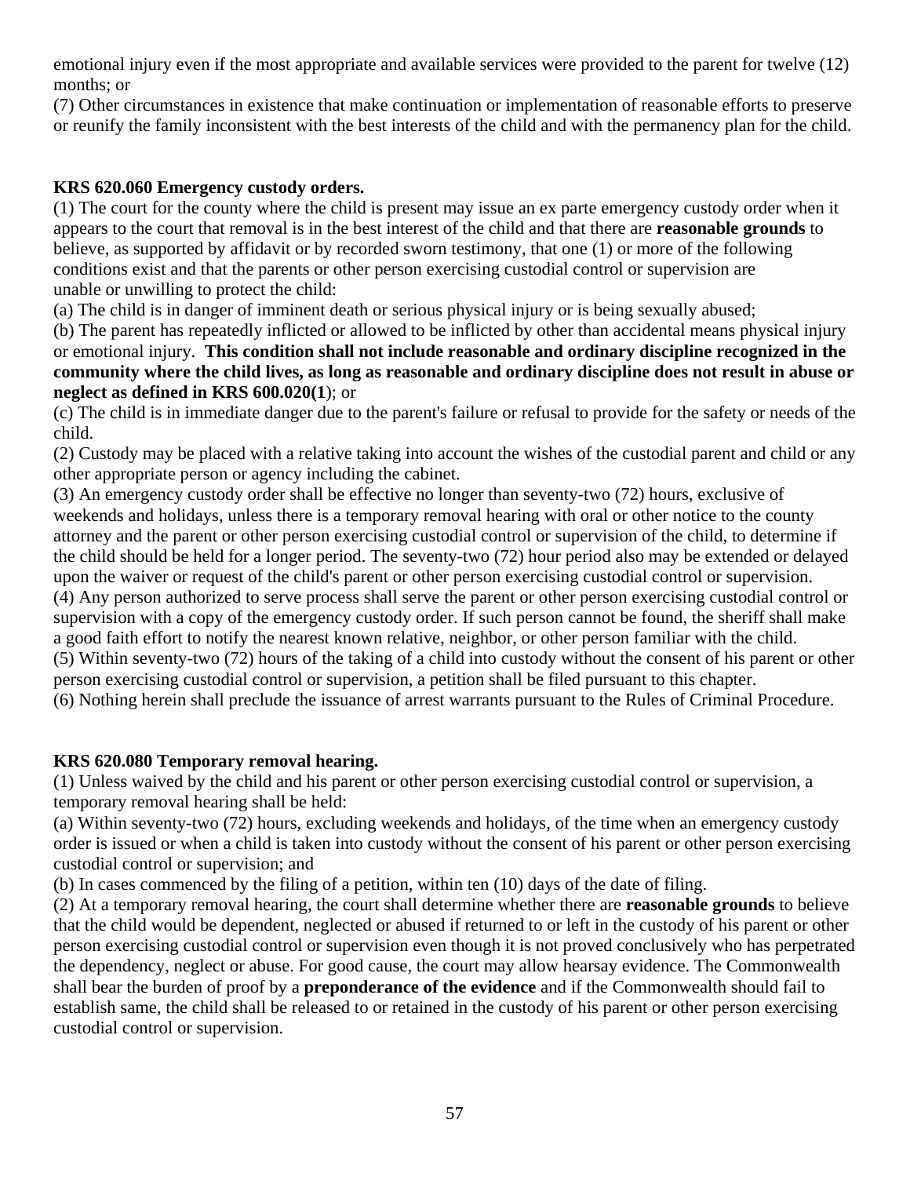emotional injury even if the most appropriate and available services were provided to the parent for twelve (12) months; or

(7) Other circumstances in existence that make continuation or implementation of reasonable efforts to preserve or reunify the family inconsistent with the best interests of the child and with the permanency plan for the child.

**KRS 620.060 Emergency custody orders.**

(1) The court for the county where the child is present may issue an ex parte emergency custody order when it appears to the court that removal is in the best interest of the child and that there are **reasonable grounds** to believe, as supported by affidavit or by recorded sworn testimony, that one (1) or more of the following conditions exist and that the parents or other person exercising custodial control or supervision are unable or unwilling to protect the child:

(a) The child is in danger of imminent death or serious physical injury or is being sexually abused;

(b) The parent has repeatedly inflicted or allowed to be inflicted by other than accidental means physical injury or emotional injury. **This condition shall not include reasonable and ordinary discipline recognized in the community where the child lives, as long as reasonable and ordinary discipline does not result in abuse or neglect as defined in KRS 600.020(1**); or

(c) The child is in immediate danger due to the parent's failure or refusal to provide for the safety or needs of the child.

(2) Custody may be placed with a relative taking into account the wishes of the custodial parent and child or any other appropriate person or agency including the cabinet.

(3) An emergency custody order shall be effective no longer than seventy-two (72) hours, exclusive of weekends and holidays, unless there is a temporary removal hearing with oral or other notice to the county attorney and the parent or other person exercising custodial control or supervision of the child, to determine if the child should be held for a longer period. The seventy-two (72) hour period also may be extended or delayed upon the waiver or request of the child's parent or other person exercising custodial control or supervision.

(4) Any person authorized to serve process shall serve the parent or other person exercising custodial control or supervision with a copy of the emergency custody order. If such person cannot be found, the sheriff shall make a good faith effort to notify the nearest known relative, neighbor, or other person familiar with the child.

(5) Within seventy-two (72) hours of the taking of a child into custody without the consent of his parent or other person exercising custodial control or supervision, a petition shall be filed pursuant to this chapter.

(6) Nothing herein shall preclude the issuance of arrest warrants pursuant to the Rules of Criminal Procedure.

**KRS 620.080 Temporary removal hearing.**

(1) Unless waived by the child and his parent or other person exercising custodial control or supervision, a temporary removal hearing shall be held:

(a) Within seventy-two (72) hours, excluding weekends and holidays, of the time when an emergency custody order is issued or when a child is taken into custody without the consent of his parent or other person exercising custodial control or supervision; and

(b) In cases commenced by the filing of a petition, within ten (10) days of the date of filing.

(2) At a temporary removal hearing, the court shall determine whether there are **reasonable grounds** to believe that the child would be dependent, neglected or abused if returned to or left in the custody of his parent or other person exercising custodial control or supervision even though it is not proved conclusively who has perpetrated the dependency, neglect or abuse. For good cause, the court may allow hearsay evidence. The Commonwealth shall bear the burden of proof by a **preponderance of the evidence** and if the Commonwealth should fail to establish same, the child shall be released to or retained in the custody of his parent or other person exercising custodial control or supervision.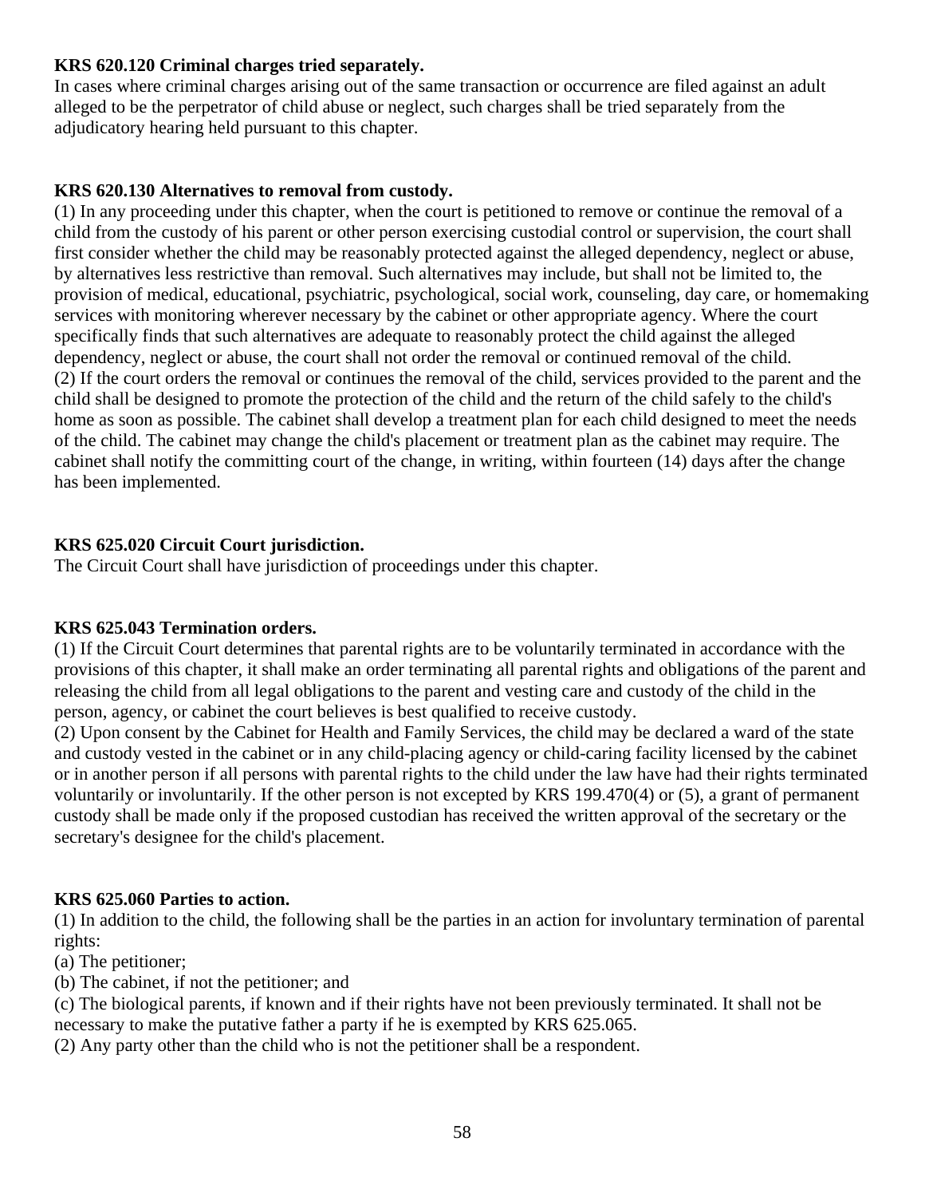**KRS 620.120 Criminal charges tried separately.**
In cases where criminal charges arising out of the same transaction or occurrence are filed against an adult alleged to be the perpetrator of child abuse or neglect, such charges shall be tried separately from the adjudicatory hearing held pursuant to this chapter.

**KRS 620.130 Alternatives to removal from custody.**
(1) In any proceeding under this chapter, when the court is petitioned to remove or continue the removal of a child from the custody of his parent or other person exercising custodial control or supervision, the court shall first consider whether the child may be reasonably protected against the alleged dependency, neglect or abuse, by alternatives less restrictive than removal. Such alternatives may include, but shall not be limited to, the provision of medical, educational, psychiatric, psychological, social work, counseling, day care, or homemaking services with monitoring wherever necessary by the cabinet or other appropriate agency. Where the court specifically finds that such alternatives are adequate to reasonably protect the child against the alleged dependency, neglect or abuse, the court shall not order the removal or continued removal of the child.
(2) If the court orders the removal or continues the removal of the child, services provided to the parent and the child shall be designed to promote the protection of the child and the return of the child safely to the child's home as soon as possible. The cabinet shall develop a treatment plan for each child designed to meet the needs of the child. The cabinet may change the child's placement or treatment plan as the cabinet may require. The cabinet shall notify the committing court of the change, in writing, within fourteen (14) days after the change has been implemented.

**KRS 625.020 Circuit Court jurisdiction.**
The Circuit Court shall have jurisdiction of proceedings under this chapter.

**KRS 625.043 Termination orders.**
(1) If the Circuit Court determines that parental rights are to be voluntarily terminated in accordance with the provisions of this chapter, it shall make an order terminating all parental rights and obligations of the parent and releasing the child from all legal obligations to the parent and vesting care and custody of the child in the person, agency, or cabinet the court believes is best qualified to receive custody.
(2) Upon consent by the Cabinet for Health and Family Services, the child may be declared a ward of the state and custody vested in the cabinet or in any child-placing agency or child-caring facility licensed by the cabinet or in another person if all persons with parental rights to the child under the law have had their rights terminated voluntarily or involuntarily. If the other person is not excepted by KRS 199.470(4) or (5), a grant of permanent custody shall be made only if the proposed custodian has received the written approval of the secretary or the secretary's designee for the child's placement.

**KRS 625.060 Parties to action.**
(1) In addition to the child, the following shall be the parties in an action for involuntary termination of parental rights:
(a) The petitioner;
(b) The cabinet, if not the petitioner; and
(c) The biological parents, if known and if their rights have not been previously terminated. It shall not be necessary to make the putative father a party if he is exempted by KRS 625.065.
(2) Any party other than the child who is not the petitioner shall be a respondent.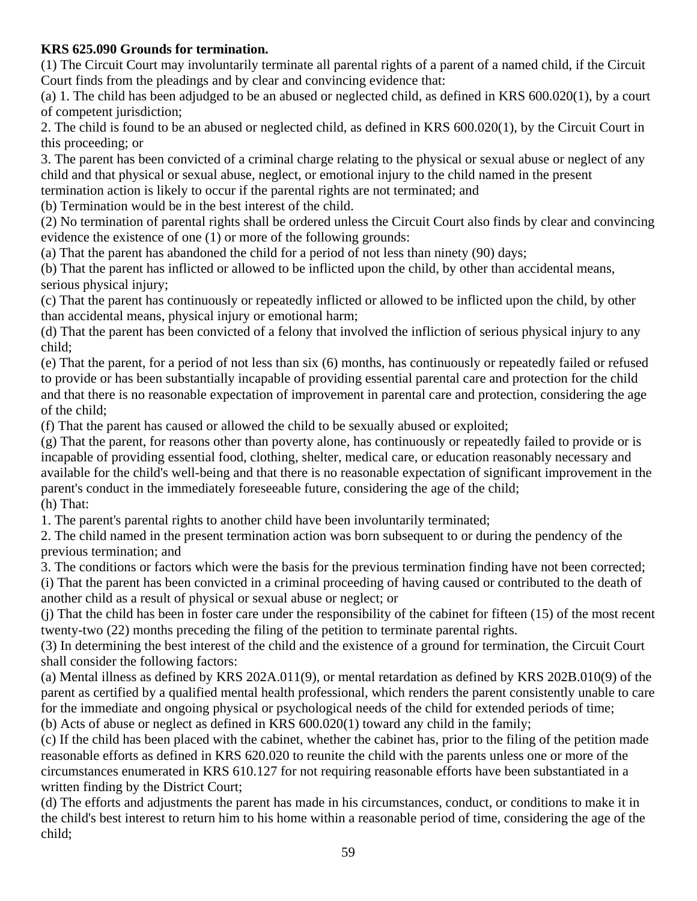**KRS 625.090 Grounds for termination.**

(1) The Circuit Court may involuntarily terminate all parental rights of a parent of a named child, if the Circuit Court finds from the pleadings and by clear and convincing evidence that:

(a) 1. The child has been adjudged to be an abused or neglected child, as defined in KRS 600.020(1), by a court of competent jurisdiction;

2. The child is found to be an abused or neglected child, as defined in KRS 600.020(1), by the Circuit Court in this proceeding; or

3. The parent has been convicted of a criminal charge relating to the physical or sexual abuse or neglect of any child and that physical or sexual abuse, neglect, or emotional injury to the child named in the present termination action is likely to occur if the parental rights are not terminated; and

(b) Termination would be in the best interest of the child.

(2) No termination of parental rights shall be ordered unless the Circuit Court also finds by clear and convincing evidence the existence of one (1) or more of the following grounds:

(a) That the parent has abandoned the child for a period of not less than ninety (90) days;

(b) That the parent has inflicted or allowed to be inflicted upon the child, by other than accidental means, serious physical injury;

(c) That the parent has continuously or repeatedly inflicted or allowed to be inflicted upon the child, by other than accidental means, physical injury or emotional harm;

(d) That the parent has been convicted of a felony that involved the infliction of serious physical injury to any child;

(e) That the parent, for a period of not less than six (6) months, has continuously or repeatedly failed or refused to provide or has been substantially incapable of providing essential parental care and protection for the child and that there is no reasonable expectation of improvement in parental care and protection, considering the age of the child;

(f) That the parent has caused or allowed the child to be sexually abused or exploited;

(g) That the parent, for reasons other than poverty alone, has continuously or repeatedly failed to provide or is incapable of providing essential food, clothing, shelter, medical care, or education reasonably necessary and available for the child's well-being and that there is no reasonable expectation of significant improvement in the parent's conduct in the immediately foreseeable future, considering the age of the child;

(h) That:

1. The parent's parental rights to another child have been involuntarily terminated;

2. The child named in the present termination action was born subsequent to or during the pendency of the previous termination; and

3. The conditions or factors which were the basis for the previous termination finding have not been corrected;

(i) That the parent has been convicted in a criminal proceeding of having caused or contributed to the death of another child as a result of physical or sexual abuse or neglect; or

(j) That the child has been in foster care under the responsibility of the cabinet for fifteen (15) of the most recent twenty-two (22) months preceding the filing of the petition to terminate parental rights.

(3) In determining the best interest of the child and the existence of a ground for termination, the Circuit Court shall consider the following factors:

(a) Mental illness as defined by KRS 202A.011(9), or mental retardation as defined by KRS 202B.010(9) of the parent as certified by a qualified mental health professional, which renders the parent consistently unable to care for the immediate and ongoing physical or psychological needs of the child for extended periods of time;

(b) Acts of abuse or neglect as defined in KRS 600.020(1) toward any child in the family;

(c) If the child has been placed with the cabinet, whether the cabinet has, prior to the filing of the petition made reasonable efforts as defined in KRS 620.020 to reunite the child with the parents unless one or more of the circumstances enumerated in KRS 610.127 for not requiring reasonable efforts have been substantiated in a written finding by the District Court;

(d) The efforts and adjustments the parent has made in his circumstances, conduct, or conditions to make it in the child's best interest to return him to his home within a reasonable period of time, considering the age of the child;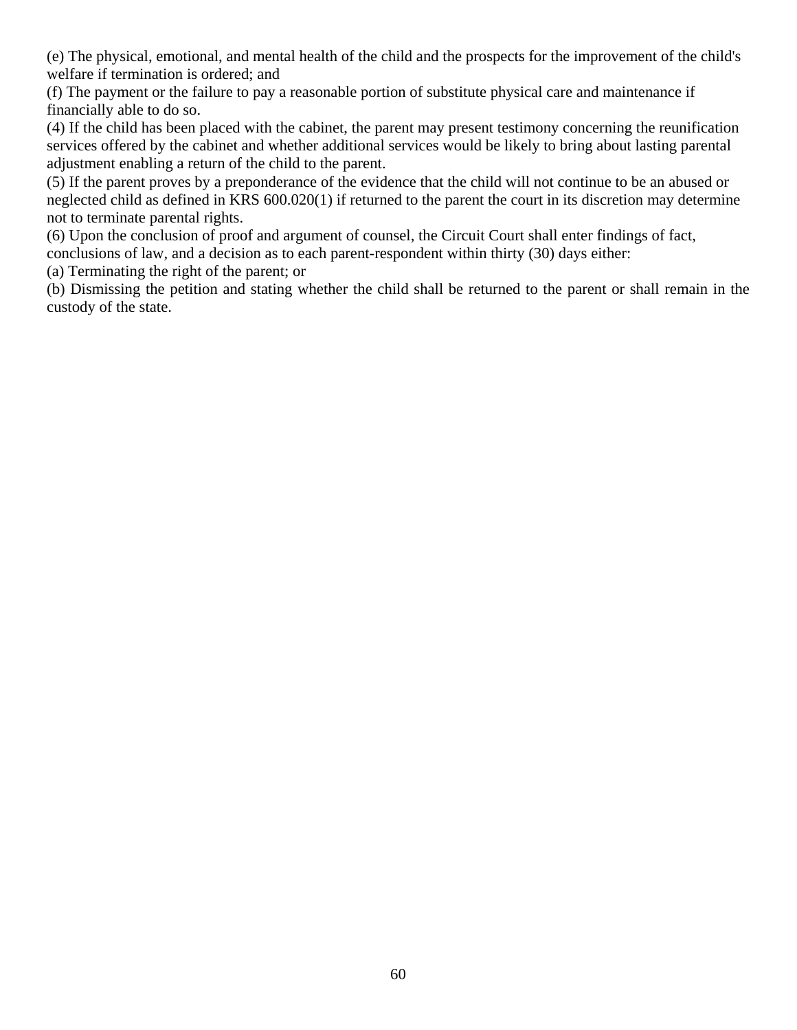(e) The physical, emotional, and mental health of the child and the prospects for the improvement of the child's welfare if termination is ordered; and

(f) The payment or the failure to pay a reasonable portion of substitute physical care and maintenance if financially able to do so.

(4) If the child has been placed with the cabinet, the parent may present testimony concerning the reunification services offered by the cabinet and whether additional services would be likely to bring about lasting parental adjustment enabling a return of the child to the parent.

(5) If the parent proves by a preponderance of the evidence that the child will not continue to be an abused or neglected child as defined in KRS 600.020(1) if returned to the parent the court in its discretion may determine not to terminate parental rights.

(6) Upon the conclusion of proof and argument of counsel, the Circuit Court shall enter findings of fact, conclusions of law, and a decision as to each parent-respondent within thirty (30) days either:

(a) Terminating the right of the parent; or

(b) Dismissing the petition and stating whether the child shall be returned to the parent or shall remain in the custody of the state.